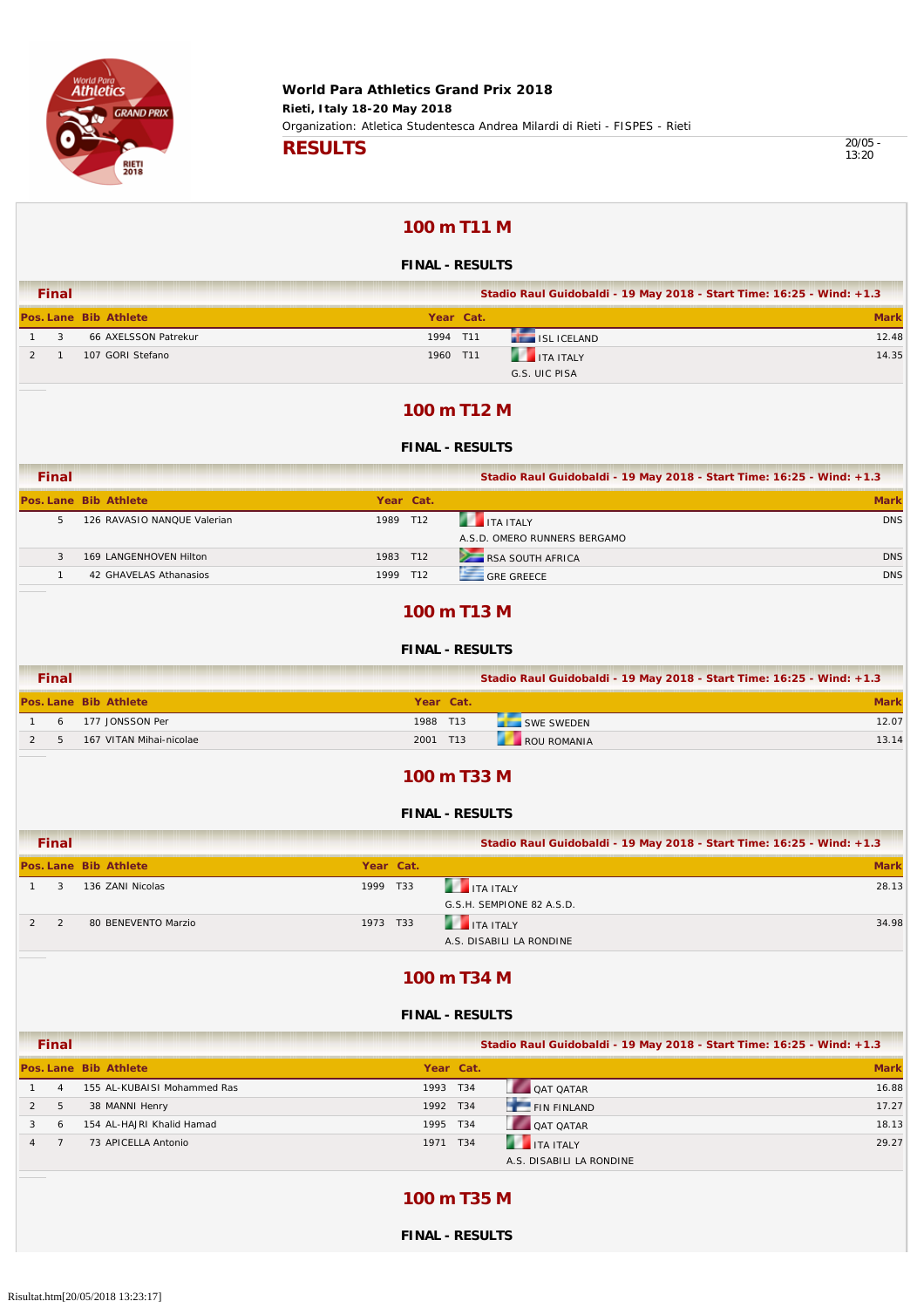**World Para Athletics Grand Prix 2018**

**Rieti, Italy 18-20 May 2018**

Organization: Atletica Studentesca Andrea Milardi di Rieti - FISPES - Rieti

# RESULTS

20/05 - 13:20

## 100 m T11 M

### FINAL - RESULTS

**Final** — Stadio Raul Guidobaldi - 19 May 2018 - Start Time: 16:25 - Wind: +1.3

| Pos. | Lane | Bib | Athlete | Year | Cat. | | Mark |
|---|---|---|---|---|---|---|---|
| 1 | 3 | 66 | AXELSSON Patrekur | 1994 | T11 | ISL ICELAND | 12.48 |
| 2 | 1 | 107 | GORI Stefano | 1960 | T11 | ITA ITALY<br>G.S. UIC PISA | 14.35 |

## 100 m T12 M

### FINAL - RESULTS

**Final** — Stadio Raul Guidobaldi - 19 May 2018 - Start Time: 16:25 - Wind: +1.3

| Pos. | Lane | Bib | Athlete | Year | Cat. | | Mark |
|---|---|---|---|---|---|---|---|
| | 5 | 126 | RAVASIO NANQUE Valerian | 1989 | T12 | ITA ITALY<br>A.S.D. OMERO RUNNERS BERGAMO | DNS |
| | 3 | 169 | LANGENHOVEN Hilton | 1983 | T12 | RSA SOUTH AFRICA | DNS |
| | 1 | 42 | GHAVELAS Athanasios | 1999 | T12 | GRE GREECE | DNS |

## 100 m T13 M

### FINAL - RESULTS

**Final** — Stadio Raul Guidobaldi - 19 May 2018 - Start Time: 16:25 - Wind: +1.3

| Pos. | Lane | Bib | Athlete | Year | Cat. | | Mark |
|---|---|---|---|---|---|---|---|
| 1 | 6 | 177 | JONSSON Per | 1988 | T13 | SWE SWEDEN | 12.07 |
| 2 | 5 | 167 | VITAN Mihai-nicolae | 2001 | T13 | ROU ROMANIA | 13.14 |

## 100 m T33 M

### FINAL - RESULTS

**Final** — Stadio Raul Guidobaldi - 19 May 2018 - Start Time: 16:25 - Wind: +1.3

| Pos. | Lane | Bib | Athlete | Year | Cat. | | Mark |
|---|---|---|---|---|---|---|---|
| 1 | 3 | 136 | ZANI Nicolas | 1999 | T33 | ITA ITALY<br>G.S.H. SEMPIONE 82 A.S.D. | 28.13 |
| 2 | 2 | 80 | BENEVENTO Marzio | 1973 | T33 | ITA ITALY<br>A.S. DISABILI LA RONDINE | 34.98 |

## 100 m T34 M

### FINAL - RESULTS

**Final** — Stadio Raul Guidobaldi - 19 May 2018 - Start Time: 16:25 - Wind: +1.3

| Pos. | Lane | Bib | Athlete | Year | Cat. | | Mark |
|---|---|---|---|---|---|---|---|
| 1 | 4 | 155 | AL-KUBAISI Mohammed Ras | 1993 | T34 | QAT QATAR | 16.88 |
| 2 | 5 | 38 | MANNI Henry | 1992 | T34 | FIN FINLAND | 17.27 |
| 3 | 6 | 154 | AL-HAJRI Khalid Hamad | 1995 | T34 | QAT QATAR | 18.13 |
| 4 | 7 | 73 | APICELLA Antonio | 1971 | T34 | ITA ITALY<br>A.S. DISABILI LA RONDINE | 29.27 |

## 100 m T35 M

### FINAL - RESULTS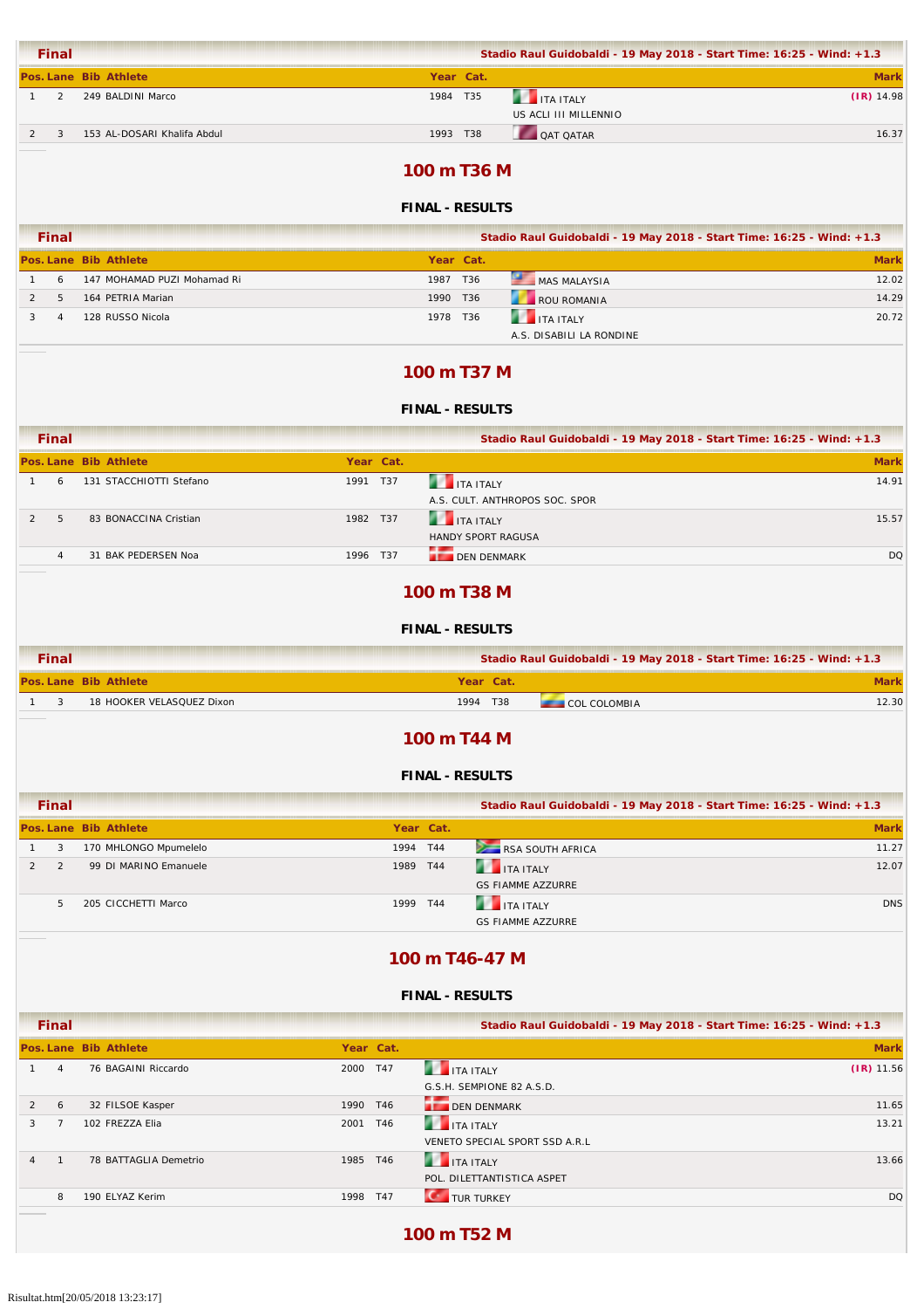| Final | | | | | | Stadio Raul Guidobaldi - 19 May 2018 - Start Time: 16:25 - Wind: +1.3 | |
|---|---|---|---|---|---|---|---|
| Pos. | Lane | Bib | Athlete | Year | Cat. | | Mark |
| 1 | 2 | 249 | BALDINI Marco | 1984 | T35 | ITA ITALY US ACLI III MILLENNIO | (IR) 14.98 |
| 2 | 3 | 153 | AL-DOSARI Khalifa Abdul | 1993 | T38 | QAT QATAR | 16.37 |

## 100 m T36 M

### FINAL - RESULTS

| Final | | | | | | Stadio Raul Guidobaldi - 19 May 2018 - Start Time: 16:25 - Wind: +1.3 | |
|---|---|---|---|---|---|---|---|
| Pos. | Lane | Bib | Athlete | Year | Cat. | | Mark |
| 1 | 6 | 147 | MOHAMAD PUZI Mohamad Ri | 1987 | T36 | MAS MALAYSIA | 12.02 |
| 2 | 5 | 164 | PETRIA Marian | 1990 | T36 | ROU ROMANIA | 14.29 |
| 3 | 4 | 128 | RUSSO Nicola | 1978 | T36 | ITA ITALY A.S. DISABILI LA RONDINE | 20.72 |

## 100 m T37 M

### FINAL - RESULTS

| Final | | | | | | Stadio Raul Guidobaldi - 19 May 2018 - Start Time: 16:25 - Wind: +1.3 | |
|---|---|---|---|---|---|---|---|
| Pos. | Lane | Bib | Athlete | Year | Cat. | | Mark |
| 1 | 6 | 131 | STACCHIOTTI Stefano | 1991 | T37 | ITA ITALY A.S. CULT. ANTHROPOS SOC. SPOR | 14.91 |
| 2 | 5 | 83 | BONACCINA Cristian | 1982 | T37 | ITA ITALY HANDY SPORT RAGUSA | 15.57 |
| | 4 | 31 | BAK PEDERSEN Noa | 1996 | T37 | DEN DENMARK | DQ |

## 100 m T38 M

### FINAL - RESULTS

| Final | | | | | | Stadio Raul Guidobaldi - 19 May 2018 - Start Time: 16:25 - Wind: +1.3 | |
|---|---|---|---|---|---|---|---|
| Pos. | Lane | Bib | Athlete | Year | Cat. | | Mark |
| 1 | 3 | 18 | HOOKER VELASQUEZ Dixon | 1994 | T38 | COL COLOMBIA | 12.30 |

## 100 m T44 M

### FINAL - RESULTS

| Final | | | | | | Stadio Raul Guidobaldi - 19 May 2018 - Start Time: 16:25 - Wind: +1.3 | |
|---|---|---|---|---|---|---|---|
| Pos. | Lane | Bib | Athlete | Year | Cat. | | Mark |
| 1 | 3 | 170 | MHLONGO Mpumelelo | 1994 | T44 | RSA SOUTH AFRICA | 11.27 |
| 2 | 2 | 99 | DI MARINO Emanuele | 1989 | T44 | ITA ITALY GS FIAMME AZZURRE | 12.07 |
| | 5 | 205 | CICCHETTI Marco | 1999 | T44 | ITA ITALY GS FIAMME AZZURRE | DNS |

## 100 m T46-47 M

### FINAL - RESULTS

| Final | | | | | | Stadio Raul Guidobaldi - 19 May 2018 - Start Time: 16:25 - Wind: +1.3 | |
|---|---|---|---|---|---|---|---|
| Pos. | Lane | Bib | Athlete | Year | Cat. | | Mark |
| 1 | 4 | 76 | BAGAINI Riccardo | 2000 | T47 | ITA ITALY G.S.H. SEMPIONE 82 A.S.D. | (IR) 11.56 |
| 2 | 6 | 32 | FILSOE Kasper | 1990 | T46 | DEN DENMARK | 11.65 |
| 3 | 7 | 102 | FREZZA Elia | 2001 | T46 | ITA ITALY VENETO SPECIAL SPORT SSD A.R.L | 13.21 |
| 4 | 1 | 78 | BATTAGLIA Demetrio | 1985 | T46 | ITA ITALY POL. DILETTANTISTICA ASPET | 13.66 |
| | 8 | 190 | ELYAZ Kerim | 1998 | T47 | TUR TURKEY | DQ |

## 100 m T52 M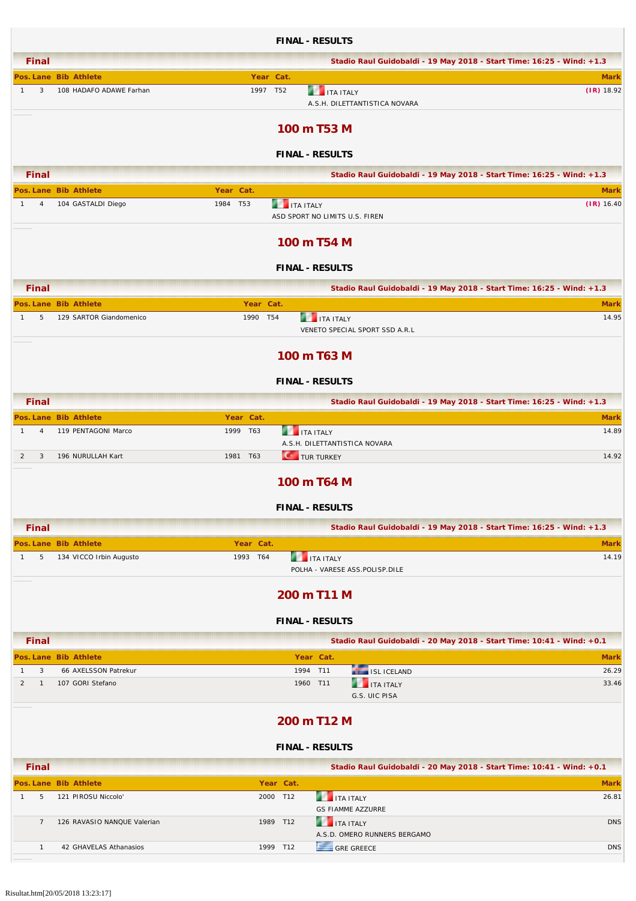**FINAL - RESULTS**

**Final** — Stadio Raul Guidobaldi - 19 May 2018 - Start Time: 16:25 - Wind: +1.3

| Pos. | Lane | Bib | Athlete | Year | Cat. | | Mark |
|---|---|---|---|---|---|---|---|
| 1 | 3 | 108 | HADAFO ADAWE Farhan | 1997 | T52 | ITA ITALY<br>A.S.H. DILETTANTISTICA NOVARA | (IR) 18.92 |

## 100 m T53 M

**FINAL - RESULTS**

**Final** — Stadio Raul Guidobaldi - 19 May 2018 - Start Time: 16:25 - Wind: +1.3

| Pos. | Lane | Bib | Athlete | Year | Cat. | | Mark |
|---|---|---|---|---|---|---|---|
| 1 | 4 | 104 | GASTALDI Diego | 1984 | T53 | ITA ITALY<br>ASD SPORT NO LIMITS U.S. FIREN | (IR) 16.40 |

## 100 m T54 M

**FINAL - RESULTS**

**Final** — Stadio Raul Guidobaldi - 19 May 2018 - Start Time: 16:25 - Wind: +1.3

| Pos. | Lane | Bib | Athlete | Year | Cat. | | Mark |
|---|---|---|---|---|---|---|---|
| 1 | 5 | 129 | SARTOR Giandomenico | 1990 | T54 | ITA ITALY<br>VENETO SPECIAL SPORT SSD A.R.L | 14.95 |

## 100 m T63 M

**FINAL - RESULTS**

**Final** — Stadio Raul Guidobaldi - 19 May 2018 - Start Time: 16:25 - Wind: +1.3

| Pos. | Lane | Bib | Athlete | Year | Cat. | | Mark |
|---|---|---|---|---|---|---|---|
| 1 | 4 | 119 | PENTAGONI Marco | 1999 | T63 | ITA ITALY<br>A.S.H. DILETTANTISTICA NOVARA | 14.89 |
| 2 | 3 | 196 | NURULLAH Kart | 1981 | T63 | TUR TURKEY | 14.92 |

## 100 m T64 M

**FINAL - RESULTS**

**Final** — Stadio Raul Guidobaldi - 19 May 2018 - Start Time: 16:25 - Wind: +1.3

| Pos. | Lane | Bib | Athlete | Year | Cat. | | Mark |
|---|---|---|---|---|---|---|---|
| 1 | 5 | 134 | VICCO Irbin Augusto | 1993 | T64 | ITA ITALY<br>POLHA - VARESE ASS.POLISP.DILE | 14.19 |

## 200 m T11 M

**FINAL - RESULTS**

**Final** — Stadio Raul Guidobaldi - 20 May 2018 - Start Time: 10:41 - Wind: +0.1

| Pos. | Lane | Bib | Athlete | Year | Cat. | | Mark |
|---|---|---|---|---|---|---|---|
| 1 | 3 | 66 | AXELSSON Patrekur | 1994 | T11 | ISL ICELAND | 26.29 |
| 2 | 1 | 107 | GORI Stefano | 1960 | T11 | ITA ITALY<br>G.S. UIC PISA | 33.46 |

## 200 m T12 M

**FINAL - RESULTS**

**Final** — Stadio Raul Guidobaldi - 20 May 2018 - Start Time: 10:41 - Wind: +0.1

| Pos. | Lane | Bib | Athlete | Year | Cat. | | Mark |
|---|---|---|---|---|---|---|---|
| 1 | 5 | 121 | PIROSU Niccolo' | 2000 | T12 | ITA ITALY<br>GS FIAMME AZZURRE | 26.81 |
| | 7 | 126 | RAVASIO NANQUE Valerian | 1989 | T12 | ITA ITALY<br>A.S.D. OMERO RUNNERS BERGAMO | DNS |
| | 1 | 42 | GHAVELAS Athanasios | 1999 | T12 | GRE GREECE | DNS |

Risultat.htm[20/05/2018 13:23:17]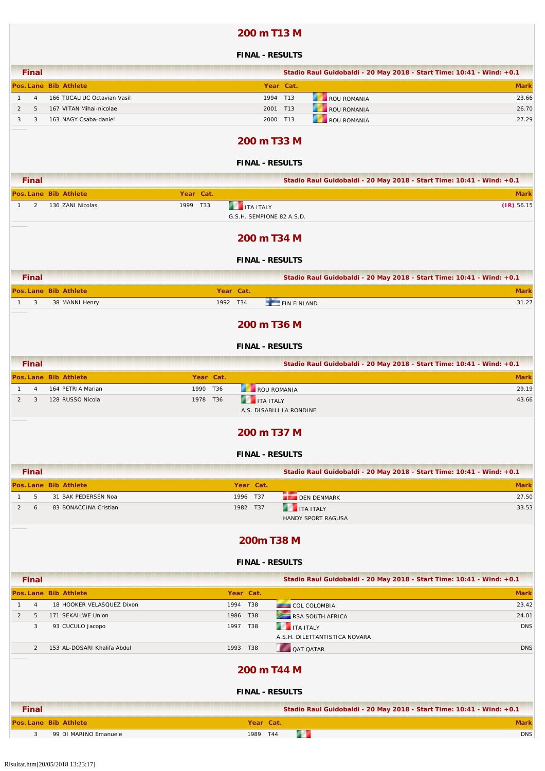## 200 m T13 M

### FINAL - RESULTS

**Final** — Stadio Raul Guidobaldi - 20 May 2018 - Start Time: 10:41 - Wind: +0.1

| Pos. | Lane | Bib | Athlete | Year | Cat. | | Mark |
|---|---|---|---|---|---|---|---|
| 1 | 4 | 166 | TUCALIUC Octavian Vasil | 1994 | T13 | ROU ROMANIA | 23.66 |
| 2 | 5 | 167 | VITAN Mihai-nicolae | 2001 | T13 | ROU ROMANIA | 26.70 |
| 3 | 3 | 163 | NAGY Csaba-daniel | 2000 | T13 | ROU ROMANIA | 27.29 |

## 200 m T33 M

### FINAL - RESULTS

**Final** — Stadio Raul Guidobaldi - 20 May 2018 - Start Time: 10:41 - Wind: +0.1

| Pos. | Lane | Bib | Athlete | Year | Cat. | | Mark |
|---|---|---|---|---|---|---|---|
| 1 | 2 | 136 | ZANI Nicolas | 1999 | T33 | ITA ITALY<br>G.S.H. SEMPIONE 82 A.S.D. | (IR) 56.15 |

## 200 m T34 M

### FINAL - RESULTS

**Final** — Stadio Raul Guidobaldi - 20 May 2018 - Start Time: 10:41 - Wind: +0.1

| Pos. | Lane | Bib | Athlete | Year | Cat. | | Mark |
|---|---|---|---|---|---|---|---|
| 1 | 3 | 38 | MANNI Henry | 1992 | T34 | FIN FINLAND | 31.27 |

## 200 m T36 M

### FINAL - RESULTS

**Final** — Stadio Raul Guidobaldi - 20 May 2018 - Start Time: 10:41 - Wind: +0.1

| Pos. | Lane | Bib | Athlete | Year | Cat. | | Mark |
|---|---|---|---|---|---|---|---|
| 1 | 4 | 164 | PETRIA Marian | 1990 | T36 | ROU ROMANIA | 29.19 |
| 2 | 3 | 128 | RUSSO Nicola | 1978 | T36 | ITA ITALY<br>A.S. DISABILI LA RONDINE | 43.66 |

## 200 m T37 M

### FINAL - RESULTS

**Final** — Stadio Raul Guidobaldi - 20 May 2018 - Start Time: 10:41 - Wind: +0.1

| Pos. | Lane | Bib | Athlete | Year | Cat. | | Mark |
|---|---|---|---|---|---|---|---|
| 1 | 5 | 31 | BAK PEDERSEN Noa | 1996 | T37 | DEN DENMARK | 27.50 |
| 2 | 6 | 83 | BONACCINA Cristian | 1982 | T37 | ITA ITALY<br>HANDY SPORT RAGUSA | 33.53 |

## 200m T38 M

### FINAL - RESULTS

**Final** — Stadio Raul Guidobaldi - 20 May 2018 - Start Time: 10:41 - Wind: +0.1

| Pos. | Lane | Bib | Athlete | Year | Cat. | | Mark |
|---|---|---|---|---|---|---|---|
| 1 | 4 | 18 | HOOKER VELASQUEZ Dixon | 1994 | T38 | COL COLOMBIA | 23.42 |
| 2 | 5 | 171 | SEKAILWE Union | 1986 | T38 | RSA SOUTH AFRICA | 24.01 |
| | 3 | 93 | CUCULO Jacopo | 1997 | T38 | ITA ITALY<br>A.S.H. DILETTANTISTICA NOVARA | DNS |
| | 2 | 153 | AL-DOSARI Khalifa Abdul | 1993 | T38 | QAT QATAR | DNS |

## 200 m T44 M

### FINAL - RESULTS

**Final** — Stadio Raul Guidobaldi - 20 May 2018 - Start Time: 10:41 - Wind: +0.1

| Pos. | Lane | Bib | Athlete | Year | Cat. | | Mark |
|---|---|---|---|---|---|---|---|
| | 3 | 99 | DI MARINO Emanuele | 1989 | T44 | | DNS |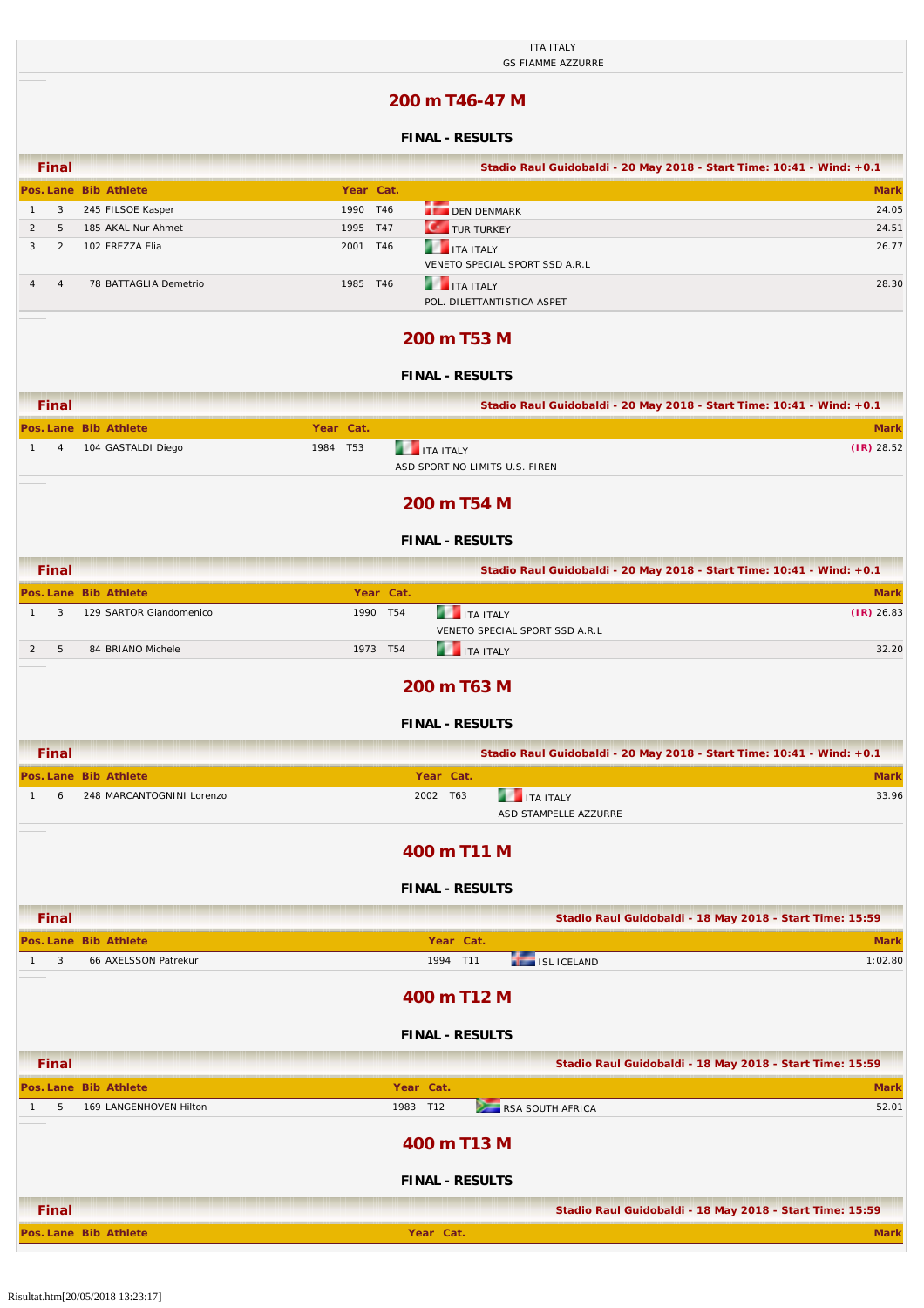ITA ITALY
GS FIAMME AZZURRE

## 200 m T46-47 M

### FINAL - RESULTS

**Final** — Stadio Raul Guidobaldi - 20 May 2018 - Start Time: 10:41 - Wind: +0.1

| Pos. | Lane | Bib | Athlete | Year | Cat. | | Mark |
|---|---|---|---|---|---|---|---|
| 1 | 3 | 245 | FILSOE Kasper | 1990 | T46 | DEN DENMARK | 24.05 |
| 2 | 5 | 185 | AKAL Nur Ahmet | 1995 | T47 | TUR TURKEY | 24.51 |
| 3 | 2 | 102 | FREZZA Elia | 2001 | T46 | ITA ITALY<br>VENETO SPECIAL SPORT SSD A.R.L | 26.77 |
| 4 | 4 | 78 | BATTAGLIA Demetrio | 1985 | T46 | ITA ITALY<br>POL. DILETTANTISTICA ASPET | 28.30 |

## 200 m T53 M

### FINAL - RESULTS

**Final** — Stadio Raul Guidobaldi - 20 May 2018 - Start Time: 10:41 - Wind: +0.1

| Pos. | Lane | Bib | Athlete | Year | Cat. | | Mark |
|---|---|---|---|---|---|---|---|
| 1 | 4 | 104 | GASTALDI Diego | 1984 | T53 | ITA ITALY<br>ASD SPORT NO LIMITS U.S. FIREN | (IR) 28.52 |

## 200 m T54 M

### FINAL - RESULTS

**Final** — Stadio Raul Guidobaldi - 20 May 2018 - Start Time: 10:41 - Wind: +0.1

| Pos. | Lane | Bib | Athlete | Year | Cat. | | Mark |
|---|---|---|---|---|---|---|---|
| 1 | 3 | 129 | SARTOR Giandomenico | 1990 | T54 | ITA ITALY<br>VENETO SPECIAL SPORT SSD A.R.L | (IR) 26.83 |
| 2 | 5 | 84 | BRIANO Michele | 1973 | T54 | ITA ITALY | 32.20 |

## 200 m T63 M

### FINAL - RESULTS

**Final** — Stadio Raul Guidobaldi - 20 May 2018 - Start Time: 10:41 - Wind: +0.1

| Pos. | Lane | Bib | Athlete | Year | Cat. | | Mark |
|---|---|---|---|---|---|---|---|
| 1 | 6 | 248 | MARCANTOGNINI Lorenzo | 2002 | T63 | ITA ITALY<br>ASD STAMPELLE AZZURRE | 33.96 |

## 400 m T11 M

### FINAL - RESULTS

**Final** — Stadio Raul Guidobaldi - 18 May 2018 - Start Time: 15:59

| Pos. | Lane | Bib | Athlete | Year | Cat. | | Mark |
|---|---|---|---|---|---|---|---|
| 1 | 3 | 66 | AXELSSON Patrekur | 1994 | T11 | ISL ICELAND | 1:02.80 |

## 400 m T12 M

### FINAL - RESULTS

**Final** — Stadio Raul Guidobaldi - 18 May 2018 - Start Time: 15:59

| Pos. | Lane | Bib | Athlete | Year | Cat. | | Mark |
|---|---|---|---|---|---|---|---|
| 1 | 5 | 169 | LANGENHOVEN Hilton | 1983 | T12 | RSA SOUTH AFRICA | 52.01 |

## 400 m T13 M

### FINAL - RESULTS

**Final** — Stadio Raul Guidobaldi - 18 May 2018 - Start Time: 15:59

| Pos. | Lane | Bib | Athlete | Year | Cat. | | Mark |
|---|---|---|---|---|---|---|---|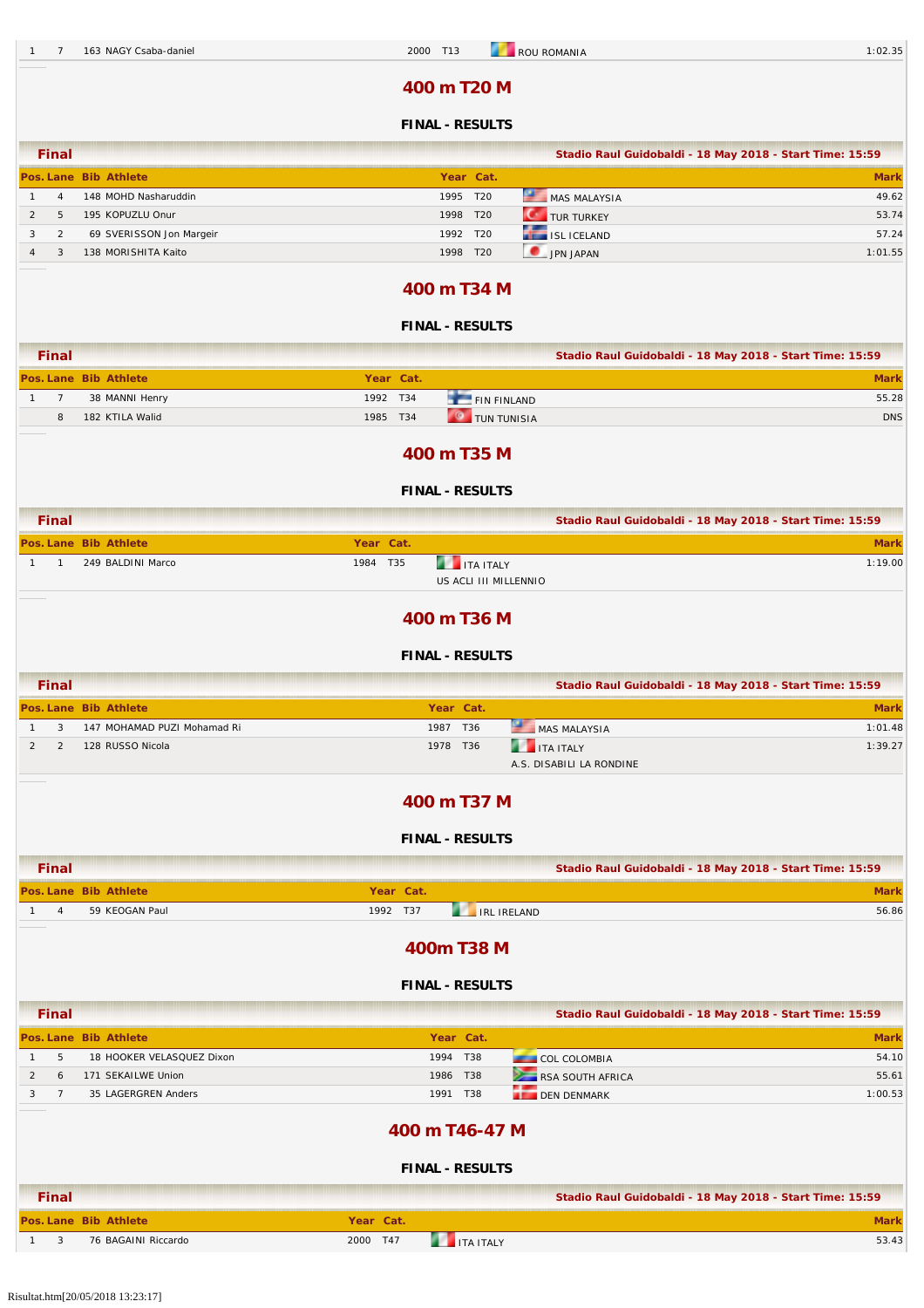| 1 | 7 | 163 | NAGY Csaba-daniel | 2000 | T13 | ROU ROMANIA | 1:02.35 |
|---|---|---|---|---|---|---|---|

## 400 m T20 M

### FINAL - RESULTS

**Final** — Stadio Raul Guidobaldi - 18 May 2018 - Start Time: 15:59

| Pos. | Lane | Bib | Athlete | Year | Cat. | | Mark |
|---|---|---|---|---|---|---|---|
| 1 | 4 | 148 | MOHD Nasharuddin | 1995 | T20 | MAS MALAYSIA | 49.62 |
| 2 | 5 | 195 | KOPUZLU Onur | 1998 | T20 | TUR TURKEY | 53.74 |
| 3 | 2 | 69 | SVERISSON Jon Margeir | 1992 | T20 | ISL ICELAND | 57.24 |
| 4 | 3 | 138 | MORISHITA Kaito | 1998 | T20 | JPN JAPAN | 1:01.55 |

## 400 m T34 M

### FINAL - RESULTS

**Final** — Stadio Raul Guidobaldi - 18 May 2018 - Start Time: 15:59

| Pos. | Lane | Bib | Athlete | Year | Cat. | | Mark |
|---|---|---|---|---|---|---|---|
| 1 | 7 | 38 | MANNI Henry | 1992 | T34 | FIN FINLAND | 55.28 |
| | 8 | 182 | KTILA Walid | 1985 | T34 | TUN TUNISIA | DNS |

## 400 m T35 M

### FINAL - RESULTS

**Final** — Stadio Raul Guidobaldi - 18 May 2018 - Start Time: 15:59

| Pos. | Lane | Bib | Athlete | Year | Cat. | | Mark |
|---|---|---|---|---|---|---|---|
| 1 | 1 | 249 | BALDINI Marco | 1984 | T35 | ITA ITALY<br>US ACLI III MILLENNIO | 1:19.00 |

## 400 m T36 M

### FINAL - RESULTS

**Final** — Stadio Raul Guidobaldi - 18 May 2018 - Start Time: 15:59

| Pos. | Lane | Bib | Athlete | Year | Cat. | | Mark |
|---|---|---|---|---|---|---|---|
| 1 | 3 | 147 | MOHAMAD PUZI Mohamad Ri | 1987 | T36 | MAS MALAYSIA | 1:01.48 |
| 2 | 2 | 128 | RUSSO Nicola | 1978 | T36 | ITA ITALY<br>A.S. DISABILI LA RONDINE | 1:39.27 |

## 400 m T37 M

### FINAL - RESULTS

**Final** — Stadio Raul Guidobaldi - 18 May 2018 - Start Time: 15:59

| Pos. | Lane | Bib | Athlete | Year | Cat. | | Mark |
|---|---|---|---|---|---|---|---|
| 1 | 4 | 59 | KEOGAN Paul | 1992 | T37 | IRL IRELAND | 56.86 |

## 400m T38 M

### FINAL - RESULTS

**Final** — Stadio Raul Guidobaldi - 18 May 2018 - Start Time: 15:59

| Pos. | Lane | Bib | Athlete | Year | Cat. | | Mark |
|---|---|---|---|---|---|---|---|
| 1 | 5 | 18 | HOOKER VELASQUEZ Dixon | 1994 | T38 | COL COLOMBIA | 54.10 |
| 2 | 6 | 171 | SEKAILWE Union | 1986 | T38 | RSA SOUTH AFRICA | 55.61 |
| 3 | 7 | 35 | LAGERGREN Anders | 1991 | T38 | DEN DENMARK | 1:00.53 |

## 400 m T46-47 M

### FINAL - RESULTS

**Final** — Stadio Raul Guidobaldi - 18 May 2018 - Start Time: 15:59

| Pos. | Lane | Bib | Athlete | Year | Cat. | | Mark |
|---|---|---|---|---|---|---|---|
| 1 | 3 | 76 | BAGAINI Riccardo | 2000 | T47 | ITA ITALY | 53.43 |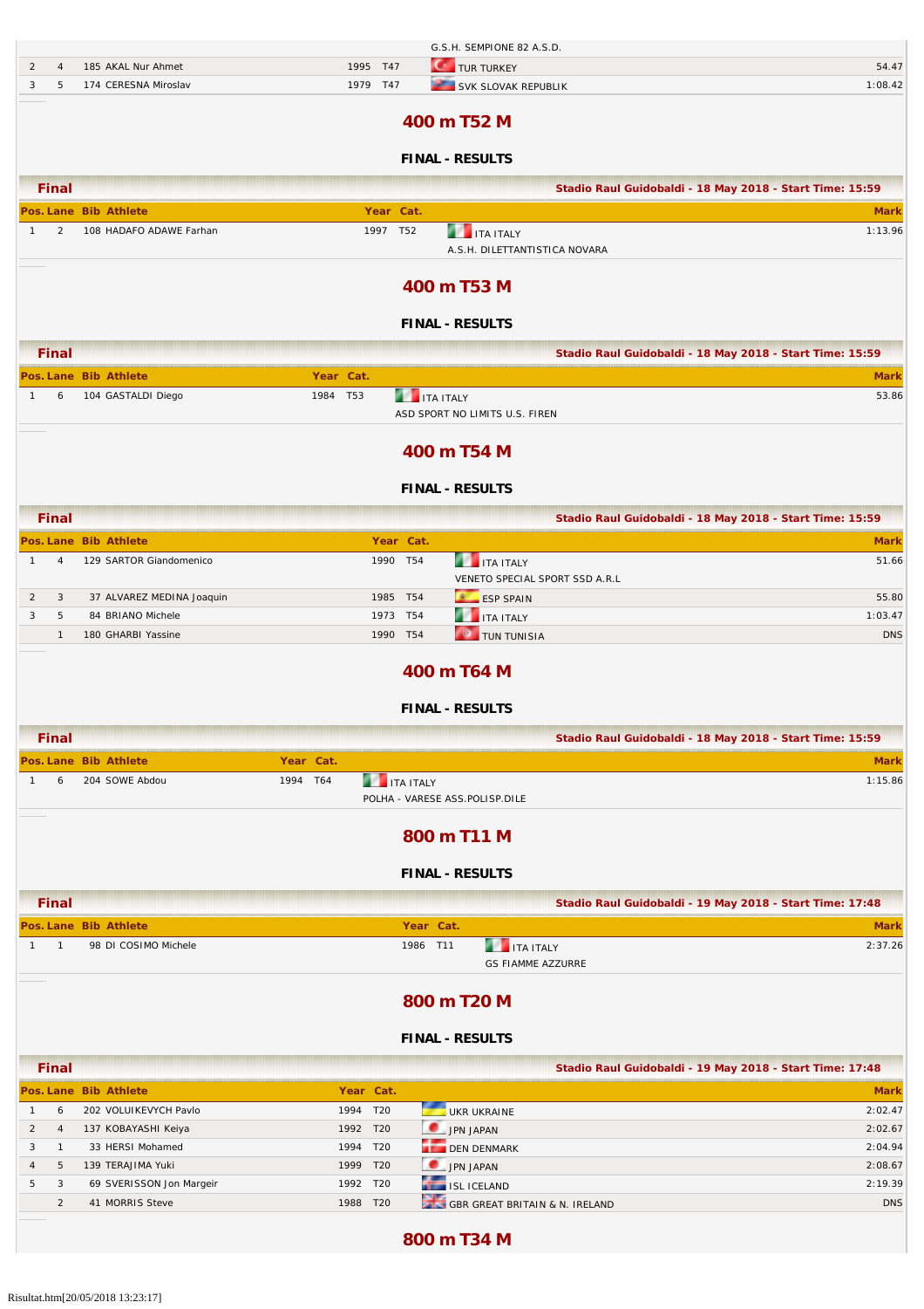| Pos. | Lane | Bib | Athlete | Year | Cat. | | Mark |
|---|---|---|---|---|---|---|---|
| | | | | | | G.S.H. SEMPIONE 82 A.S.D. | |
| 2 | 4 | 185 | AKAL Nur Ahmet | 1995 | T47 | TUR TURKEY | 54.47 |
| 3 | 5 | 174 | CERESNA Miroslav | 1979 | T47 | SVK SLOVAK REPUBLIK | 1:08.42 |

## 400 m T52 M

### FINAL - RESULTS

**Final** — Stadio Raul Guidobaldi - 18 May 2018 - Start Time: 15:59

| Pos. | Lane | Bib | Athlete | Year | Cat. | | Mark |
|---|---|---|---|---|---|---|---|
| 1 | 2 | 108 | HADAFO ADAWE Farhan | 1997 | T52 | ITA ITALY<br>A.S.H. DILETTANTISTICA NOVARA | 1:13.96 |

## 400 m T53 M

### FINAL - RESULTS

**Final** — Stadio Raul Guidobaldi - 18 May 2018 - Start Time: 15:59

| Pos. | Lane | Bib | Athlete | Year | Cat. | | Mark |
|---|---|---|---|---|---|---|---|
| 1 | 6 | 104 | GASTALDI Diego | 1984 | T53 | ITA ITALY<br>ASD SPORT NO LIMITS U.S. FIREN | 53.86 |

## 400 m T54 M

### FINAL - RESULTS

**Final** — Stadio Raul Guidobaldi - 18 May 2018 - Start Time: 15:59

| Pos. | Lane | Bib | Athlete | Year | Cat. | | Mark |
|---|---|---|---|---|---|---|---|
| 1 | 4 | 129 | SARTOR Giandomenico | 1990 | T54 | ITA ITALY<br>VENETO SPECIAL SPORT SSD A.R.L | 51.66 |
| 2 | 3 | 37 | ALVAREZ MEDINA Joaquin | 1985 | T54 | ESP SPAIN | 55.80 |
| 3 | 5 | 84 | BRIANO Michele | 1973 | T54 | ITA ITALY | 1:03.47 |
| | 1 | 180 | GHARBI Yassine | 1990 | T54 | TUN TUNISIA | DNS |

## 400 m T64 M

### FINAL - RESULTS

**Final** — Stadio Raul Guidobaldi - 18 May 2018 - Start Time: 15:59

| Pos. | Lane | Bib | Athlete | Year | Cat. | | Mark |
|---|---|---|---|---|---|---|---|
| 1 | 6 | 204 | SOWE Abdou | 1994 | T64 | ITA ITALY<br>POLHA - VARESE ASS.POLISP.DILE | 1:15.86 |

## 800 m T11 M

### FINAL - RESULTS

**Final** — Stadio Raul Guidobaldi - 19 May 2018 - Start Time: 17:48

| Pos. | Lane | Bib | Athlete | Year | Cat. | | Mark |
|---|---|---|---|---|---|---|---|
| 1 | 1 | 98 | DI COSIMO Michele | 1986 | T11 | ITA ITALY<br>GS FIAMME AZZURRE | 2:37.26 |

## 800 m T20 M

### FINAL - RESULTS

**Final** — Stadio Raul Guidobaldi - 19 May 2018 - Start Time: 17:48

| Pos. | Lane | Bib | Athlete | Year | Cat. | | Mark |
|---|---|---|---|---|---|---|---|
| 1 | 6 | 202 | VOLUIKEVYCH Pavlo | 1994 | T20 | UKR UKRAINE | 2:02.47 |
| 2 | 4 | 137 | KOBAYASHI Keiya | 1992 | T20 | JPN JAPAN | 2:02.67 |
| 3 | 1 | 33 | HERSI Mohamed | 1994 | T20 | DEN DENMARK | 2:04.94 |
| 4 | 5 | 139 | TERAJIMA Yuki | 1999 | T20 | JPN JAPAN | 2:08.67 |
| 5 | 3 | 69 | SVERISSON Jon Margeir | 1992 | T20 | ISL ICELAND | 2:19.39 |
| | 2 | 41 | MORRIS Steve | 1988 | T20 | GBR GREAT BRITAIN & N. IRELAND | DNS |

## 800 m T34 M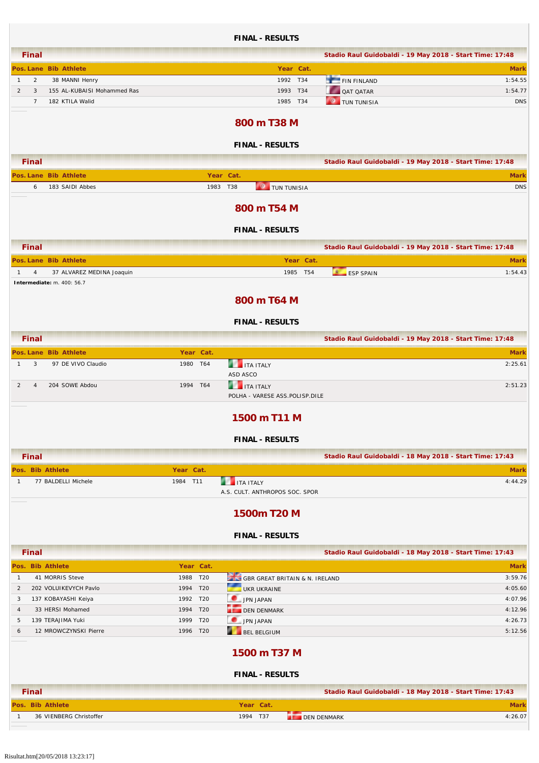**FINAL - RESULTS**

**Final** — Stadio Raul Guidobaldi - 19 May 2018 - Start Time: 17:48

| Pos. | Lane | Bib | Athlete | Year | Cat. | | Mark |
|---|---|---|---|---|---|---|---|
| 1 | 2 | 38 | MANNI Henry | 1992 | T34 | FIN FINLAND | 1:54.55 |
| 2 | 3 | 155 | AL-KUBAISI Mohammed Ras | 1993 | T34 | QAT QATAR | 1:54.77 |
| | 7 | 182 | KTILA Walid | 1985 | T34 | TUN TUNISIA | DNS |

## 800 m T38 M

**FINAL - RESULTS**

**Final** — Stadio Raul Guidobaldi - 19 May 2018 - Start Time: 17:48

| Pos. | Lane | Bib | Athlete | Year | Cat. | | Mark |
|---|---|---|---|---|---|---|---|
| | 6 | 183 | SAIDI Abbes | 1983 | T38 | TUN TUNISIA | DNS |

## 800 m T54 M

**FINAL - RESULTS**

**Final** — Stadio Raul Guidobaldi - 19 May 2018 - Start Time: 17:48

| Pos. | Lane | Bib | Athlete | Year | Cat. | | Mark |
|---|---|---|---|---|---|---|---|
| 1 | 4 | 37 | ALVAREZ MEDINA Joaquin | 1985 | T54 | ESP SPAIN | 1:54.43 |

**Intermediate:** m. 400: 56.7

## 800 m T64 M

**FINAL - RESULTS**

**Final** — Stadio Raul Guidobaldi - 19 May 2018 - Start Time: 17:48

| Pos. | Lane | Bib | Athlete | Year | Cat. | | Mark |
|---|---|---|---|---|---|---|---|
| 1 | 3 | 97 | DE VIVO Claudio | 1980 | T64 | ITA ITALY<br>ASD ASCO | 2:25.61 |
| 2 | 4 | 204 | SOWE Abdou | 1994 | T64 | ITA ITALY<br>POLHA - VARESE ASS.POLISP.DILE | 2:51.23 |

## 1500 m T11 M

**FINAL - RESULTS**

**Final** — Stadio Raul Guidobaldi - 18 May 2018 - Start Time: 17:43

| Pos. | Bib | Athlete | Year | Cat. | | Mark |
|---|---|---|---|---|---|---|
| 1 | 77 | BALDELLI Michele | 1984 | T11 | ITA ITALY<br>A.S. CULT. ANTHROPOS SOC. SPOR | 4:44.29 |

## 1500m T20 M

**FINAL - RESULTS**

**Final** — Stadio Raul Guidobaldi - 18 May 2018 - Start Time: 17:43

| Pos. | Bib | Athlete | Year | Cat. | | Mark |
|---|---|---|---|---|---|---|
| 1 | 41 | MORRIS Steve | 1988 | T20 | GBR GREAT BRITAIN & N. IRELAND | 3:59.76 |
| 2 | 202 | VOLUIKEVYCH Pavlo | 1994 | T20 | UKR UKRAINE | 4:05.60 |
| 3 | 137 | KOBAYASHI Keiya | 1992 | T20 | JPN JAPAN | 4:07.96 |
| 4 | 33 | HERSI Mohamed | 1994 | T20 | DEN DENMARK | 4:12.96 |
| 5 | 139 | TERAJIMA Yuki | 1999 | T20 | JPN JAPAN | 4:26.73 |
| 6 | 12 | MROWCZYNSKI Pierre | 1996 | T20 | BEL BELGIUM | 5:12.56 |

## 1500 m T37 M

**FINAL - RESULTS**

**Final** — Stadio Raul Guidobaldi - 18 May 2018 - Start Time: 17:43

| Pos. | Bib | Athlete | Year | Cat. | | Mark |
|---|---|---|---|---|---|---|
| 1 | 36 | VIENBERG Christoffer | 1994 | T37 | DEN DENMARK | 4:26.07 |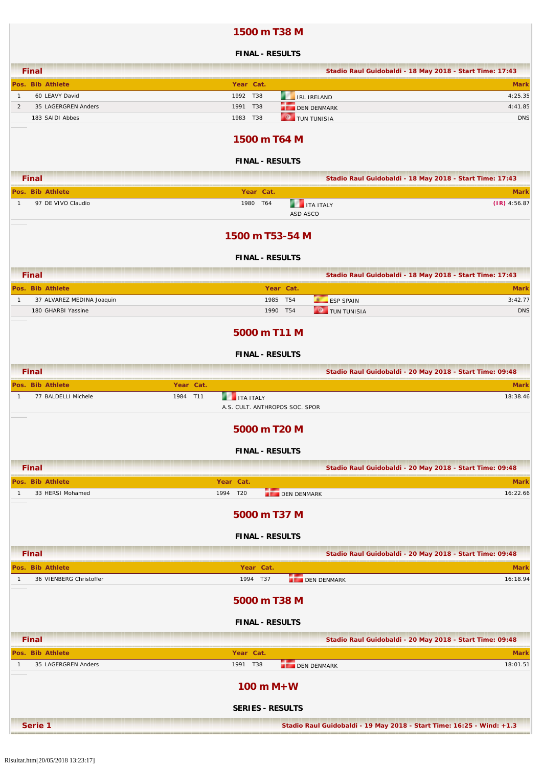## 1500 m T38 M

**FINAL - RESULTS**

**Final** — Stadio Raul Guidobaldi - 18 May 2018 - Start Time: 17:43

| Pos. | Bib | Athlete | Year | Cat. | | Mark |
|---|---|---|---|---|---|---|
| 1 | 60 | LEAVY David | 1992 | T38 | IRL IRELAND | 4:25.35 |
| 2 | 35 | LAGERGREN Anders | 1991 | T38 | DEN DENMARK | 4:41.85 |
| | 183 | SAIDI Abbes | 1983 | T38 | TUN TUNISIA | DNS |

## 1500 m T64 M

**FINAL - RESULTS**

**Final** — Stadio Raul Guidobaldi - 18 May 2018 - Start Time: 17:43

| Pos. | Bib | Athlete | Year | Cat. | | Mark |
|---|---|---|---|---|---|---|
| 1 | 97 | DE VIVO Claudio | 1980 | T64 | ITA ITALY<br>ASD ASCO | (IR) 4:56.87 |

## 1500 m T53-54 M

**FINAL - RESULTS**

**Final** — Stadio Raul Guidobaldi - 18 May 2018 - Start Time: 17:43

| Pos. | Bib | Athlete | Year | Cat. | | Mark |
|---|---|---|---|---|---|---|
| 1 | 37 | ALVAREZ MEDINA Joaquin | 1985 | T54 | ESP SPAIN | 3:42.77 |
| | 180 | GHARBI Yassine | 1990 | T54 | TUN TUNISIA | DNS |

## 5000 m T11 M

**FINAL - RESULTS**

**Final** — Stadio Raul Guidobaldi - 20 May 2018 - Start Time: 09:48

| Pos. | Bib | Athlete | Year | Cat. | | Mark |
|---|---|---|---|---|---|---|
| 1 | 77 | BALDELLI Michele | 1984 | T11 | ITA ITALY<br>A.S. CULT. ANTHROPOS SOC. SPOR | 18:38.46 |

## 5000 m T20 M

**FINAL - RESULTS**

**Final** — Stadio Raul Guidobaldi - 20 May 2018 - Start Time: 09:48

| Pos. | Bib | Athlete | Year | Cat. | | Mark |
|---|---|---|---|---|---|---|
| 1 | 33 | HERSI Mohamed | 1994 | T20 | DEN DENMARK | 16:22.66 |

## 5000 m T37 M

**FINAL - RESULTS**

**Final** — Stadio Raul Guidobaldi - 20 May 2018 - Start Time: 09:48

| Pos. | Bib | Athlete | Year | Cat. | | Mark |
|---|---|---|---|---|---|---|
| 1 | 36 | VIENBERG Christoffer | 1994 | T37 | DEN DENMARK | 16:18.94 |

## 5000 m T38 M

**FINAL - RESULTS**

**Final** — Stadio Raul Guidobaldi - 20 May 2018 - Start Time: 09:48

| Pos. | Bib | Athlete | Year | Cat. | | Mark |
|---|---|---|---|---|---|---|
| 1 | 35 | LAGERGREN Anders | 1991 | T38 | DEN DENMARK | 18:01.51 |

## 100 m M+W

**SERIES - RESULTS**

**Serie 1** — Stadio Raul Guidobaldi - 19 May 2018 - Start Time: 16:25 - Wind: +1.3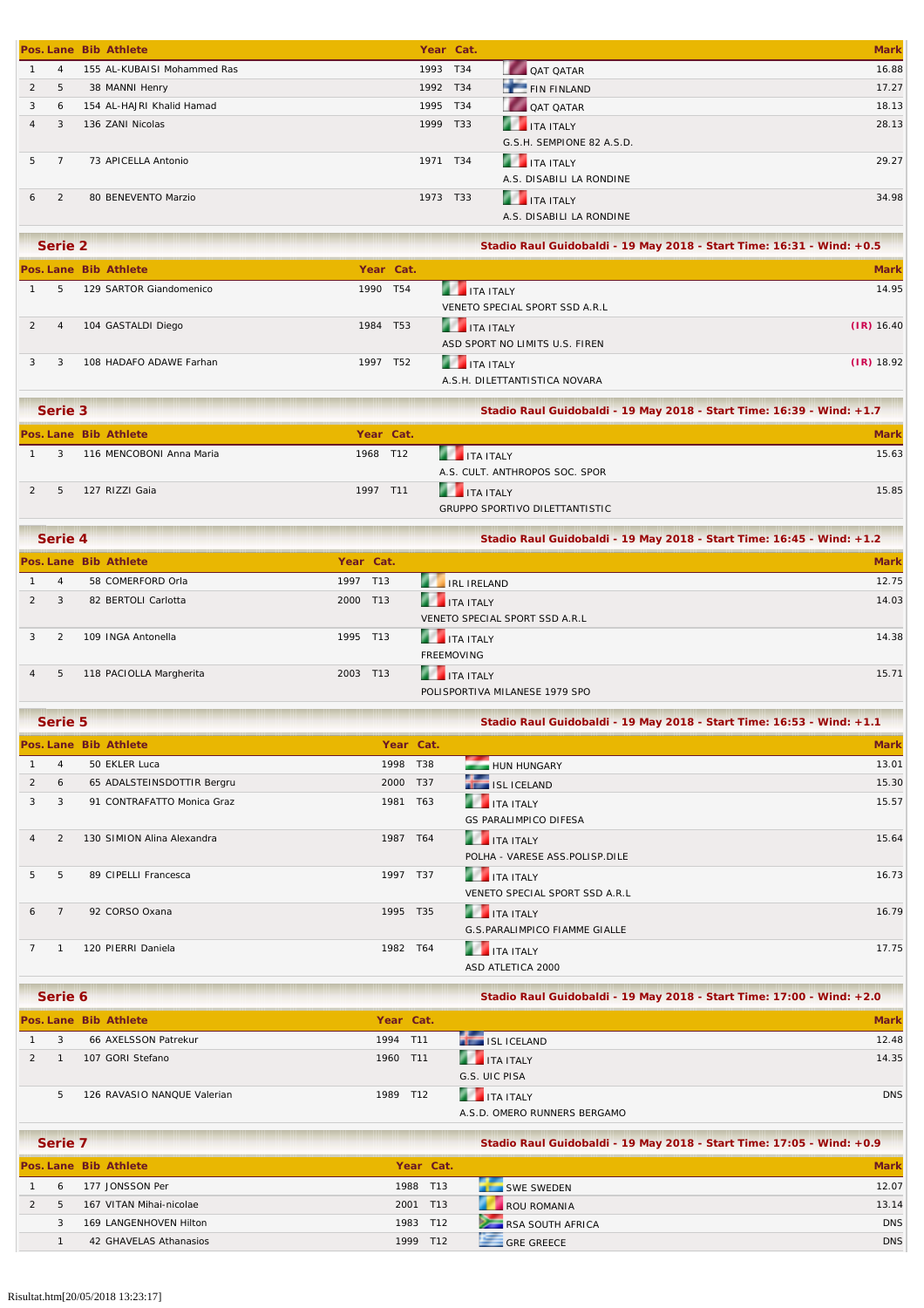| Pos. | Lane | Bib | Athlete | Year | Cat. | | Mark |
|---|---|---|---|---|---|---|---|
| 1 | 4 | 155 | AL-KUBAISI Mohammed Ras | 1993 | T34 | QAT QATAR | 16.88 |
| 2 | 5 | 38 | MANNI Henry | 1992 | T34 | FIN FINLAND | 17.27 |
| 3 | 6 | 154 | AL-HAJRI Khalid Hamad | 1995 | T34 | QAT QATAR | 18.13 |
| 4 | 3 | 136 | ZANI Nicolas | 1999 | T33 | ITA ITALY<br>G.S.H. SEMPIONE 82 A.S.D. | 28.13 |
| 5 | 7 | 73 | APICELLA Antonio | 1971 | T34 | ITA ITALY<br>A.S. DISABILI LA RONDINE | 29.27 |
| 6 | 2 | 80 | BENEVENTO Marzio | 1973 | T33 | ITA ITALY<br>A.S. DISABILI LA RONDINE | 34.98 |

## Serie 2

**Stadio Raul Guidobaldi - 19 May 2018 - Start Time: 16:31 - Wind: +0.5**

| Pos. | Lane | Bib | Athlete | Year | Cat. | | Mark |
|---|---|---|---|---|---|---|---|
| 1 | 5 | 129 | SARTOR Giandomenico | 1990 | T54 | ITA ITALY<br>VENETO SPECIAL SPORT SSD A.R.L | 14.95 |
| 2 | 4 | 104 | GASTALDI Diego | 1984 | T53 | ITA ITALY<br>ASD SPORT NO LIMITS U.S. FIREN | (IR) 16.40 |
| 3 | 3 | 108 | HADAFO ADAWE Farhan | 1997 | T52 | ITA ITALY<br>A.S.H. DILETTANTISTICA NOVARA | (IR) 18.92 |

## Serie 3

**Stadio Raul Guidobaldi - 19 May 2018 - Start Time: 16:39 - Wind: +1.7**

| Pos. | Lane | Bib | Athlete | Year | Cat. | | Mark |
|---|---|---|---|---|---|---|---|
| 1 | 3 | 116 | MENCOBONI Anna Maria | 1968 | T12 | ITA ITALY<br>A.S. CULT. ANTHROPOS SOC. SPOR | 15.63 |
| 2 | 5 | 127 | RIZZI Gaia | 1997 | T11 | ITA ITALY<br>GRUPPO SPORTIVO DILETTANTISTIC | 15.85 |

## Serie 4

**Stadio Raul Guidobaldi - 19 May 2018 - Start Time: 16:45 - Wind: +1.2**

| Pos. | Lane | Bib | Athlete | Year | Cat. | | Mark |
|---|---|---|---|---|---|---|---|
| 1 | 4 | 58 | COMERFORD Orla | 1997 | T13 | IRL IRELAND | 12.75 |
| 2 | 3 | 82 | BERTOLI Carlotta | 2000 | T13 | ITA ITALY<br>VENETO SPECIAL SPORT SSD A.R.L | 14.03 |
| 3 | 2 | 109 | INGA Antonella | 1995 | T13 | ITA ITALY<br>FREEMOVING | 14.38 |
| 4 | 5 | 118 | PACIOLLA Margherita | 2003 | T13 | ITA ITALY<br>POLISPORTIVA MILANESE 1979 SPO | 15.71 |

## Serie 5

**Stadio Raul Guidobaldi - 19 May 2018 - Start Time: 16:53 - Wind: +1.1**

| Pos. | Lane | Bib | Athlete | Year | Cat. | | Mark |
|---|---|---|---|---|---|---|---|
| 1 | 4 | 50 | EKLER Luca | 1998 | T38 | HUN HUNGARY | 13.01 |
| 2 | 6 | 65 | ADALSTEINSDOTTIR Bergru | 2000 | T37 | ISL ICELAND | 15.30 |
| 3 | 3 | 91 | CONTRAFATTO Monica Graz | 1981 | T63 | ITA ITALY<br>GS PARALIMPICO DIFESA | 15.57 |
| 4 | 2 | 130 | SIMION Alina Alexandra | 1987 | T64 | ITA ITALY<br>POLHA - VARESE ASS.POLISP.DILE | 15.64 |
| 5 | 5 | 89 | CIPELLI Francesca | 1997 | T37 | ITA ITALY<br>VENETO SPECIAL SPORT SSD A.R.L | 16.73 |
| 6 | 7 | 92 | CORSO Oxana | 1995 | T35 | ITA ITALY<br>G.S.PARALIMPICO FIAMME GIALLE | 16.79 |
| 7 | 1 | 120 | PIERRI Daniela | 1982 | T64 | ITA ITALY<br>ASD ATLETICA 2000 | 17.75 |

## Serie 6

**Stadio Raul Guidobaldi - 19 May 2018 - Start Time: 17:00 - Wind: +2.0**

| Pos. | Lane | Bib | Athlete | Year | Cat. | | Mark |
|---|---|---|---|---|---|---|---|
| 1 | 3 | 66 | AXELSSON Patrekur | 1994 | T11 | ISL ICELAND | 12.48 |
| 2 | 1 | 107 | GORI Stefano | 1960 | T11 | ITA ITALY<br>G.S. UIC PISA | 14.35 |
| | 5 | 126 | RAVASIO NANQUE Valerian | 1989 | T12 | ITA ITALY<br>A.S.D. OMERO RUNNERS BERGAMO | DNS |

## Serie 7

**Stadio Raul Guidobaldi - 19 May 2018 - Start Time: 17:05 - Wind: +0.9**

| Pos. | Lane | Bib | Athlete | Year | Cat. | | Mark |
|---|---|---|---|---|---|---|---|
| 1 | 6 | 177 | JONSSON Per | 1988 | T13 | SWE SWEDEN | 12.07 |
| 2 | 5 | 167 | VITAN Mihai-nicolae | 2001 | T13 | ROU ROMANIA | 13.14 |
| | 3 | 169 | LANGENHOVEN Hilton | 1983 | T12 | RSA SOUTH AFRICA | DNS |
| | 1 | 42 | GHAVELAS Athanasios | 1999 | T12 | GRE GREECE | DNS |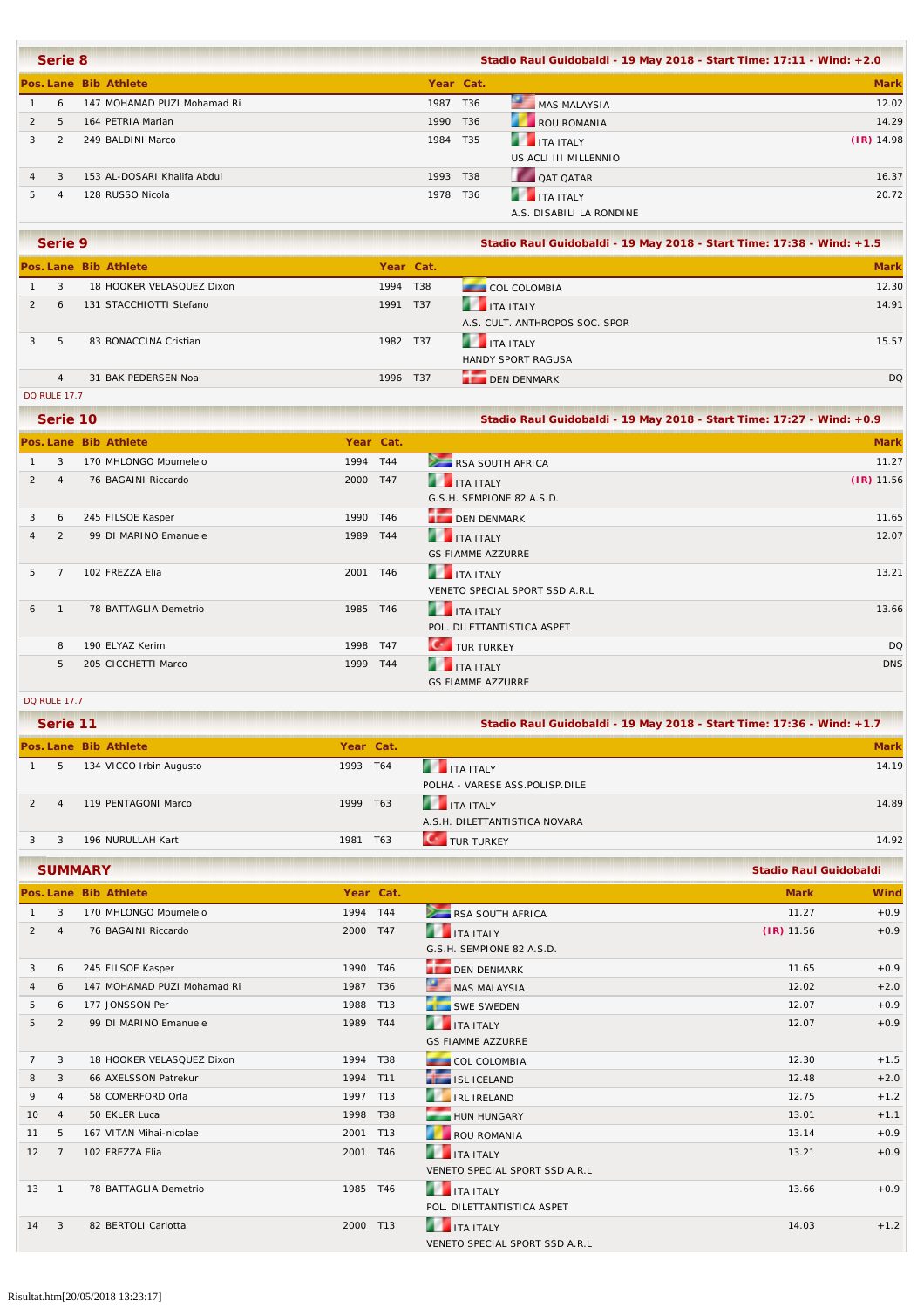## Serie 8

Stadio Raul Guidobaldi - 19 May 2018 - Start Time: 17:11 - Wind: +2.0

| Pos. | Lane | Bib | Athlete | Year | Cat. | | Mark |
|---|---|---|---|---|---|---|---|
| 1 | 6 | 147 | MOHAMAD PUZI Mohamad Ri | 1987 | T36 | MAS MALAYSIA | 12.02 |
| 2 | 5 | 164 | PETRIA Marian | 1990 | T36 | ROU ROMANIA | 14.29 |
| 3 | 2 | 249 | BALDINI Marco | 1984 | T35 | ITA ITALY<br>US ACLI III MILLENNIO | (IR) 14.98 |
| 4 | 3 | 153 | AL-DOSARI Khalifa Abdul | 1993 | T38 | QAT QATAR | 16.37 |
| 5 | 4 | 128 | RUSSO Nicola | 1978 | T36 | ITA ITALY<br>A.S. DISABILI LA RONDINE | 20.72 |

## Serie 9

Stadio Raul Guidobaldi - 19 May 2018 - Start Time: 17:38 - Wind: +1.5

| Pos. | Lane | Bib | Athlete | Year | Cat. | | Mark |
|---|---|---|---|---|---|---|---|
| 1 | 3 | 18 | HOOKER VELASQUEZ Dixon | 1994 | T38 | COL COLOMBIA | 12.30 |
| 2 | 6 | 131 | STACCHIOTTI Stefano | 1991 | T37 | ITA ITALY<br>A.S. CULT. ANTHROPOS SOC. SPOR | 14.91 |
| 3 | 5 | 83 | BONACCINA Cristian | 1982 | T37 | ITA ITALY<br>HANDY SPORT RAGUSA | 15.57 |
| | 4 | 31 | BAK PEDERSEN Noa | 1996 | T37 | DEN DENMARK | DQ |

DQ RULE 17.7

## Serie 10

Stadio Raul Guidobaldi - 19 May 2018 - Start Time: 17:27 - Wind: +0.9

| Pos. | Lane | Bib | Athlete | Year | Cat. | | Mark |
|---|---|---|---|---|---|---|---|
| 1 | 3 | 170 | MHLONGO Mpumelelo | 1994 | T44 | RSA SOUTH AFRICA | 11.27 |
| 2 | 4 | 76 | BAGAINI Riccardo | 2000 | T47 | ITA ITALY<br>G.S.H. SEMPIONE 82 A.S.D. | (IR) 11.56 |
| 3 | 6 | 245 | FILSOE Kasper | 1990 | T46 | DEN DENMARK | 11.65 |
| 4 | 2 | 99 | DI MARINO Emanuele | 1989 | T44 | ITA ITALY<br>GS FIAMME AZZURRE | 12.07 |
| 5 | 7 | 102 | FREZZA Elia | 2001 | T46 | ITA ITALY<br>VENETO SPECIAL SPORT SSD A.R.L | 13.21 |
| 6 | 1 | 78 | BATTAGLIA Demetrio | 1985 | T46 | ITA ITALY<br>POL. DILETTANTISTICA ASPET | 13.66 |
| | 8 | 190 | ELYAZ Kerim | 1998 | T47 | TUR TURKEY | DQ |
| | 5 | 205 | CICCHETTI Marco | 1999 | T44 | ITA ITALY<br>GS FIAMME AZZURRE | DNS |

DQ RULE 17.7

## Serie 11

Stadio Raul Guidobaldi - 19 May 2018 - Start Time: 17:36 - Wind: +1.7

| Pos. | Lane | Bib | Athlete | Year | Cat. | | Mark |
|---|---|---|---|---|---|---|---|
| 1 | 5 | 134 | VICCO Irbin Augusto | 1993 | T64 | ITA ITALY<br>POLHA - VARESE ASS.POLISP.DILE | 14.19 |
| 2 | 4 | 119 | PENTAGONI Marco | 1999 | T63 | ITA ITALY<br>A.S.H. DILETTANTISTICA NOVARA | 14.89 |
| 3 | 3 | 196 | NURULLAH Kart | 1981 | T63 | TUR TURKEY | 14.92 |

## SUMMARY

Stadio Raul Guidobaldi

| Pos. | Lane | Bib | Athlete | Year | Cat. | | Mark | Wind |
|---|---|---|---|---|---|---|---|---|
| 1 | 3 | 170 | MHLONGO Mpumelelo | 1994 | T44 | RSA SOUTH AFRICA | 11.27 | +0.9 |
| 2 | 4 | 76 | BAGAINI Riccardo | 2000 | T47 | ITA ITALY<br>G.S.H. SEMPIONE 82 A.S.D. | (IR) 11.56 | +0.9 |
| 3 | 6 | 245 | FILSOE Kasper | 1990 | T46 | DEN DENMARK | 11.65 | +0.9 |
| 4 | 6 | 147 | MOHAMAD PUZI Mohamad Ri | 1987 | T36 | MAS MALAYSIA | 12.02 | +2.0 |
| 5 | 6 | 177 | JONSSON Per | 1988 | T13 | SWE SWEDEN | 12.07 | +0.9 |
| 5 | 2 | 99 | DI MARINO Emanuele | 1989 | T44 | ITA ITALY<br>GS FIAMME AZZURRE | 12.07 | +0.9 |
| 7 | 3 | 18 | HOOKER VELASQUEZ Dixon | 1994 | T38 | COL COLOMBIA | 12.30 | +1.5 |
| 8 | 3 | 66 | AXELSSON Patrekur | 1994 | T11 | ISL ICELAND | 12.48 | +2.0 |
| 9 | 4 | 58 | COMERFORD Orla | 1997 | T13 | IRL IRELAND | 12.75 | +1.2 |
| 10 | 4 | 50 | EKLER Luca | 1998 | T38 | HUN HUNGARY | 13.01 | +1.1 |
| 11 | 5 | 167 | VITAN Mihai-nicolae | 2001 | T13 | ROU ROMANIA | 13.14 | +0.9 |
| 12 | 7 | 102 | FREZZA Elia | 2001 | T46 | ITA ITALY<br>VENETO SPECIAL SPORT SSD A.R.L | 13.21 | +0.9 |
| 13 | 1 | 78 | BATTAGLIA Demetrio | 1985 | T46 | ITA ITALY<br>POL. DILETTANTISTICA ASPET | 13.66 | +0.9 |
| 14 | 3 | 82 | BERTOLI Carlotta | 2000 | T13 | ITA ITALY<br>VENETO SPECIAL SPORT SSD A.R.L | 14.03 | +1.2 |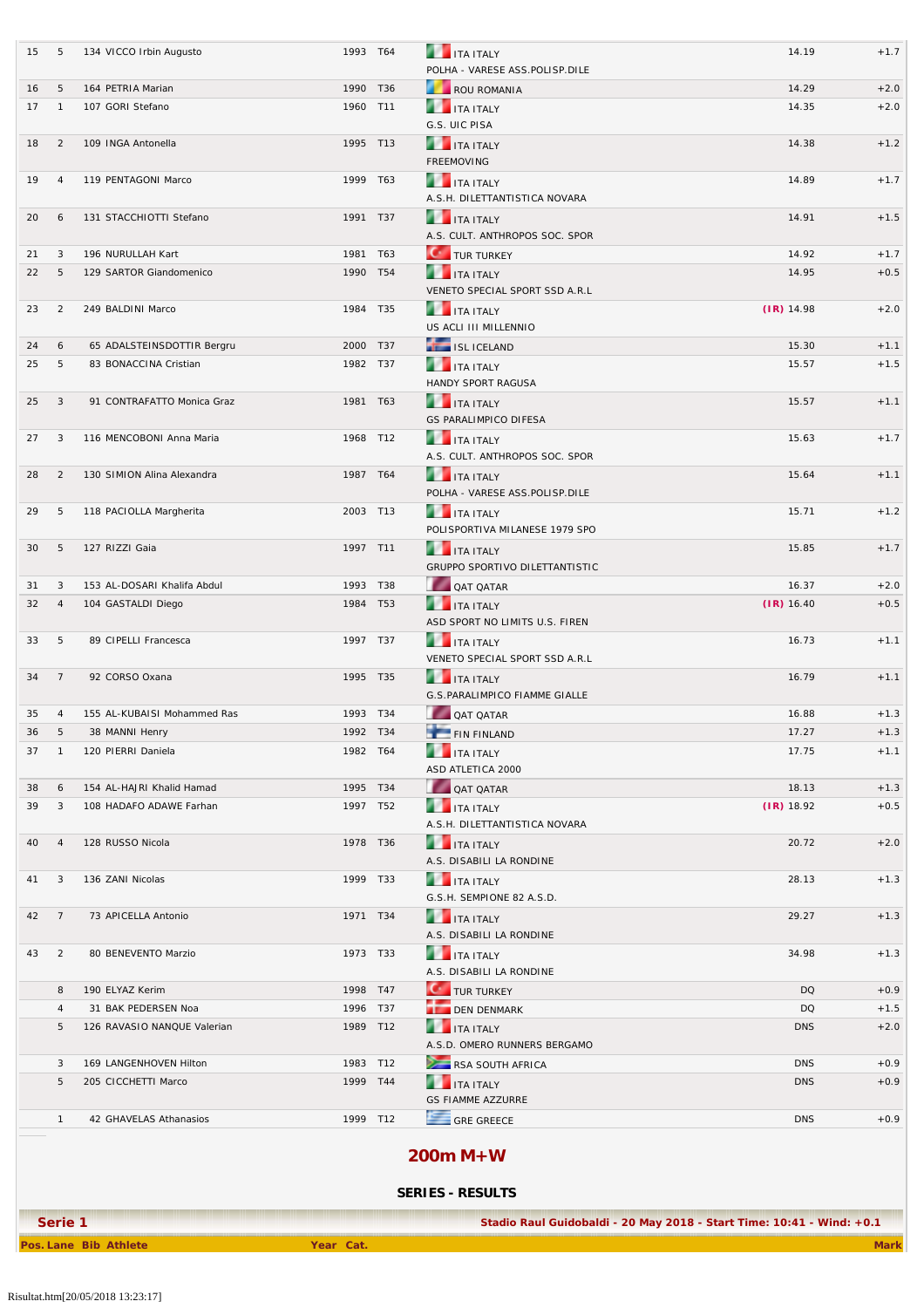| Pos. | Lane | Bib | Athlete | Year | Cat. | Nation / Club | Mark | Wind |
|---|---|---|---|---|---|---|---|---|
| 15 | 5 | 134 | VICCO Irbin Augusto | 1993 | T64 | ITA ITALY<br>POLHA - VARESE ASS.POLISP.DILE | 14.19 | +1.7 |
| 16 | 5 | 164 | PETRIA Marian | 1990 | T36 | ROU ROMANIA | 14.29 | +2.0 |
| 17 | 1 | 107 | GORI Stefano | 1960 | T11 | ITA ITALY<br>G.S. UIC PISA | 14.35 | +2.0 |
| 18 | 2 | 109 | INGA Antonella | 1995 | T13 | ITA ITALY<br>FREEMOVING | 14.38 | +1.2 |
| 19 | 4 | 119 | PENTAGONI Marco | 1999 | T63 | ITA ITALY<br>A.S.H. DILETTANTISTICA NOVARA | 14.89 | +1.7 |
| 20 | 6 | 131 | STACCHIOTTI Stefano | 1991 | T37 | ITA ITALY<br>A.S. CULT. ANTHROPOS SOC. SPOR | 14.91 | +1.5 |
| 21 | 3 | 196 | NURULLAH Kart | 1981 | T63 | TUR TURKEY | 14.92 | +1.7 |
| 22 | 5 | 129 | SARTOR Giandomenico | 1990 | T54 | ITA ITALY<br>VENETO SPECIAL SPORT SSD A.R.L | 14.95 | +0.5 |
| 23 | 2 | 249 | BALDINI Marco | 1984 | T35 | ITA ITALY<br>US ACLI III MILLENNIO | (IR) 14.98 | +2.0 |
| 24 | 6 | 65 | ADALSTEINSDOTTIR Bergru | 2000 | T37 | ISL ICELAND | 15.30 | +1.1 |
| 25 | 5 | 83 | BONACCINA Cristian | 1982 | T37 | ITA ITALY<br>HANDY SPORT RAGUSA | 15.57 | +1.5 |
| 25 | 3 | 91 | CONTRAFATTO Monica Graz | 1981 | T63 | ITA ITALY<br>GS PARALIMPICO DIFESA | 15.57 | +1.1 |
| 27 | 3 | 116 | MENCOBONI Anna Maria | 1968 | T12 | ITA ITALY<br>A.S. CULT. ANTHROPOS SOC. SPOR | 15.63 | +1.7 |
| 28 | 2 | 130 | SIMION Alina Alexandra | 1987 | T64 | ITA ITALY<br>POLHA - VARESE ASS.POLISP.DILE | 15.64 | +1.1 |
| 29 | 5 | 118 | PACIOLLA Margherita | 2003 | T13 | ITA ITALY<br>POLISPORTIVA MILANESE 1979 SPO | 15.71 | +1.2 |
| 30 | 5 | 127 | RIZZI Gaia | 1997 | T11 | ITA ITALY<br>GRUPPO SPORTIVO DILETTANTISTIC | 15.85 | +1.7 |
| 31 | 3 | 153 | AL-DOSARI Khalifa Abdul | 1993 | T38 | QAT QATAR | 16.37 | +2.0 |
| 32 | 4 | 104 | GASTALDI Diego | 1984 | T53 | ITA ITALY<br>ASD SPORT NO LIMITS U.S. FIREN | (IR) 16.40 | +0.5 |
| 33 | 5 | 89 | CIPELLI Francesca | 1997 | T37 | ITA ITALY<br>VENETO SPECIAL SPORT SSD A.R.L | 16.73 | +1.1 |
| 34 | 7 | 92 | CORSO Oxana | 1995 | T35 | ITA ITALY<br>G.S.PARALIMPICO FIAMME GIALLE | 16.79 | +1.1 |
| 35 | 4 | 155 | AL-KUBAISI Mohammed Ras | 1993 | T34 | QAT QATAR | 16.88 | +1.3 |
| 36 | 5 | 38 | MANNI Henry | 1992 | T34 | FIN FINLAND | 17.27 | +1.3 |
| 37 | 1 | 120 | PIERRI Daniela | 1982 | T64 | ITA ITALY<br>ASD ATLETICA 2000 | 17.75 | +1.1 |
| 38 | 6 | 154 | AL-HAJRI Khalid Hamad | 1995 | T34 | QAT QATAR | 18.13 | +1.3 |
| 39 | 3 | 108 | HADAFO ADAWE Farhan | 1997 | T52 | ITA ITALY<br>A.S.H. DILETTANTISTICA NOVARA | (IR) 18.92 | +0.5 |
| 40 | 4 | 128 | RUSSO Nicola | 1978 | T36 | ITA ITALY<br>A.S. DISABILI LA RONDINE | 20.72 | +2.0 |
| 41 | 3 | 136 | ZANI Nicolas | 1999 | T33 | ITA ITALY<br>G.S.H. SEMPIONE 82 A.S.D. | 28.13 | +1.3 |
| 42 | 7 | 73 | APICELLA Antonio | 1971 | T34 | ITA ITALY<br>A.S. DISABILI LA RONDINE | 29.27 | +1.3 |
| 43 | 2 | 80 | BENEVENTO Marzio | 1973 | T33 | ITA ITALY<br>A.S. DISABILI LA RONDINE | 34.98 | +1.3 |
| | 8 | 190 | ELYAZ Kerim | 1998 | T47 | TUR TURKEY | DQ | +0.9 |
| | 4 | 31 | BAK PEDERSEN Noa | 1996 | T37 | DEN DENMARK | DQ | +1.5 |
| | 5 | 126 | RAVASIO NANQUE Valerian | 1989 | T12 | ITA ITALY<br>A.S.D. OMERO RUNNERS BERGAMO | DNS | +2.0 |
| | 3 | 169 | LANGENHOVEN Hilton | 1983 | T12 | RSA SOUTH AFRICA | DNS | +0.9 |
| | 5 | 205 | CICCHETTI Marco | 1999 | T44 | ITA ITALY<br>GS FIAMME AZZURRE | DNS | +0.9 |
| | 1 | 42 | GHAVELAS Athanasios | 1999 | T12 | GRE GREECE | DNS | +0.9 |

## 200m M+W

### SERIES - RESULTS

**Serie 1** — Stadio Raul Guidobaldi - 20 May 2018 - Start Time: 10:41 - Wind: +0.1

| Pos. | Lane | Bib | Athlete | Year | Cat. | Mark |
|---|---|---|---|---|---|---|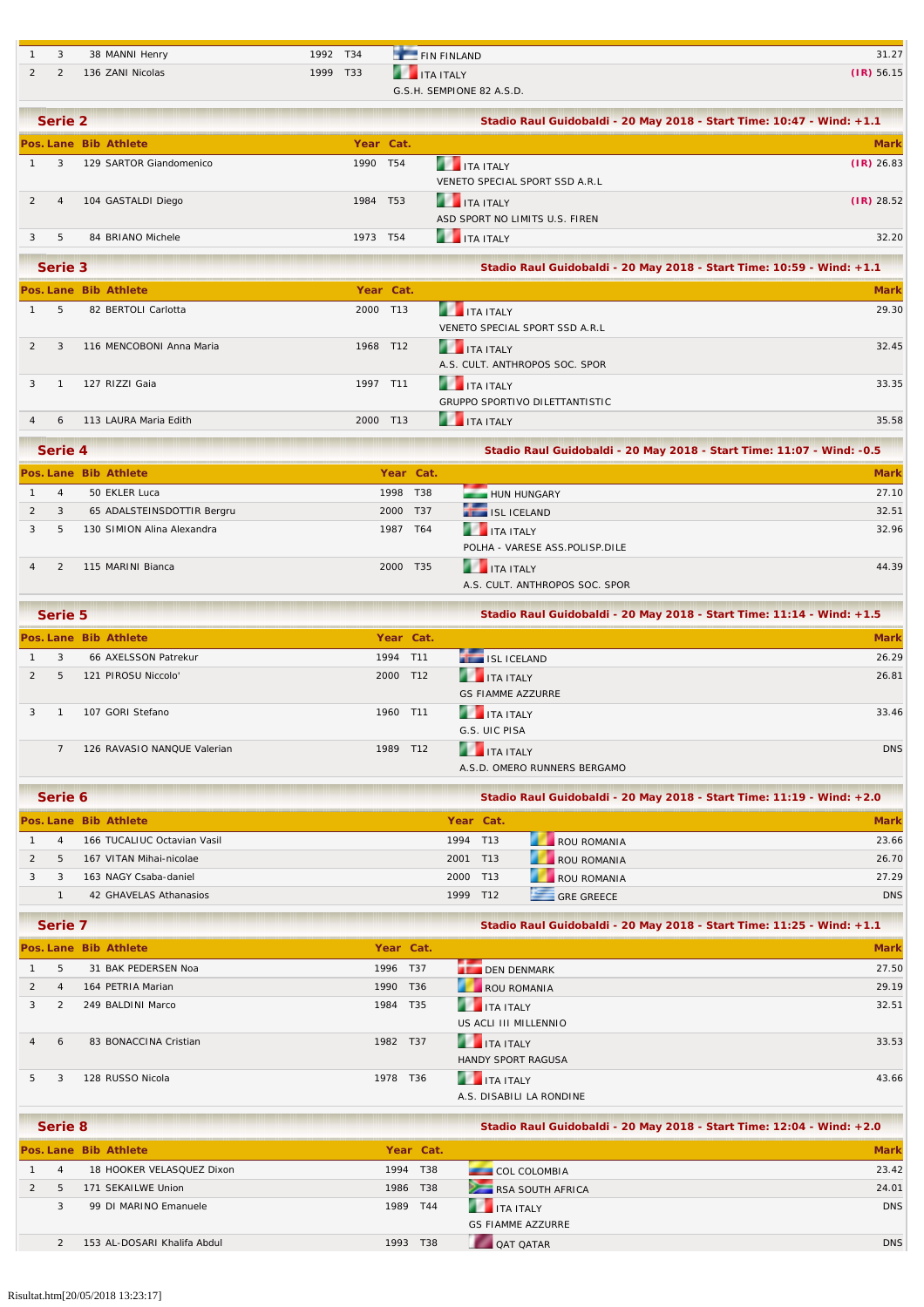| Pos. | Lane | Bib | Athlete | Year | Cat. | | Mark |
|---|---|---|---|---|---|---|---|
| 1 | 3 | 38 | MANNI Henry | 1992 | T34 | FIN FINLAND | 31.27 |
| 2 | 2 | 136 | ZANI Nicolas | 1999 | T33 | ITA ITALY<br>G.S.H. SEMPIONE 82 A.S.D. | (IR) 56.15 |

## Serie 2

**Stadio Raul Guidobaldi - 20 May 2018 - Start Time: 10:47 - Wind: +1.1**

| Pos. | Lane | Bib | Athlete | Year | Cat. | | Mark |
|---|---|---|---|---|---|---|---|
| 1 | 3 | 129 | SARTOR Giandomenico | 1990 | T54 | ITA ITALY<br>VENETO SPECIAL SPORT SSD A.R.L | (IR) 26.83 |
| 2 | 4 | 104 | GASTALDI Diego | 1984 | T53 | ITA ITALY<br>ASD SPORT NO LIMITS U.S. FIREN | (IR) 28.52 |
| 3 | 5 | 84 | BRIANO Michele | 1973 | T54 | ITA ITALY | 32.20 |

## Serie 3

**Stadio Raul Guidobaldi - 20 May 2018 - Start Time: 10:59 - Wind: +1.1**

| Pos. | Lane | Bib | Athlete | Year | Cat. | | Mark |
|---|---|---|---|---|---|---|---|
| 1 | 5 | 82 | BERTOLI Carlotta | 2000 | T13 | ITA ITALY<br>VENETO SPECIAL SPORT SSD A.R.L | 29.30 |
| 2 | 3 | 116 | MENCOBONI Anna Maria | 1968 | T12 | ITA ITALY<br>A.S. CULT. ANTHROPOS SOC. SPOR | 32.45 |
| 3 | 1 | 127 | RIZZI Gaia | 1997 | T11 | ITA ITALY<br>GRUPPO SPORTIVO DILETTANTISTIC | 33.35 |
| 4 | 6 | 113 | LAURA Maria Edith | 2000 | T13 | ITA ITALY | 35.58 |

## Serie 4

**Stadio Raul Guidobaldi - 20 May 2018 - Start Time: 11:07 - Wind: -0.5**

| Pos. | Lane | Bib | Athlete | Year | Cat. | | Mark |
|---|---|---|---|---|---|---|---|
| 1 | 4 | 50 | EKLER Luca | 1998 | T38 | HUN HUNGARY | 27.10 |
| 2 | 3 | 65 | ADALSTEINSDOTTIR Bergru | 2000 | T37 | ISL ICELAND | 32.51 |
| 3 | 5 | 130 | SIMION Alina Alexandra | 1987 | T64 | ITA ITALY<br>POLHA - VARESE ASS.POLISP.DILE | 32.96 |
| 4 | 2 | 115 | MARINI Bianca | 2000 | T35 | ITA ITALY<br>A.S. CULT. ANTHROPOS SOC. SPOR | 44.39 |

## Serie 5

**Stadio Raul Guidobaldi - 20 May 2018 - Start Time: 11:14 - Wind: +1.5**

| Pos. | Lane | Bib | Athlete | Year | Cat. | | Mark |
|---|---|---|---|---|---|---|---|
| 1 | 3 | 66 | AXELSSON Patrekur | 1994 | T11 | ISL ICELAND | 26.29 |
| 2 | 5 | 121 | PIROSU Niccolo' | 2000 | T12 | ITA ITALY<br>GS FIAMME AZZURRE | 26.81 |
| 3 | 1 | 107 | GORI Stefano | 1960 | T11 | ITA ITALY<br>G.S. UIC PISA | 33.46 |
| | 7 | 126 | RAVASIO NANQUE Valerian | 1989 | T12 | ITA ITALY<br>A.S.D. OMERO RUNNERS BERGAMO | DNS |

## Serie 6

**Stadio Raul Guidobaldi - 20 May 2018 - Start Time: 11:19 - Wind: +2.0**

| Pos. | Lane | Bib | Athlete | Year | Cat. | | Mark |
|---|---|---|---|---|---|---|---|
| 1 | 4 | 166 | TUCALIUC Octavian Vasil | 1994 | T13 | ROU ROMANIA | 23.66 |
| 2 | 5 | 167 | VITAN Mihai-nicolae | 2001 | T13 | ROU ROMANIA | 26.70 |
| 3 | 3 | 163 | NAGY Csaba-daniel | 2000 | T13 | ROU ROMANIA | 27.29 |
| | 1 | 42 | GHAVELAS Athanasios | 1999 | T12 | GRE GREECE | DNS |

## Serie 7

**Stadio Raul Guidobaldi - 20 May 2018 - Start Time: 11:25 - Wind: +1.1**

| Pos. | Lane | Bib | Athlete | Year | Cat. | | Mark |
|---|---|---|---|---|---|---|---|
| 1 | 5 | 31 | BAK PEDERSEN Noa | 1996 | T37 | DEN DENMARK | 27.50 |
| 2 | 4 | 164 | PETRIA Marian | 1990 | T36 | ROU ROMANIA | 29.19 |
| 3 | 2 | 249 | BALDINI Marco | 1984 | T35 | ITA ITALY<br>US ACLI III MILLENNIO | 32.51 |
| 4 | 6 | 83 | BONACCINA Cristian | 1982 | T37 | ITA ITALY<br>HANDY SPORT RAGUSA | 33.53 |
| 5 | 3 | 128 | RUSSO Nicola | 1978 | T36 | ITA ITALY<br>A.S. DISABILI LA RONDINE | 43.66 |

## Serie 8

**Stadio Raul Guidobaldi - 20 May 2018 - Start Time: 12:04 - Wind: +2.0**

| Pos. | Lane | Bib | Athlete | Year | Cat. | | Mark |
|---|---|---|---|---|---|---|---|
| 1 | 4 | 18 | HOOKER VELASQUEZ Dixon | 1994 | T38 | COL COLOMBIA | 23.42 |
| 2 | 5 | 171 | SEKAILWE Union | 1986 | T38 | RSA SOUTH AFRICA | 24.01 |
| | 3 | 99 | DI MARINO Emanuele | 1989 | T44 | ITA ITALY<br>GS FIAMME AZZURRE | DNS |
| | 2 | 153 | AL-DOSARI Khalifa Abdul | 1993 | T38 | QAT QATAR | DNS |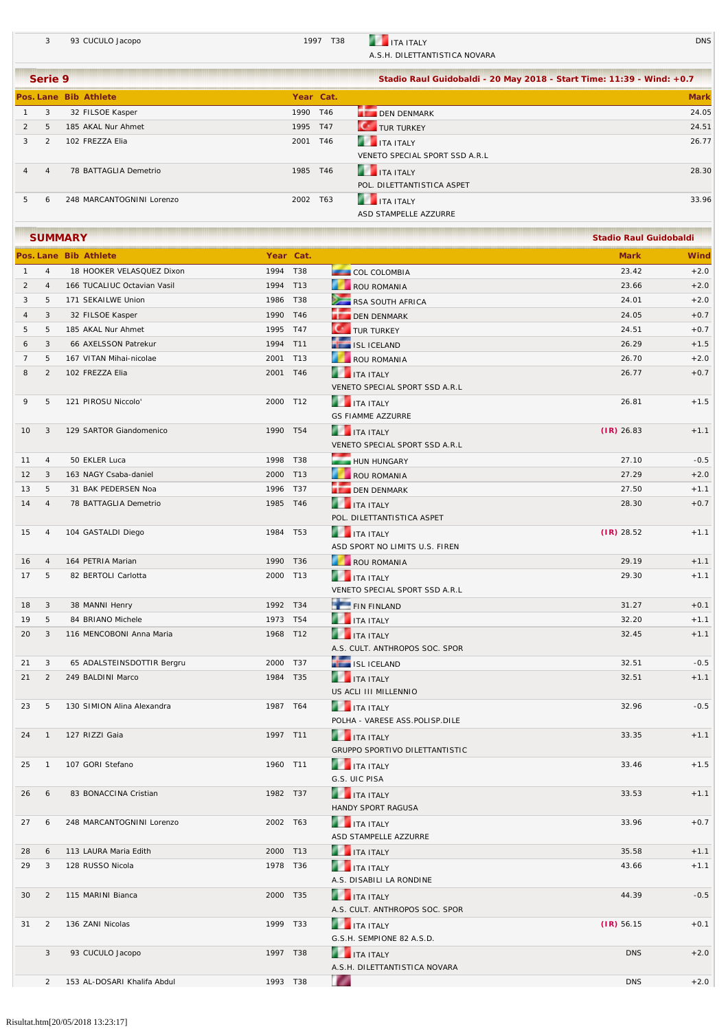| Pos. | Lane | Bib | Athlete | Year | Cat. | | Mark |
|---|---|---|---|---|---|---|---|
| | 3 | 93 | CUCULO Jacopo | 1997 | T38 | ITA ITALY<br>A.S.H. DILETTANTISTICA NOVARA | DNS |

## Serie 9

**Stadio Raul Guidobaldi - 20 May 2018 - Start Time: 11:39 - Wind: +0.7**

| Pos. | Lane | Bib | Athlete | Year | Cat. | | Mark |
|---|---|---|---|---|---|---|---|
| 1 | 3 | 32 | FILSOE Kasper | 1990 | T46 | DEN DENMARK | 24.05 |
| 2 | 5 | 185 | AKAL Nur Ahmet | 1995 | T47 | TUR TURKEY | 24.51 |
| 3 | 2 | 102 | FREZZA Elia | 2001 | T46 | ITA ITALY<br>VENETO SPECIAL SPORT SSD A.R.L | 26.77 |
| 4 | 4 | 78 | BATTAGLIA Demetrio | 1985 | T46 | ITA ITALY<br>POL. DILETTANTISTICA ASPET | 28.30 |
| 5 | 6 | 248 | MARCANTOGNINI Lorenzo | 2002 | T63 | ITA ITALY<br>ASD STAMPELLE AZZURRE | 33.96 |

## SUMMARY

**Stadio Raul Guidobaldi**

| Pos. | Lane | Bib | Athlete | Year | Cat. | | Mark | Wind |
|---|---|---|---|---|---|---|---|---|
| 1 | 4 | 18 | HOOKER VELASQUEZ Dixon | 1994 | T38 | COL COLOMBIA | 23.42 | +2.0 |
| 2 | 4 | 166 | TUCALIUC Octavian Vasil | 1994 | T13 | ROU ROMANIA | 23.66 | +2.0 |
| 3 | 5 | 171 | SEKAILWE Union | 1986 | T38 | RSA SOUTH AFRICA | 24.01 | +2.0 |
| 4 | 3 | 32 | FILSOE Kasper | 1990 | T46 | DEN DENMARK | 24.05 | +0.7 |
| 5 | 5 | 185 | AKAL Nur Ahmet | 1995 | T47 | TUR TURKEY | 24.51 | +0.7 |
| 6 | 3 | 66 | AXELSSON Patrekur | 1994 | T11 | ISL ICELAND | 26.29 | +1.5 |
| 7 | 5 | 167 | VITAN Mihai-nicolae | 2001 | T13 | ROU ROMANIA | 26.70 | +2.0 |
| 8 | 2 | 102 | FREZZA Elia | 2001 | T46 | ITA ITALY<br>VENETO SPECIAL SPORT SSD A.R.L | 26.77 | +0.7 |
| 9 | 5 | 121 | PIROSU Niccolo' | 2000 | T12 | ITA ITALY<br>GS FIAMME AZZURRE | 26.81 | +1.5 |
| 10 | 3 | 129 | SARTOR Giandomenico | 1990 | T54 | ITA ITALY<br>VENETO SPECIAL SPORT SSD A.R.L | (IR) 26.83 | +1.1 |
| 11 | 4 | 50 | EKLER Luca | 1998 | T38 | HUN HUNGARY | 27.10 | -0.5 |
| 12 | 3 | 163 | NAGY Csaba-daniel | 2000 | T13 | ROU ROMANIA | 27.29 | +2.0 |
| 13 | 5 | 31 | BAK PEDERSEN Noa | 1996 | T37 | DEN DENMARK | 27.50 | +1.1 |
| 14 | 4 | 78 | BATTAGLIA Demetrio | 1985 | T46 | ITA ITALY<br>POL. DILETTANTISTICA ASPET | 28.30 | +0.7 |
| 15 | 4 | 104 | GASTALDI Diego | 1984 | T53 | ITA ITALY<br>ASD SPORT NO LIMITS U.S. FIREN | (IR) 28.52 | +1.1 |
| 16 | 4 | 164 | PETRIA Marian | 1990 | T36 | ROU ROMANIA | 29.19 | +1.1 |
| 17 | 5 | 82 | BERTOLI Carlotta | 2000 | T13 | ITA ITALY<br>VENETO SPECIAL SPORT SSD A.R.L | 29.30 | +1.1 |
| 18 | 3 | 38 | MANNI Henry | 1992 | T34 | FIN FINLAND | 31.27 | +0.1 |
| 19 | 5 | 84 | BRIANO Michele | 1973 | T54 | ITA ITALY | 32.20 | +1.1 |
| 20 | 3 | 116 | MENCOBONI Anna Maria | 1968 | T12 | ITA ITALY<br>A.S. CULT. ANTHROPOS SOC. SPOR | 32.45 | +1.1 |
| 21 | 3 | 65 | ADALSTEINSDOTTIR Bergru | 2000 | T37 | ISL ICELAND | 32.51 | -0.5 |
| 21 | 2 | 249 | BALDINI Marco | 1984 | T35 | ITA ITALY<br>US ACLI III MILLENNIO | 32.51 | +1.1 |
| 23 | 5 | 130 | SIMION Alina Alexandra | 1987 | T64 | ITA ITALY<br>POLHA - VARESE ASS.POLISP.DILE | 32.96 | -0.5 |
| 24 | 1 | 127 | RIZZI Gaia | 1997 | T11 | ITA ITALY<br>GRUPPO SPORTIVO DILETTANTISTIC | 33.35 | +1.1 |
| 25 | 1 | 107 | GORI Stefano | 1960 | T11 | ITA ITALY<br>G.S. UIC PISA | 33.46 | +1.5 |
| 26 | 6 | 83 | BONACCINA Cristian | 1982 | T37 | ITA ITALY<br>HANDY SPORT RAGUSA | 33.53 | +1.1 |
| 27 | 6 | 248 | MARCANTOGNINI Lorenzo | 2002 | T63 | ITA ITALY<br>ASD STAMPELLE AZZURRE | 33.96 | +0.7 |
| 28 | 6 | 113 | LAURA Maria Edith | 2000 | T13 | ITA ITALY | 35.58 | +1.1 |
| 29 | 3 | 128 | RUSSO Nicola | 1978 | T36 | ITA ITALY<br>A.S. DISABILI LA RONDINE | 43.66 | +1.1 |
| 30 | 2 | 115 | MARINI Bianca | 2000 | T35 | ITA ITALY<br>A.S. CULT. ANTHROPOS SOC. SPOR | 44.39 | -0.5 |
| 31 | 2 | 136 | ZANI Nicolas | 1999 | T33 | ITA ITALY<br>G.S.H. SEMPIONE 82 A.S.D. | (IR) 56.15 | +0.1 |
| | 3 | 93 | CUCULO Jacopo | 1997 | T38 | ITA ITALY<br>A.S.H. DILETTANTISTICA NOVARA | DNS | +2.0 |
| | 2 | 153 | AL-DOSARI Khalifa Abdul | 1993 | T38 | | DNS | +2.0 |

Risultat.htm[20/05/2018 13:23:17]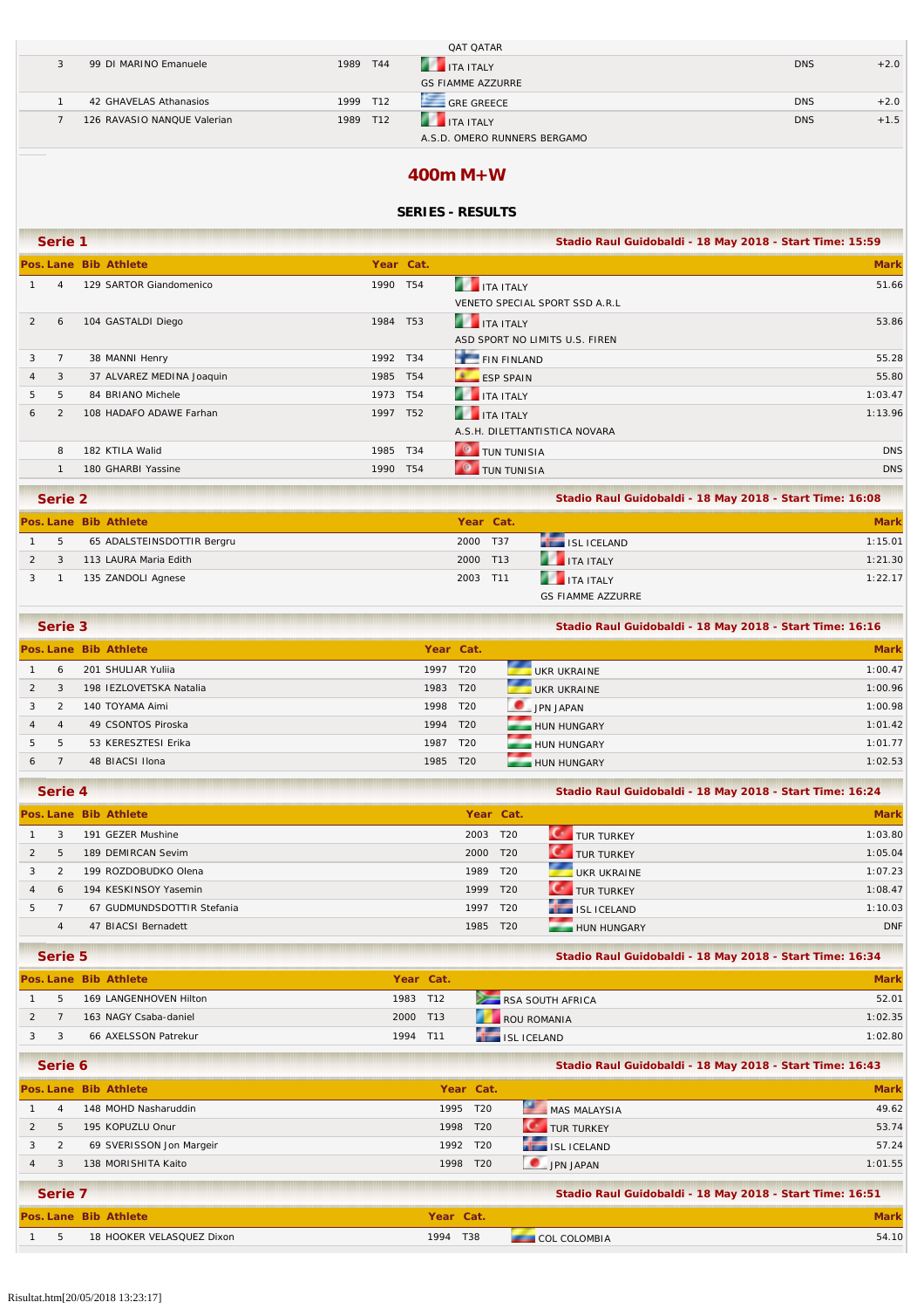| | | | | | | | |
|---|---|---|---|---|---|---|---|
| | | | | QAT QATAR | | | |
| | 3 | 99 DI MARINO Emanuele | 1989 | T44 | ITA ITALY<br>GS FIAMME AZZURRE | DNS | +2.0 |
| | 1 | 42 GHEVELAS Athanasios | 1999 | T12 | GRE GREECE | DNS | +2.0 |
| | 7 | 126 RAVASIO NANQUE Valerian | 1989 | T12 | ITA ITALY<br>A.S.D. OMERO RUNNERS BERGAMO | DNS | +1.5 |

## 400m M+W

### SERIES - RESULTS

**Serie 1** — Stadio Raul Guidobaldi - 18 May 2018 - Start Time: 15:59

| Pos. | Lane | Bib | Athlete | Year | Cat. | | Mark |
|---|---|---|---|---|---|---|---|
| 1 | 4 | 129 | SARTOR Giandomenico | 1990 | T54 | ITA ITALY<br>VENETO SPECIAL SPORT SSD A.R.L | 51.66 |
| 2 | 6 | 104 | GASTALDI Diego | 1984 | T53 | ITA ITALY<br>ASD SPORT NO LIMITS U.S. FIREN | 53.86 |
| 3 | 7 | 38 | MANNI Henry | 1992 | T34 | FIN FINLAND | 55.28 |
| 4 | 3 | 37 | ALVAREZ MEDINA Joaquin | 1985 | T54 | ESP SPAIN | 55.80 |
| 5 | 5 | 84 | BRIANO Michele | 1973 | T54 | ITA ITALY | 1:03.47 |
| 6 | 2 | 108 | HADAFO ADAWE Farhan | 1997 | T52 | ITA ITALY<br>A.S.H. DILETTANTISTICA NOVARA | 1:13.96 |
| | 8 | 182 | KTILA Walid | 1985 | T34 | TUN TUNISIA | DNS |
| | 1 | 180 | GHARBI Yassine | 1990 | T54 | TUN TUNISIA | DNS |

**Serie 2** — Stadio Raul Guidobaldi - 18 May 2018 - Start Time: 16:08

| Pos. | Lane | Bib | Athlete | Year | Cat. | | Mark |
|---|---|---|---|---|---|---|---|
| 1 | 5 | 65 | ADALSTEINSDOTTIR Bergru | 2000 | T37 | ISL ICELAND | 1:15.01 |
| 2 | 3 | 113 | LAURA Maria Edith | 2000 | T13 | ITA ITALY | 1:21.30 |
| 3 | 1 | 135 | ZANDOLI Agnese | 2003 | T11 | ITA ITALY<br>GS FIAMME AZZURRE | 1:22.17 |

**Serie 3** — Stadio Raul Guidobaldi - 18 May 2018 - Start Time: 16:16

| Pos. | Lane | Bib | Athlete | Year | Cat. | | Mark |
|---|---|---|---|---|---|---|---|
| 1 | 6 | 201 | SHULIAR Yuliia | 1997 | T20 | UKR UKRAINE | 1:00.47 |
| 2 | 3 | 198 | IEZLOVETSKA Natalia | 1983 | T20 | UKR UKRAINE | 1:00.96 |
| 3 | 2 | 140 | TOYAMA Aimi | 1998 | T20 | JPN JAPAN | 1:00.98 |
| 4 | 4 | 49 | CSONTOS Piroska | 1994 | T20 | HUN HUNGARY | 1:01.42 |
| 5 | 5 | 53 | KERESZTESI Erika | 1987 | T20 | HUN HUNGARY | 1:01.77 |
| 6 | 7 | 48 | BIACSI Ilona | 1985 | T20 | HUN HUNGARY | 1:02.53 |

**Serie 4** — Stadio Raul Guidobaldi - 18 May 2018 - Start Time: 16:24

| Pos. | Lane | Bib | Athlete | Year | Cat. | | Mark |
|---|---|---|---|---|---|---|---|
| 1 | 3 | 191 | GEZER Mushine | 2003 | T20 | TUR TURKEY | 1:03.80 |
| 2 | 5 | 189 | DEMIRCAN Sevim | 2000 | T20 | TUR TURKEY | 1:05.04 |
| 3 | 2 | 199 | ROZDOBUDKO Olena | 1989 | T20 | UKR UKRAINE | 1:07.23 |
| 4 | 6 | 194 | KESKINSOY Yasemin | 1999 | T20 | TUR TURKEY | 1:08.47 |
| 5 | 7 | 67 | GUDMUNDSDOTTIR Stefania | 1997 | T20 | ISL ICELAND | 1:10.03 |
| | 4 | 47 | BIACSI Bernadett | 1985 | T20 | HUN HUNGARY | DNF |

**Serie 5** — Stadio Raul Guidobaldi - 18 May 2018 - Start Time: 16:34

| Pos. | Lane | Bib | Athlete | Year | Cat. | | Mark |
|---|---|---|---|---|---|---|---|
| 1 | 5 | 169 | LANGENHOVEN Hilton | 1983 | T12 | RSA SOUTH AFRICA | 52.01 |
| 2 | 7 | 163 | NAGY Csaba-daniel | 2000 | T13 | ROU ROMANIA | 1:02.35 |
| 3 | 3 | 66 | AXELSSON Patrekur | 1994 | T11 | ISL ICELAND | 1:02.80 |

**Serie 6** — Stadio Raul Guidobaldi - 18 May 2018 - Start Time: 16:43

| Pos. | Lane | Bib | Athlete | Year | Cat. | | Mark |
|---|---|---|---|---|---|---|---|
| 1 | 4 | 148 | MOHD Nasharuddin | 1995 | T20 | MAS MALAYSIA | 49.62 |
| 2 | 5 | 195 | KOPUZLU Onur | 1998 | T20 | TUR TURKEY | 53.74 |
| 3 | 2 | 69 | SVERISSON Jon Margeir | 1992 | T20 | ISL ICELAND | 57.24 |
| 4 | 3 | 138 | MORISHITA Kaito | 1998 | T20 | JPN JAPAN | 1:01.55 |

**Serie 7** — Stadio Raul Guidobaldi - 18 May 2018 - Start Time: 16:51

| Pos. | Lane | Bib | Athlete | Year | Cat. | | Mark |
|---|---|---|---|---|---|---|---|
| 1 | 5 | 18 | HOOKER VELASQUEZ Dixon | 1994 | T38 | COL COLOMBIA | 54.10 |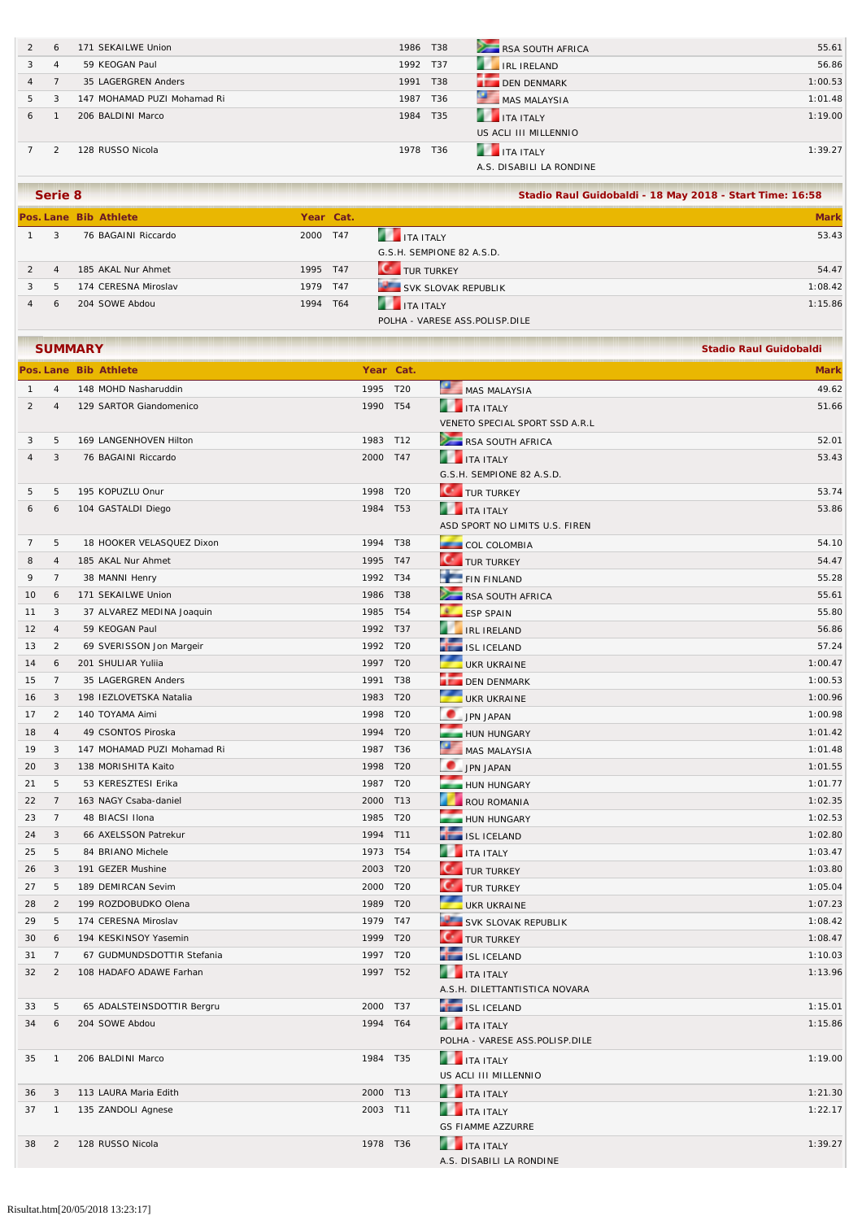| Pos. | Lane | Bib | Athlete | Year | Cat. | | Mark |
|---|---|---|---|---|---|---|---|
| 2 | 6 | 171 | SEKAILWE Union | 1986 | T38 | RSA SOUTH AFRICA | 55.61 |
| 3 | 4 | 59 | KEOGAN Paul | 1992 | T37 | IRL IRELAND | 56.86 |
| 4 | 7 | 35 | LAGERGREN Anders | 1991 | T38 | DEN DENMARK | 1:00.53 |
| 5 | 3 | 147 | MOHAMAD PUZI Mohamad Ri | 1987 | T36 | MAS MALAYSIA | 1:01.48 |
| 6 | 1 | 206 | BALDINI Marco | 1984 | T35 | ITA ITALY<br>US ACLI III MILLENNIO | 1:19.00 |
| 7 | 2 | 128 | RUSSO Nicola | 1978 | T36 | ITA ITALY<br>A.S. DISABILI LA RONDINE | 1:39.27 |

## Serie 8

**Stadio Raul Guidobaldi - 18 May 2018 - Start Time: 16:58**

| Pos. | Lane | Bib | Athlete | Year | Cat. | | Mark |
|---|---|---|---|---|---|---|---|
| 1 | 3 | 76 | BAGAINI Riccardo | 2000 | T47 | ITA ITALY<br>G.S.H. SEMPIONE 82 A.S.D. | 53.43 |
| 2 | 4 | 185 | AKAL Nur Ahmet | 1995 | T47 | TUR TURKEY | 54.47 |
| 3 | 5 | 174 | CERESNA Miroslav | 1979 | T47 | SVK SLOVAK REPUBLIK | 1:08.42 |
| 4 | 6 | 204 | SOWE Abdou | 1994 | T64 | ITA ITALY<br>POLHA - VARESE ASS.POLISP.DILE | 1:15.86 |

## SUMMARY

**Stadio Raul Guidobaldi**

| Pos. | Lane | Bib | Athlete | Year | Cat. | | Mark |
|---|---|---|---|---|---|---|---|
| 1 | 4 | 148 | MOHD Nasharuddin | 1995 | T20 | MAS MALAYSIA | 49.62 |
| 2 | 4 | 129 | SARTOR Giandomenico | 1990 | T54 | ITA ITALY<br>VENETO SPECIAL SPORT SSD A.R.L | 51.66 |
| 3 | 5 | 169 | LANGENHOVEN Hilton | 1983 | T12 | RSA SOUTH AFRICA | 52.01 |
| 4 | 3 | 76 | BAGAINI Riccardo | 2000 | T47 | ITA ITALY<br>G.S.H. SEMPIONE 82 A.S.D. | 53.43 |
| 5 | 5 | 195 | KOPUZLU Onur | 1998 | T20 | TUR TURKEY | 53.74 |
| 6 | 6 | 104 | GASTALDI Diego | 1984 | T53 | ITA ITALY<br>ASD SPORT NO LIMITS U.S. FIREN | 53.86 |
| 7 | 5 | 18 | HOOKER VELASQUEZ Dixon | 1994 | T38 | COL COLOMBIA | 54.10 |
| 8 | 4 | 185 | AKAL Nur Ahmet | 1995 | T47 | TUR TURKEY | 54.47 |
| 9 | 7 | 38 | MANNI Henry | 1992 | T34 | FIN FINLAND | 55.28 |
| 10 | 6 | 171 | SEKAILWE Union | 1986 | T38 | RSA SOUTH AFRICA | 55.61 |
| 11 | 3 | 37 | ALVAREZ MEDINA Joaquin | 1985 | T54 | ESP SPAIN | 55.80 |
| 12 | 4 | 59 | KEOGAN Paul | 1992 | T37 | IRL IRELAND | 56.86 |
| 13 | 2 | 69 | SVERISSON Jon Margeir | 1992 | T20 | ISL ICELAND | 57.24 |
| 14 | 6 | 201 | SHULIAR Yuliia | 1997 | T20 | UKR UKRAINE | 1:00.47 |
| 15 | 7 | 35 | LAGERGREN Anders | 1991 | T38 | DEN DENMARK | 1:00.53 |
| 16 | 3 | 198 | IEZLOVETSKA Natalia | 1983 | T20 | UKR UKRAINE | 1:00.96 |
| 17 | 2 | 140 | TOYAMA Aimi | 1998 | T20 | JPN JAPAN | 1:00.98 |
| 18 | 4 | 49 | CSONTOS Piroska | 1994 | T20 | HUN HUNGARY | 1:01.42 |
| 19 | 3 | 147 | MOHAMAD PUZI Mohamad Ri | 1987 | T36 | MAS MALAYSIA | 1:01.48 |
| 20 | 3 | 138 | MORISHITA Kaito | 1998 | T20 | JPN JAPAN | 1:01.55 |
| 21 | 5 | 53 | KERESZTESI Erika | 1987 | T20 | HUN HUNGARY | 1:01.77 |
| 22 | 7 | 163 | NAGY Csaba-daniel | 2000 | T13 | ROU ROMANIA | 1:02.35 |
| 23 | 7 | 48 | BIACSI Ilona | 1985 | T20 | HUN HUNGARY | 1:02.53 |
| 24 | 3 | 66 | AXELSSON Patrekur | 1994 | T11 | ISL ICELAND | 1:02.80 |
| 25 | 5 | 84 | BRIANO Michele | 1973 | T54 | ITA ITALY | 1:03.47 |
| 26 | 3 | 191 | GEZER Mushine | 2003 | T20 | TUR TURKEY | 1:03.80 |
| 27 | 5 | 189 | DEMIRCAN Sevim | 2000 | T20 | TUR TURKEY | 1:05.04 |
| 28 | 2 | 199 | ROZDOBUDKO Olena | 1989 | T20 | UKR UKRAINE | 1:07.23 |
| 29 | 5 | 174 | CERESNA Miroslav | 1979 | T47 | SVK SLOVAK REPUBLIK | 1:08.42 |
| 30 | 6 | 194 | KESKINSOY Yasemin | 1999 | T20 | TUR TURKEY | 1:08.47 |
| 31 | 7 | 67 | GUDMUNDSDOTTIR Stefania | 1997 | T20 | ISL ICELAND | 1:10.03 |
| 32 | 2 | 108 | HADAFO ADAWE Farhan | 1997 | T52 | ITA ITALY<br>A.S.H. DILETTANTISTICA NOVARA | 1:13.96 |
| 33 | 5 | 65 | ADALSTEINSDOTTIR Bergru | 2000 | T37 | ISL ICELAND | 1:15.01 |
| 34 | 6 | 204 | SOWE Abdou | 1994 | T64 | ITA ITALY<br>POLHA - VARESE ASS.POLISP.DILE | 1:15.86 |
| 35 | 1 | 206 | BALDINI Marco | 1984 | T35 | ITA ITALY<br>US ACLI III MILLENNIO | 1:19.00 |
| 36 | 3 | 113 | LAURA Maria Edith | 2000 | T13 | ITA ITALY | 1:21.30 |
| 37 | 1 | 135 | ZANDOLI Agnese | 2003 | T11 | ITA ITALY<br>GS FIAMME AZZURRE | 1:22.17 |
| 38 | 2 | 128 | RUSSO Nicola | 1978 | T36 | ITA ITALY<br>A.S. DISABILI LA RONDINE | 1:39.27 |

Risultat.htm[20/05/2018 13:23:17]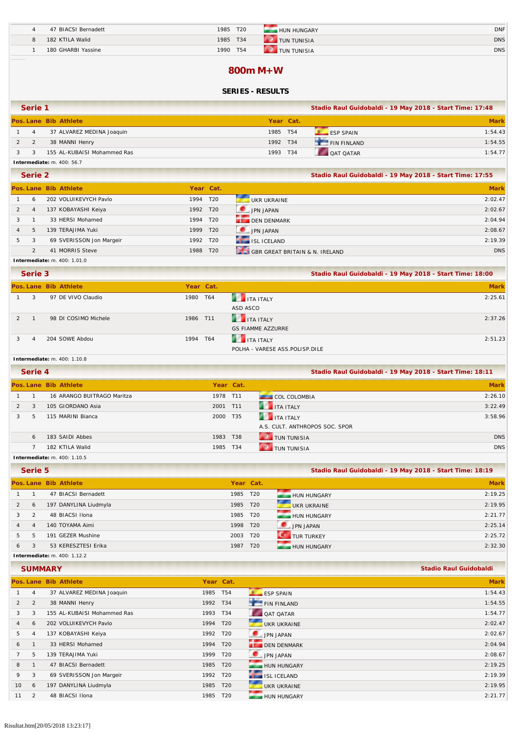| | | | | | | |
|---|---|---|---|---|---|---|
| 4 | 47 | BIACSI Bernadett | 1985 | T20 | HUN HUNGARY | DNF |
| 8 | 182 | KTILA Walid | 1985 | T34 | TUN TUNISIA | DNS |
| 1 | 180 | GHARBI Yassine | 1990 | T54 | TUN TUNISIA | DNS |

# 800m M+W

## SERIES - RESULTS

### Serie 1

Stadio Raul Guidobaldi - 19 May 2018 - Start Time: 17:48

| Pos. | Lane | Bib | Athlete | Year | Cat. | | Mark |
|---|---|---|---|---|---|---|---|
| 1 | 4 | 37 | ALVAREZ MEDINA Joaquin | 1985 | T54 | ESP SPAIN | 1:54.43 |
| 2 | 2 | 38 | MANNI Henry | 1992 | T34 | FIN FINLAND | 1:54.55 |
| 3 | 3 | 155 | AL-KUBAISI Mohammed Ras | 1993 | T34 | QAT QATAR | 1:54.77 |

**Intermediate:** m. 400: 56.7

### Serie 2

Stadio Raul Guidobaldi - 19 May 2018 - Start Time: 17:55

| Pos. | Lane | Bib | Athlete | Year | Cat. | | Mark |
|---|---|---|---|---|---|---|---|
| 1 | 6 | 202 | VOLUIKEVYCH Pavlo | 1994 | T20 | UKR UKRAINE | 2:02.47 |
| 2 | 4 | 137 | KOBAYASHI Keiya | 1992 | T20 | JPN JAPAN | 2:02.67 |
| 3 | 1 | 33 | HERSI Mohamed | 1994 | T20 | DEN DENMARK | 2:04.94 |
| 4 | 5 | 139 | TERAJIMA Yuki | 1999 | T20 | JPN JAPAN | 2:08.67 |
| 5 | 3 | 69 | SVERISSON Jon Margeir | 1992 | T20 | ISL ICELAND | 2:19.39 |
| | 2 | 41 | MORRIS Steve | 1988 | T20 | GBR GREAT BRITAIN & N. IRELAND | DNS |

**Intermediate:** m. 400: 1.01.0

### Serie 3

Stadio Raul Guidobaldi - 19 May 2018 - Start Time: 18:00

| Pos. | Lane | Bib | Athlete | Year | Cat. | | Mark |
|---|---|---|---|---|---|---|---|
| 1 | 3 | 97 | DE VIVO Claudio | 1980 | T64 | ITA ITALY<br>ASD ASCO | 2:25.61 |
| 2 | 1 | 98 | DI COSIMO Michele | 1986 | T11 | ITA ITALY<br>GS FIAMME AZZURRE | 2:37.26 |
| 3 | 4 | 204 | SOWE Abdou | 1994 | T64 | ITA ITALY<br>POLHA - VARESE ASS.POLISP.DILE | 2:51.23 |

**Intermediate:** m. 400: 1.10.8

### Serie 4

Stadio Raul Guidobaldi - 19 May 2018 - Start Time: 18:11

| Pos. | Lane | Bib | Athlete | Year | Cat. | | Mark |
|---|---|---|---|---|---|---|---|
| 1 | 1 | 16 | ARANGO BUITRAGO Maritza | 1978 | T11 | COL COLOMBIA | 2:26.10 |
| 2 | 3 | 105 | GIORDANO Asia | 2001 | T11 | ITA ITALY | 3:22.49 |
| 3 | 5 | 115 | MARINI Bianca | 2000 | T35 | ITA ITALY<br>A.S. CULT. ANTHROPOS SOC. SPOR | 3:58.96 |
| | 6 | 183 | SAIDI Abbes | 1983 | T38 | TUN TUNISIA | DNS |
| | 7 | 182 | KTILA Walid | 1985 | T34 | TUN TUNISIA | DNS |

**Intermediate:** m. 400: 1.10.5

### Serie 5

Stadio Raul Guidobaldi - 19 May 2018 - Start Time: 18:19

| Pos. | Lane | Bib | Athlete | Year | Cat. | | Mark |
|---|---|---|---|---|---|---|---|
| 1 | 1 | 47 | BIACSI Bernadett | 1985 | T20 | HUN HUNGARY | 2:19.25 |
| 2 | 6 | 197 | DANYLINA Liudmyla | 1985 | T20 | UKR UKRAINE | 2:19.95 |
| 3 | 2 | 48 | BIACSI Ilona | 1985 | T20 | HUN HUNGARY | 2:21.77 |
| 4 | 4 | 140 | TOYAMA Aimi | 1998 | T20 | JPN JAPAN | 2:25.14 |
| 5 | 5 | 191 | GEZER Mushine | 2003 | T20 | TUR TURKEY | 2:25.72 |
| 6 | 3 | 53 | KERESZTESI Erika | 1987 | T20 | HUN HUNGARY | 2:32.30 |

**Intermediate:** m. 400: 1.12.2

### SUMMARY

Stadio Raul Guidobaldi

| Pos. | Lane | Bib | Athlete | Year | Cat. | | Mark |
|---|---|---|---|---|---|---|---|
| 1 | 4 | 37 | ALVAREZ MEDINA Joaquin | 1985 | T54 | ESP SPAIN | 1:54.43 |
| 2 | 2 | 38 | MANNI Henry | 1992 | T34 | FIN FINLAND | 1:54.55 |
| 3 | 3 | 155 | AL-KUBAISI Mohammed Ras | 1993 | T34 | QAT QATAR | 1:54.77 |
| 4 | 6 | 202 | VOLUIKEVYCH Pavlo | 1994 | T20 | UKR UKRAINE | 2:02.47 |
| 5 | 4 | 137 | KOBAYASHI Keiya | 1992 | T20 | JPN JAPAN | 2:02.67 |
| 6 | 1 | 33 | HERSI Mohamed | 1994 | T20 | DEN DENMARK | 2:04.94 |
| 7 | 5 | 139 | TERAJIMA Yuki | 1999 | T20 | JPN JAPAN | 2:08.67 |
| 8 | 1 | 47 | BIACSI Bernadett | 1985 | T20 | HUN HUNGARY | 2:19.25 |
| 9 | 3 | 69 | SVERISSON Jon Margeir | 1992 | T20 | ISL ICELAND | 2:19.39 |
| 10 | 6 | 197 | DANYLINA Liudmyla | 1985 | T20 | UKR UKRAINE | 2:19.95 |
| 11 | 2 | 48 | BIACSI Ilona | 1985 | T20 | HUN HUNGARY | 2:21.77 |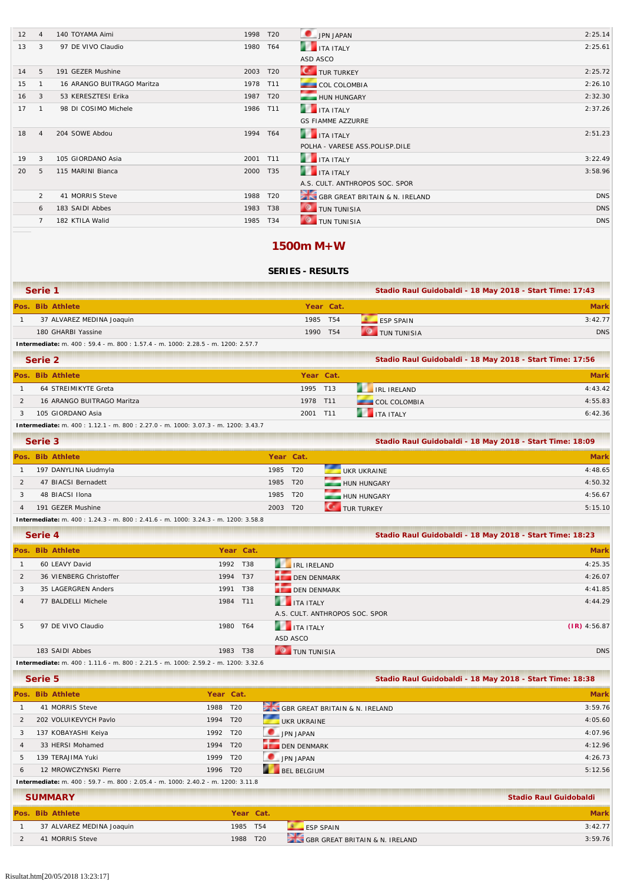| Pos. | Heat | Bib Athlete | Year | Cat. | Nation | Mark |
|---|---|---|---|---|---|---|
| 12 | 4 | 140 TOYAMA Aimi | 1998 | T20 | JPN JAPAN | 2:25.14 |
| 13 | 3 | 97 DE VIVO Claudio | 1980 | T64 | ITA ITALY<br>ASD ASCO | 2:25.61 |
| 14 | 5 | 191 GEZER Mushine | 2003 | T20 | TUR TURKEY | 2:25.72 |
| 15 | 1 | 16 ARANGO BUITRAGO Maritza | 1978 | T11 | COL COLOMBIA | 2:26.10 |
| 16 | 3 | 53 KERESZTESI Erika | 1987 | T20 | HUN HUNGARY | 2:32.30 |
| 17 | 1 | 98 DI COSIMO Michele | 1986 | T11 | ITA ITALY<br>GS FIAMME AZZURRE | 2:37.26 |
| 18 | 4 | 204 SOWE Abdou | 1994 | T64 | ITA ITALY<br>POLHA - VARESE ASS.POLISP.DILE | 2:51.23 |
| 19 | 3 | 105 GIORDANO Asia | 2001 | T11 | ITA ITALY | 3:22.49 |
| 20 | 5 | 115 MARINI Bianca | 2000 | T35 | ITA ITALY<br>A.S. CULT. ANTHROPOS SOC. SPOR | 3:58.96 |
| | 2 | 41 MORRIS Steve | 1988 | T20 | GBR GREAT BRITAIN & N. IRELAND | DNS |
| | 6 | 183 SAIDI Abbes | 1983 | T38 | TUN TUNISIA | DNS |
| | 7 | 182 KTILA Walid | 1985 | T34 | TUN TUNISIA | DNS |

# 1500m M+W

## SERIES - RESULTS

### Serie 1

Stadio Raul Guidobaldi - 18 May 2018 - Start Time: 17:43

| Pos. | Bib Athlete | Year | Cat. | Nation | Mark |
|---|---|---|---|---|---|
| 1 | 37 ALVAREZ MEDINA Joaquin | 1985 | T54 | ESP SPAIN | 3:42.77 |
| | 180 GHARBI Yassine | 1990 | T54 | TUN TUNISIA | DNS |

**Intermediate:** m. 400 : 59.4 - m. 800 : 1.57.4 - m. 1000: 2.28.5 - m. 1200: 2.57.7

### Serie 2

Stadio Raul Guidobaldi - 18 May 2018 - Start Time: 17:56

| Pos. | Bib Athlete | Year | Cat. | Nation | Mark |
|---|---|---|---|---|---|
| 1 | 64 STREIMIKYTE Greta | 1995 | T13 | IRL IRELAND | 4:43.42 |
| 2 | 16 ARANGO BUITRAGO Maritza | 1978 | T11 | COL COLOMBIA | 4:55.83 |
| 3 | 105 GIORDANO Asia | 2001 | T11 | ITA ITALY | 6:42.36 |

**Intermediate:** m. 400 : 1.12.1 - m. 800 : 2.27.0 - m. 1000: 3.07.3 - m. 1200: 3.43.7

### Serie 3

Stadio Raul Guidobaldi - 18 May 2018 - Start Time: 18:09

| Pos. | Bib Athlete | Year | Cat. | Nation | Mark |
|---|---|---|---|---|---|
| 1 | 197 DANYLINA Liudmyla | 1985 | T20 | UKR UKRAINE | 4:48.65 |
| 2 | 47 BIACSI Bernadett | 1985 | T20 | HUN HUNGARY | 4:50.32 |
| 3 | 48 BIACSI Ilona | 1985 | T20 | HUN HUNGARY | 4:56.67 |
| 4 | 191 GEZER Mushine | 2003 | T20 | TUR TURKEY | 5:15.10 |

**Intermediate:** m. 400 : 1.24.3 - m. 800 : 2.41.6 - m. 1000: 3.24.3 - m. 1200: 3.58.8

### Serie 4

Stadio Raul Guidobaldi - 18 May 2018 - Start Time: 18:23

| Pos. | Bib Athlete | Year | Cat. | Nation | Mark |
|---|---|---|---|---|---|
| 1 | 60 LEAVY David | 1992 | T38 | IRL IRELAND | 4:25.35 |
| 2 | 36 VIENBERG Christoffer | 1994 | T37 | DEN DENMARK | 4:26.07 |
| 3 | 35 LAGERGREN Anders | 1991 | T38 | DEN DENMARK | 4:41.85 |
| 4 | 77 BALDELLI Michele | 1984 | T11 | ITA ITALY<br>A.S. CULT. ANTHROPOS SOC. SPOR | 4:44.29 |
| 5 | 97 DE VIVO Claudio | 1980 | T64 | ITA ITALY<br>ASD ASCO | (IR) 4:56.87 |
| | 183 SAIDI Abbes | 1983 | T38 | TUN TUNISIA | DNS |

**Intermediate:** m. 400 : 1.11.6 - m. 800 : 2.21.5 - m. 1000: 2.59.2 - m. 1200: 3.32.6

### Serie 5

Stadio Raul Guidobaldi - 18 May 2018 - Start Time: 18:38

| Pos. | Bib Athlete | Year | Cat. | Nation | Mark |
|---|---|---|---|---|---|
| 1 | 41 MORRIS Steve | 1988 | T20 | GBR GREAT BRITAIN & N. IRELAND | 3:59.76 |
| 2 | 202 VOLUIKEVYCH Pavlo | 1994 | T20 | UKR UKRAINE | 4:05.60 |
| 3 | 137 KOBAYASHI Keiya | 1992 | T20 | JPN JAPAN | 4:07.96 |
| 4 | 33 HERSI Mohamed | 1994 | T20 | DEN DENMARK | 4:12.96 |
| 5 | 139 TERAJIMA Yuki | 1999 | T20 | JPN JAPAN | 4:26.73 |
| 6 | 12 MROWCZYNSKI Pierre | 1996 | T20 | BEL BELGIUM | 5:12.56 |

**Intermediate:** m. 400 : 59.7 - m. 800 : 2.05.4 - m. 1000: 2.40.2 - m. 1200: 3.11.8

### SUMMARY

Stadio Raul Guidobaldi

| Pos. | Bib Athlete | Year | Cat. | Nation | Mark |
|---|---|---|---|---|---|
| 1 | 37 ALVAREZ MEDINA Joaquin | 1985 | T54 | ESP SPAIN | 3:42.77 |
| 2 | 41 MORRIS Steve | 1988 | T20 | GBR GREAT BRITAIN & N. IRELAND | 3:59.76 |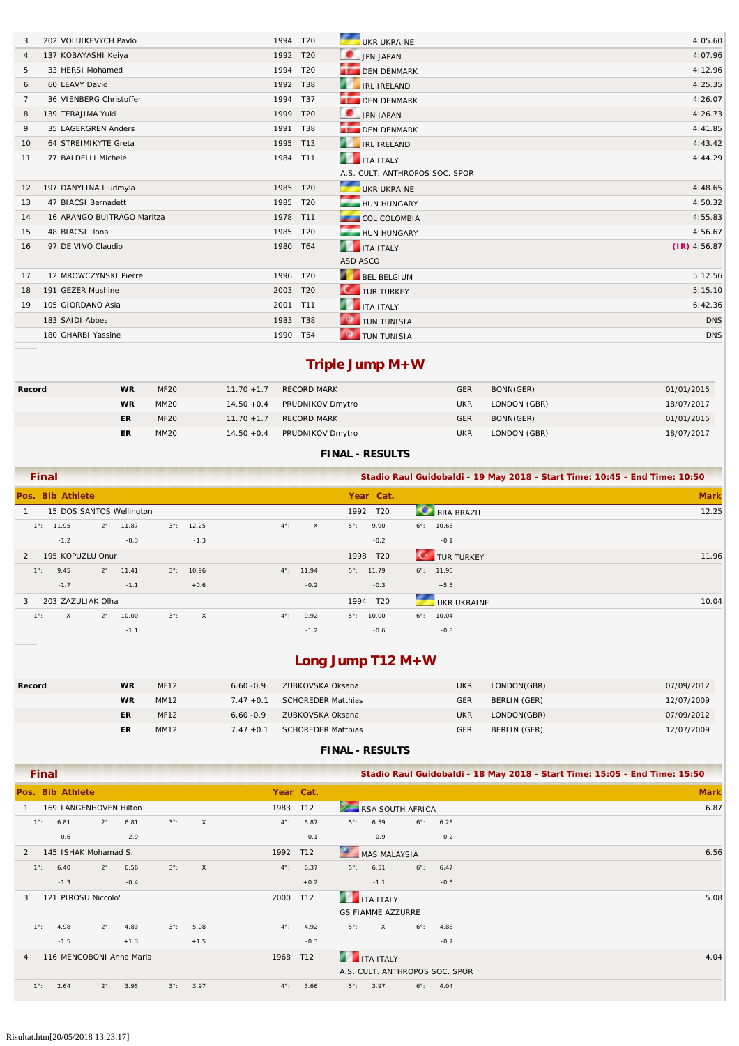| Pos. | Bib | Athlete | Year | Cat. | Nation | Mark |
|---|---|---|---|---|---|---|
| 3 | 202 | VOLUIKEVYCH Pavlo | 1994 | T20 | UKR UKRAINE | 4:05.60 |
| 4 | 137 | KOBAYASHI Keiya | 1992 | T20 | JPN JAPAN | 4:07.96 |
| 5 | 33 | HERSI Mohamed | 1994 | T20 | DEN DENMARK | 4:12.96 |
| 6 | 60 | LEAVY David | 1992 | T38 | IRL IRELAND | 4:25.35 |
| 7 | 36 | VIENBERG Christoffer | 1994 | T37 | DEN DENMARK | 4:26.07 |
| 8 | 139 | TERAJIMA Yuki | 1999 | T20 | JPN JAPAN | 4:26.73 |
| 9 | 35 | LAGERGREN Anders | 1991 | T38 | DEN DENMARK | 4:41.85 |
| 10 | 64 | STREIMIKYTE Greta | 1995 | T13 | IRL IRELAND | 4:43.42 |
| 11 | 77 | BALDELLI Michele | 1984 | T11 | ITA ITALY<br>A.S. CULT. ANTHROPOS SOC. SPOR | 4:44.29 |
| 12 | 197 | DANYLINA Liudmyla | 1985 | T20 | UKR UKRAINE | 4:48.65 |
| 13 | 47 | BIACSI Bernadett | 1985 | T20 | HUN HUNGARY | 4:50.32 |
| 14 | 16 | ARANGO BUITRAGO Maritza | 1978 | T11 | COL COLOMBIA | 4:55.83 |
| 15 | 48 | BIACSI Ilona | 1985 | T20 | HUN HUNGARY | 4:56.67 |
| 16 | 97 | DE VIVO Claudio | 1980 | T64 | ITA ITALY<br>ASD ASCO | (IR) 4:56.87 |
| 17 | 12 | MROWCZYNSKI Pierre | 1996 | T20 | BEL BELGIUM | 5:12.56 |
| 18 | 191 | GEZER Mushine | 2003 | T20 | TUR TURKEY | 5:15.10 |
| 19 | 105 | GIORDANO Asia | 2001 | T11 | ITA ITALY | 6:42.36 |
| | 183 | SAIDI Abbes | 1983 | T38 | TUN TUNISIA | DNS |
| | 180 | GHARBI Yassine | 1990 | T54 | TUN TUNISIA | DNS |

# Triple Jump M+W

| Record | | | | | | | |
|---|---|---|---|---|---|---|---|
| Record | WR | MF20 | 11.70 +1.7 | RECORD MARK | GER | BONN(GER) | 01/01/2015 |
| | WR | MM20 | 14.50 +0.4 | PRUDNIKOV Dmytro | UKR | LONDON (GBR) | 18/07/2017 |
| | ER | MF20 | 11.70 +1.7 | RECORD MARK | GER | BONN(GER) | 01/01/2015 |
| | ER | MM20 | 14.50 +0.4 | PRUDNIKOV Dmytro | UKR | LONDON (GBR) | 18/07/2017 |

**FINAL - RESULTS**

**Final** — Stadio Raul Guidobaldi - 19 May 2018 - Start Time: 10:45 - End Time: 10:50

| Pos. | Bib | Athlete | Year | Cat. | Nation | Mark |
|---|---|---|---|---|---|---|
| 1 | 15 | DOS SANTOS Wellington | 1992 | T20 | BRA BRAZIL | 12.25 |
| | | 1°: 11.95 (-1.2) 2°: 11.87 (-0.3) 3°: 12.25 (-1.3) 4°: X 5°: 9.90 (-0.2) 6°: 10.63 (-0.1) | | | | |
| 2 | 195 | KOPUZLU Onur | 1998 | T20 | TUR TURKEY | 11.96 |
| | | 1°: 9.45 (-1.7) 2°: 11.41 (-1.1) 3°: 10.96 (+0.6) 4°: 11.94 (-0.2) 5°: 11.79 (-0.3) 6°: 11.96 (+5.5) | | | | |
| 3 | 203 | ZAZULIAK Olha | 1994 | T20 | UKR UKRAINE | 10.04 |
| | | 1°: X 2°: 10.00 (-1.1) 3°: X 4°: 9.92 (-1.2) 5°: 10.00 (-0.6) 6°: 10.04 (-0.8) | | | | |

# Long Jump T12 M+W

| Record | | | | | | | |
|---|---|---|---|---|---|---|---|
| Record | WR | MF12 | 6.60 -0.9 | ZUBKOVSKA Oksana | UKR | LONDON(GBR) | 07/09/2012 |
| | WR | MM12 | 7.47 +0.1 | SCHOREDER Matthias | GER | BERLIN (GER) | 12/07/2009 |
| | ER | MF12 | 6.60 -0.9 | ZUBKOVSKA Oksana | UKR | LONDON(GBR) | 07/09/2012 |
| | ER | MM12 | 7.47 +0.1 | SCHOREDER Matthias | GER | BERLIN (GER) | 12/07/2009 |

**FINAL - RESULTS**

**Final** — Stadio Raul Guidobaldi - 18 May 2018 - Start Time: 15:05 - End Time: 15:50

| Pos. | Bib | Athlete | Year | Cat. | Nation | Mark |
|---|---|---|---|---|---|---|
| 1 | 169 | LANGENHOVEN Hilton | 1983 | T12 | RSA SOUTH AFRICA | 6.87 |
| | | 1°: 6.81 (-0.6) 2°: 6.81 (-2.9) 3°: X 4°: 6.87 (-0.1) 5°: 6.59 (-0.9) 6°: 6.28 (-0.2) | | | | |
| 2 | 145 | ISHAK Mohamad S. | 1992 | T12 | MAS MALAYSIA | 6.56 |
| | | 1°: 6.40 (-1.3) 2°: 6.56 (-0.4) 3°: X 4°: 6.37 (+0.2) 5°: 6.51 (-1.1) 6°: 6.47 (-0.5) | | | | |
| 3 | 121 | PIROSU Niccolo' | 2000 | T12 | ITA ITALY<br>GS FIAMME AZZURRE | 5.08 |
| | | 1°: 4.98 (-1.5) 2°: 4.83 (+1.3) 3°: 5.08 (+1.5) 4°: 4.92 (-0.3) 5°: X 6°: 4.88 (-0.7) | | | | |
| 4 | 116 | MENCOBONI Anna Maria | 1968 | T12 | ITA ITALY<br>A.S. CULT. ANTHROPOS SOC. SPOR | 4.04 |
| | | 1°: 2.64 2°: 3.95 3°: 3.97 4°: 3.66 5°: 3.97 6°: 4.04 | | | | |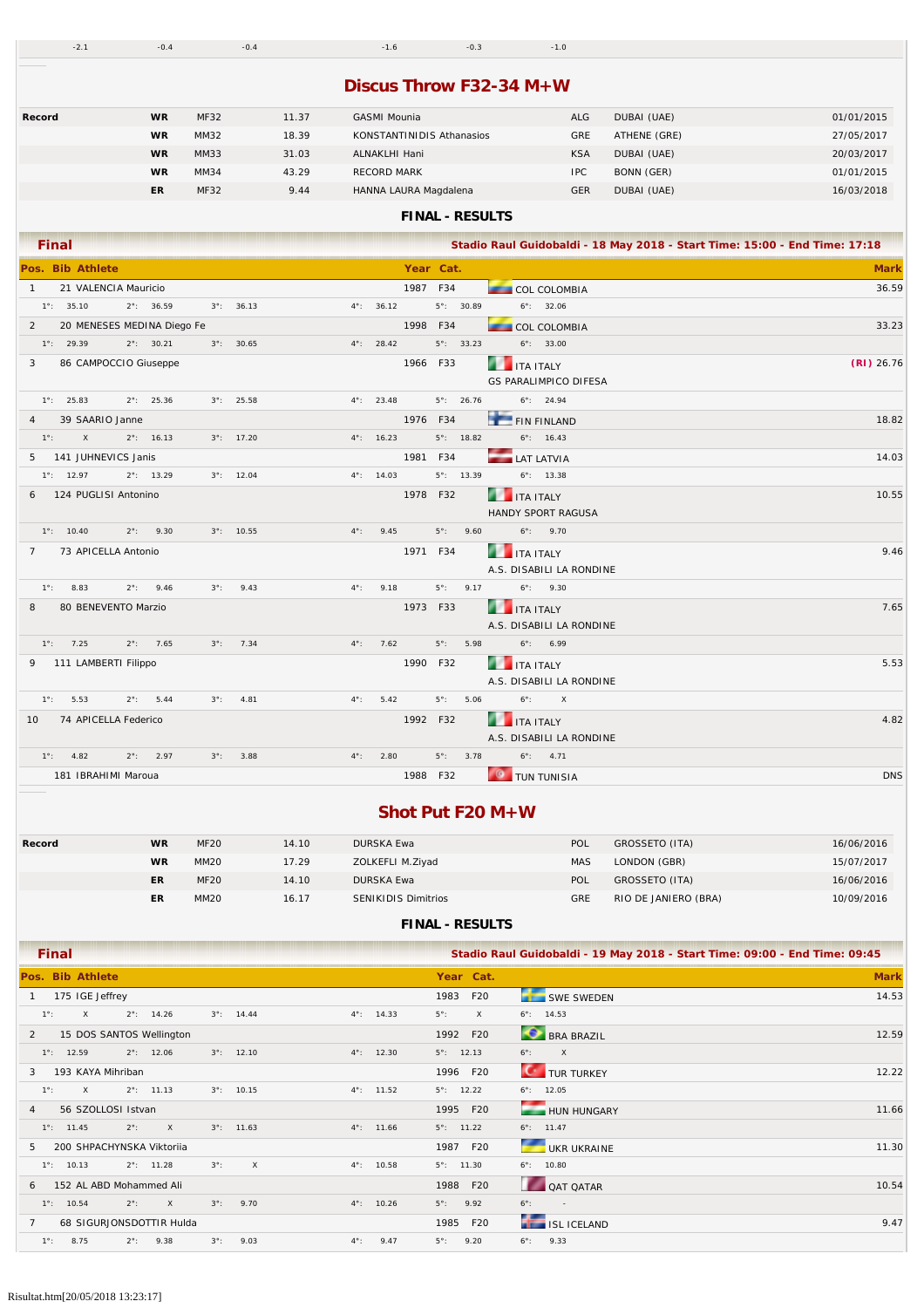| -2.1 | -0.4 | -0.4 | -1.6 | -0.3 | -1.0 |
|---|---|---|---|---|---|

## Discus Throw F32-34 M+W

| Record | | | | | | | |
|---|---|---|---|---|---|---|---|
| | WR | MF32 | 11.37 | GASMI Mounia | ALG | DUBAI (UAE) | 01/01/2015 |
| | WR | MM32 | 18.39 | KONSTANTINIDIS Athanasios | GRE | ATHENE (GRE) | 27/05/2017 |
| | WR | MM33 | 31.03 | ALNAKLHI Hani | KSA | DUBAI (UAE) | 20/03/2017 |
| | WR | MM34 | 43.29 | RECORD MARK | IPC | BONN (GER) | 01/01/2015 |
| | ER | MF32 | 9.44 | HANNA LAURA Magdalena | GER | DUBAI (UAE) | 16/03/2018 |

### FINAL - RESULTS

**Final** — Stadio Raul Guidobaldi - 18 May 2018 - Start Time: 15:00 - End Time: 17:18

| Pos. | Bib | Athlete | Year | Cat. | | Mark |
|---|---|---|---|---|---|---|
| 1 | 21 | VALENCIA Mauricio | 1987 | F34 | COL COLOMBIA | 36.59 |
| | | 1°: 35.10 2°: 36.59 3°: 36.13 4°: 36.12 5°: 30.89 6°: 32.06 | | | | |
| 2 | 20 | MENESES MEDINA Diego Fe | 1998 | F34 | COL COLOMBIA | 33.23 |
| | | 1°: 29.39 2°: 30.21 3°: 30.65 4°: 28.42 5°: 33.23 6°: 33.00 | | | | |
| 3 | 86 | CAMPOCCIO Giuseppe | 1966 | F33 | ITA ITALY<br>GS PARALIMPICO DIFESA | (RI) 26.76 |
| | | 1°: 25.83 2°: 25.36 3°: 25.58 4°: 23.48 5°: 26.76 6°: 24.94 | | | | |
| 4 | 39 | SAARIO Janne | 1976 | F34 | FIN FINLAND | 18.82 |
| | | 1°: X 2°: 16.13 3°: 17.20 4°: 16.23 5°: 18.82 6°: 16.43 | | | | |
| 5 | 141 | JUHNEVICS Janis | 1981 | F34 | LAT LATVIA | 14.03 |
| | | 1°: 12.97 2°: 13.29 3°: 12.04 4°: 14.03 5°: 13.39 6°: 13.38 | | | | |
| 6 | 124 | PUGLISI Antonino | 1978 | F32 | ITA ITALY<br>HANDY SPORT RAGUSA | 10.55 |
| | | 1°: 10.40 2°: 9.30 3°: 10.55 4°: 9.45 5°: 9.60 6°: 9.70 | | | | |
| 7 | 73 | APICELLA Antonio | 1971 | F34 | ITA ITALY<br>A.S. DISABILI LA RONDINE | 9.46 |
| | | 1°: 8.83 2°: 9.46 3°: 9.43 4°: 9.18 5°: 9.17 6°: 9.30 | | | | |
| 8 | 80 | BENEVENTO Marzio | 1973 | F33 | ITA ITALY<br>A.S. DISABILI LA RONDINE | 7.65 |
| | | 1°: 7.25 2°: 7.65 3°: 7.34 4°: 7.62 5°: 5.98 6°: 6.99 | | | | |
| 9 | 111 | LAMBERTI Filippo | 1990 | F32 | ITA ITALY<br>A.S. DISABILI LA RONDINE | 5.53 |
| | | 1°: 5.53 2°: 5.44 3°: 4.81 4°: 5.42 5°: 5.06 6°: X | | | | |
| 10 | 74 | APICELLA Federico | 1992 | F32 | ITA ITALY<br>A.S. DISABILI LA RONDINE | 4.82 |
| | | 1°: 4.82 2°: 2.97 3°: 3.88 4°: 2.80 5°: 3.78 6°: 4.71 | | | | |
| | 181 | IBRAHIMI Maroua | 1988 | F32 | TUN TUNISIA | DNS |

## Shot Put F20 M+W

| Record | | | | | | | |
|---|---|---|---|---|---|---|---|
| | WR | MF20 | 14.10 | DURSKA Ewa | POL | GROSSETO (ITA) | 16/06/2016 |
| | WR | MM20 | 17.29 | ZOLKEFLI M.Ziyad | MAS | LONDON (GBR) | 15/07/2017 |
| | ER | MF20 | 14.10 | DURSKA Ewa | POL | GROSSETO (ITA) | 16/06/2016 |
| | ER | MM20 | 16.17 | SENIKIDIS Dimitrios | GRE | RIO DE JANEIRO (BRA) | 10/09/2016 |

### FINAL - RESULTS

**Final** — Stadio Raul Guidobaldi - 19 May 2018 - Start Time: 09:00 - End Time: 09:45

| Pos. | Bib | Athlete | Year | Cat. | | Mark |
|---|---|---|---|---|---|---|
| 1 | 175 | IGE Jeffrey | 1983 | F20 | SWE SWEDEN | 14.53 |
| | | 1°: X 2°: 14.26 3°: 14.44 4°: 14.33 5°: X 6°: 14.53 | | | | |
| 2 | 15 | DOS SANTOS Wellington | 1992 | F20 | BRA BRAZIL | 12.59 |
| | | 1°: 12.59 2°: 12.06 3°: 12.10 4°: 12.30 5°: 12.13 6°: X | | | | |
| 3 | 193 | KAYA Mihriban | 1996 | F20 | TUR TURKEY | 12.22 |
| | | 1°: X 2°: 11.13 3°: 10.15 4°: 11.52 5°: 12.22 6°: 12.05 | | | | |
| 4 | 56 | SZOLLOSI Istvan | 1995 | F20 | HUN HUNGARY | 11.66 |
| | | 1°: 11.45 2°: X 3°: 11.63 4°: 11.66 5°: 11.22 6°: 11.47 | | | | |
| 5 | 200 | SHPACHYNSKA Viktoriia | 1987 | F20 | UKR UKRAINE | 11.30 |
| | | 1°: 10.13 2°: 11.28 3°: X 4°: 10.58 5°: 11.30 6°: 10.80 | | | | |
| 6 | 152 | AL ABD Mohammed Ali | 1988 | F20 | QAT QATAR | 10.54 |
| | | 1°: 10.54 2°: X 3°: 9.70 4°: 10.26 5°: 9.92 6°: - | | | | |
| 7 | 68 | SIGURJONSDOTTIR Hulda | 1985 | F20 | ISL ICELAND | 9.47 |
| | | 1°: 8.75 2°: 9.38 3°: 9.03 4°: 9.47 5°: 9.20 6°: 9.33 | | | | |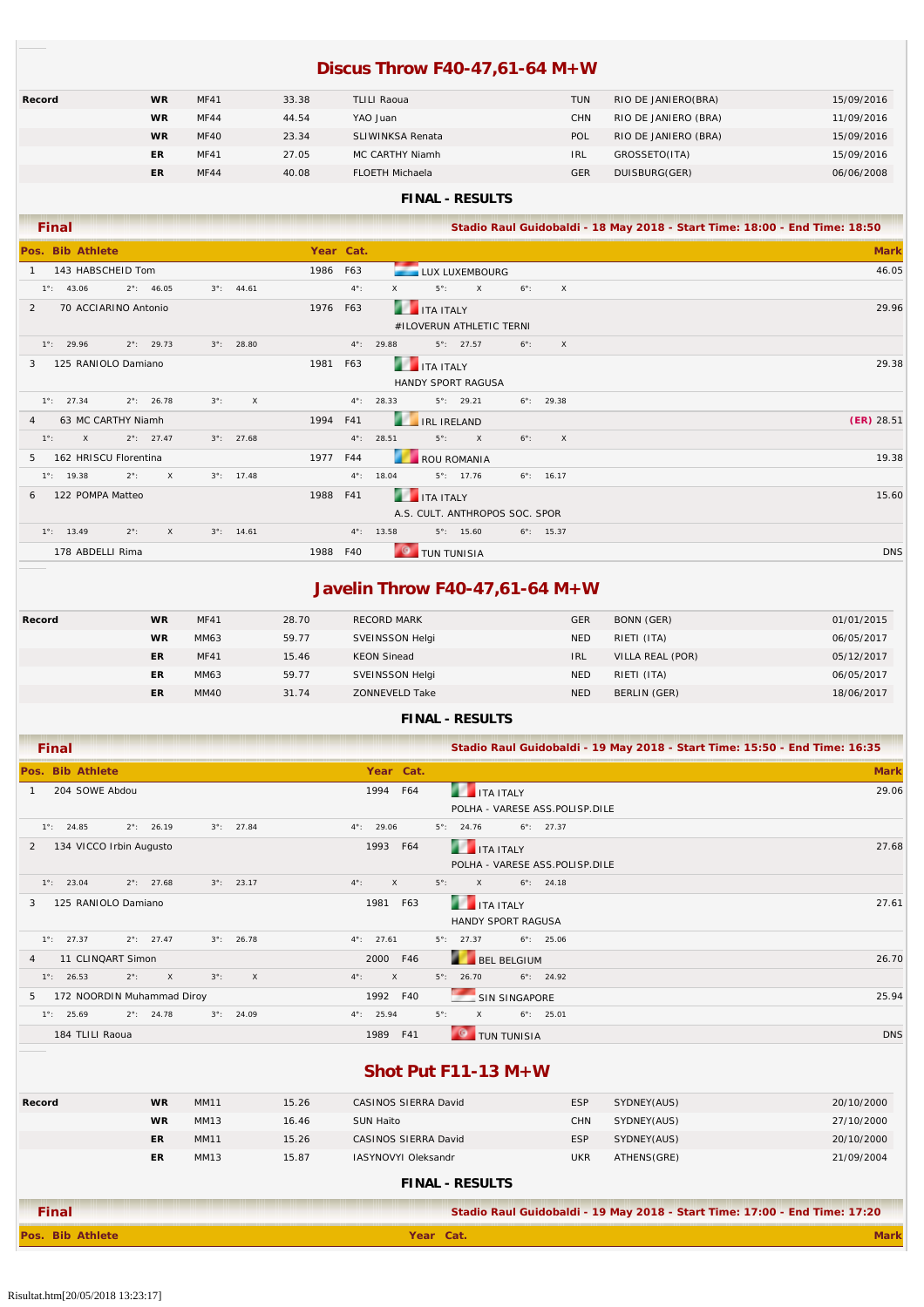## Discus Throw F40-47,61-64 M+W

| Record | | | | | | |
|---|---|---|---|---|---|---|
| | WR | MF41 | 33.38 | TLILI Raoua | TUN | RIO DE JANIERO(BRA) | 15/09/2016 |
| | WR | MF44 | 44.54 | YAO Juan | CHN | RIO DE JANIERO (BRA) | 11/09/2016 |
| | WR | MF40 | 23.34 | SLIWINKSA Renata | POL | RIO DE JANIERO (BRA) | 15/09/2016 |
| | ER | MF41 | 27.05 | MC CARTHY Niamh | IRL | GROSSETO(ITA) | 15/09/2016 |
| | ER | MF44 | 40.08 | FLOETH Michaela | GER | DUISBURG(GER) | 06/06/2008 |

**FINAL - RESULTS**

**Final** — Stadio Raul Guidobaldi - 18 May 2018 - Start Time: 18:00 - End Time: 18:50

| Pos. | Bib | Athlete | Year | Cat. | Nation / Club | Mark |
|---|---|---|---|---|---|---|
| 1 | 143 | HABSCHEID Tom | 1986 | F63 | LUX LUXEMBOURG | 46.05 |
| | | 1°: 43.06 2°: 46.05 3°: 44.61 4°: X 5°: X 6°: X | | | | |
| 2 | 70 | ACCIARINO Antonio | 1976 | F63 | ITA ITALY #ILOVERUN ATHLETIC TERNI | 29.96 |
| | | 1°: 29.96 2°: 29.73 3°: 28.80 4°: 29.88 5°: 27.57 6°: X | | | | |
| 3 | 125 | RANIOLO Damiano | 1981 | F63 | ITA ITALY HANDY SPORT RAGUSA | 29.38 |
| | | 1°: 27.34 2°: 26.78 3°: X 4°: 28.33 5°: 29.21 6°: 29.38 | | | | |
| 4 | 63 | MC CARTHY Niamh | 1994 | F41 | IRL IRELAND | (ER) 28.51 |
| | | 1°: X 2°: 27.47 3°: 27.68 4°: 28.51 5°: X 6°: X | | | | |
| 5 | 162 | HRISCU Florentina | 1977 | F44 | ROU ROMANIA | 19.38 |
| | | 1°: 19.38 2°: X 3°: 17.48 4°: 18.04 5°: 17.76 6°: 16.17 | | | | |
| 6 | 122 | POMPA Matteo | 1988 | F41 | ITA ITALY A.S. CULT. ANTHROPOS SOC. SPOR | 15.60 |
| | | 1°: 13.49 2°: X 3°: 14.61 4°: 13.58 5°: 15.60 6°: 15.37 | | | | |
| | 178 | ABDELLI Rima | 1988 | F40 | TUN TUNISIA | DNS |

## Javelin Throw F40-47,61-64 M+W

| Record | | | | | | | |
|---|---|---|---|---|---|---|---|
| | WR | MF41 | 28.70 | RECORD MARK | GER | BONN (GER) | 01/01/2015 |
| | WR | MM63 | 59.77 | SVEINSSON Helgi | NED | RIETI (ITA) | 06/05/2017 |
| | ER | MF41 | 15.46 | KEON Sinead | IRL | VILLA REAL (POR) | 05/12/2017 |
| | ER | MM63 | 59.77 | SVEINSSON Helgi | NED | RIETI (ITA) | 06/05/2017 |
| | ER | MM40 | 31.74 | ZONNEVELD Take | NED | BERLIN (GER) | 18/06/2017 |

**FINAL - RESULTS**

**Final** — Stadio Raul Guidobaldi - 19 May 2018 - Start Time: 15:50 - End Time: 16:35

| Pos. | Bib | Athlete | Year | Cat. | Nation / Club | Mark |
|---|---|---|---|---|---|---|
| 1 | 204 | SOWE Abdou | 1994 | F64 | ITA ITALY POLHA - VARESE ASS.POLISP.DILE | 29.06 |
| | | 1°: 24.85 2°: 26.19 3°: 27.84 4°: 29.06 5°: 24.76 6°: 27.37 | | | | |
| 2 | 134 | VICCO Irbin Augusto | 1993 | F64 | ITA ITALY POLHA - VARESE ASS.POLISP.DILE | 27.68 |
| | | 1°: 23.04 2°: 27.68 3°: 23.17 4°: X 5°: X 6°: 24.18 | | | | |
| 3 | 125 | RANIOLO Damiano | 1981 | F63 | ITA ITALY HANDY SPORT RAGUSA | 27.61 |
| | | 1°: 27.37 2°: 27.47 3°: 26.78 4°: 27.61 5°: 27.37 6°: 25.06 | | | | |
| 4 | 11 | CLINQART Simon | 2000 | F46 | BEL BELGIUM | 26.70 |
| | | 1°: 26.53 2°: X 3°: X 4°: X 5°: 26.70 6°: 24.92 | | | | |
| 5 | 172 | NOORDIN Muhammad Diroy | 1992 | F40 | SIN SINGAPORE | 25.94 |
| | | 1°: 25.69 2°: 24.78 3°: 24.09 4°: 25.94 5°: X 6°: 25.01 | | | | |
| | 184 | TLILI Raoua | 1989 | F41 | TUN TUNISIA | DNS |

## Shot Put F11-13 M+W

| Record | | | | | | | |
|---|---|---|---|---|---|---|---|
| | WR | MM11 | 15.26 | CASINOS SIERRA David | ESP | SYDNEY(AUS) | 20/10/2000 |
| | WR | MM13 | 16.46 | SUN Haito | CHN | SYDNEY(AUS) | 27/10/2000 |
| | ER | MM11 | 15.26 | CASINOS SIERRA David | ESP | SYDNEY(AUS) | 20/10/2000 |
| | ER | MM13 | 15.87 | IASYNOVYI Oleksandr | UKR | ATHENS(GRE) | 21/09/2004 |

**FINAL - RESULTS**

**Final** — Stadio Raul Guidobaldi - 19 May 2018 - Start Time: 17:00 - End Time: 17:20

| Pos. | Bib | Athlete | Year | Cat. | Mark |
|---|---|---|---|---|---|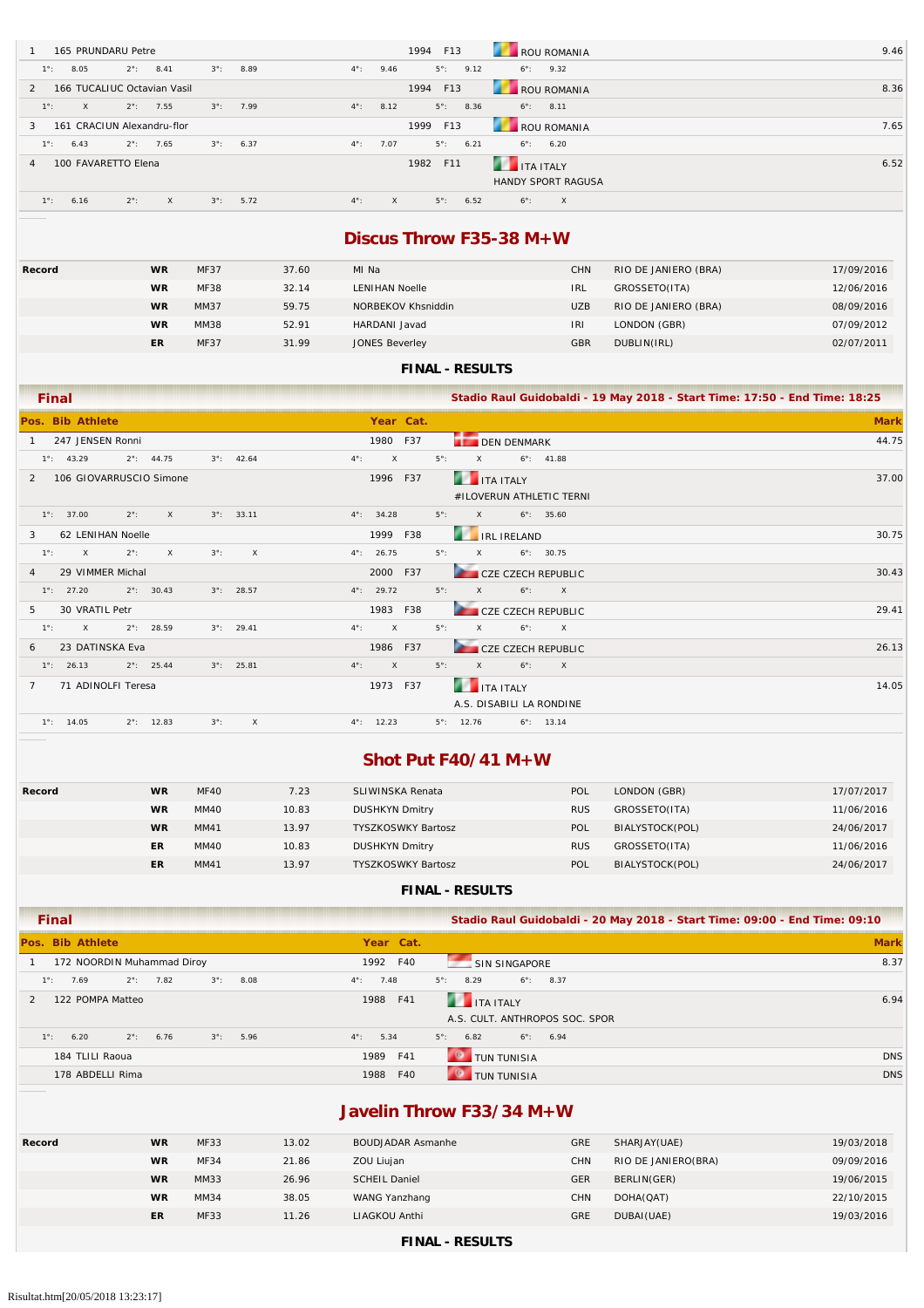| Pos. | Bib | Athlete | Year | Cat. | Nation | Mark |
|---|---|---|---|---|---|---|
| 1 | 165 | PRUNDARU Petre | 1994 | F13 | ROU ROMANIA | 9.46 |
| | | 1°: 8.05 2°: 8.41 3°: 8.89 4°: 9.46 5°: 9.12 6°: 9.32 | | | | |
| 2 | 166 | TUCALIUC Octavian Vasil | 1994 | F13 | ROU ROMANIA | 8.36 |
| | | 1°: X 2°: 7.55 3°: 7.99 4°: 8.12 5°: 8.36 6°: 8.11 | | | | |
| 3 | 161 | CRACIUN Alexandru-flor | 1999 | F13 | ROU ROMANIA | 7.65 |
| | | 1°: 6.43 2°: 7.65 3°: 6.37 4°: 7.07 5°: 6.21 6°: 6.20 | | | | |
| 4 | 100 | FAVARETTO Elena | 1982 | F11 | ITA ITALY HANDY SPORT RAGUSA | 6.52 |
| | | 1°: 6.16 2°: X 3°: 5.72 4°: X 5°: 6.52 6°: X | | | | |

## Discus Throw F35-38 M+W

| Record | | | | | | | |
|---|---|---|---|---|---|---|---|
| | WR | MF37 | 37.60 | MI Na | CHN | RIO DE JANIERO (BRA) | 17/09/2016 |
| | WR | MF38 | 32.14 | LENIHAN Noelle | IRL | GROSSETO(ITA) | 12/06/2016 |
| | WR | MM37 | 59.75 | NORBEKOV Khsniddin | UZB | RIO DE JANIERO (BRA) | 08/09/2016 |
| | WR | MM38 | 52.91 | HARDANI Javad | IRI | LONDON (GBR) | 07/09/2012 |
| | ER | MF37 | 31.99 | JONES Beverley | GBR | DUBLIN(IRL) | 02/07/2011 |

**FINAL - RESULTS**

**Final** — Stadio Raul Guidobaldi - 19 May 2018 - Start Time: 17:50 - End Time: 18:25

| Pos. | Bib | Athlete | Year | Cat. | Nation | Mark |
|---|---|---|---|---|---|---|
| 1 | 247 | JENSEN Ronni | 1980 | F37 | DEN DENMARK | 44.75 |
| | | 1°: 43.29 2°: 44.75 3°: 42.64 4°: X 5°: X 6°: 41.88 | | | | |
| 2 | 106 | GIOVARRUSCIO Simone | 1996 | F37 | ITA ITALY #ILOVERUN ATHLETIC TERNI | 37.00 |
| | | 1°: 37.00 2°: X 3°: 33.11 4°: 34.28 5°: X 6°: 35.60 | | | | |
| 3 | 62 | LENIHAN Noelle | 1999 | F38 | IRL IRELAND | 30.75 |
| | | 1°: X 2°: X 3°: X 4°: 26.75 5°: X 6°: 30.75 | | | | |
| 4 | 29 | VIMMER Michal | 2000 | F37 | CZE CZECH REPUBLIC | 30.43 |
| | | 1°: 27.20 2°: 30.43 3°: 28.57 4°: 29.72 5°: X 6°: X | | | | |
| 5 | 30 | VRATIL Petr | 1983 | F38 | CZE CZECH REPUBLIC | 29.41 |
| | | 1°: X 2°: 28.59 3°: 29.41 4°: X 5°: X 6°: X | | | | |
| 6 | 23 | DATINSKA Eva | 1986 | F37 | CZE CZECH REPUBLIC | 26.13 |
| | | 1°: 26.13 2°: 25.44 3°: 25.81 4°: X 5°: X 6°: X | | | | |
| 7 | 71 | ADINOLFI Teresa | 1973 | F37 | ITA ITALY A.S. DISABILI LA RONDINE | 14.05 |
| | | 1°: 14.05 2°: 12.83 3°: X 4°: 12.23 5°: 12.76 6°: 13.14 | | | | |

## Shot Put F40/41 M+W

| Record | | | | | | | |
|---|---|---|---|---|---|---|---|
| | WR | MF40 | 7.23 | SLIWINSKA Renata | POL | LONDON (GBR) | 17/07/2017 |
| | WR | MM40 | 10.83 | DUSHKYN Dmitry | RUS | GROSSETO(ITA) | 11/06/2016 |
| | WR | MM41 | 13.97 | TYSZKOSWKY Bartosz | POL | BIALYSTOCK(POL) | 24/06/2017 |
| | ER | MM40 | 10.83 | DUSHKYN Dmitry | RUS | GROSSETO(ITA) | 11/06/2016 |
| | ER | MM41 | 13.97 | TYSZKOSWKY Bartosz | POL | BIALYSTOCK(POL) | 24/06/2017 |

**FINAL - RESULTS**

**Final** — Stadio Raul Guidobaldi - 20 May 2018 - Start Time: 09:00 - End Time: 09:10

| Pos. | Bib | Athlete | Year | Cat. | Nation | Mark |
|---|---|---|---|---|---|---|
| 1 | 172 | NOORDIN Muhammad Diroy | 1992 | F40 | SIN SINGAPORE | 8.37 |
| | | 1°: 7.69 2°: 7.82 3°: 8.08 4°: 7.48 5°: 8.29 6°: 8.37 | | | | |
| 2 | 122 | POMPA Matteo | 1988 | F41 | ITA ITALY A.S. CULT. ANTHROPOS SOC. SPOR | 6.94 |
| | | 1°: 6.20 2°: 6.76 3°: 5.96 4°: 5.34 5°: 6.82 6°: 6.94 | | | | |
| | 184 | TLILI Raoua | 1989 | F41 | TUN TUNISIA | DNS |
| | 178 | ABDELLI Rima | 1988 | F40 | TUN TUNISIA | DNS |

## Javelin Throw F33/34 M+W

| Record | | | | | | | |
|---|---|---|---|---|---|---|---|
| | WR | MF33 | 13.02 | BOUDJADAR Asmanhe | GRE | SHARJAY(UAE) | 19/03/2018 |
| | WR | MF34 | 21.86 | ZOU Liujan | CHN | RIO DE JANIERO(BRA) | 09/09/2016 |
| | WR | MM33 | 26.96 | SCHEIL Daniel | GER | BERLIN(GER) | 19/06/2015 |
| | WR | MM34 | 38.05 | WANG Yanzhang | CHN | DOHA(QAT) | 22/10/2015 |
| | ER | MF33 | 11.26 | LIAGKOU Anthi | GRE | DUBAI(UAE) | 19/03/2016 |

**FINAL - RESULTS**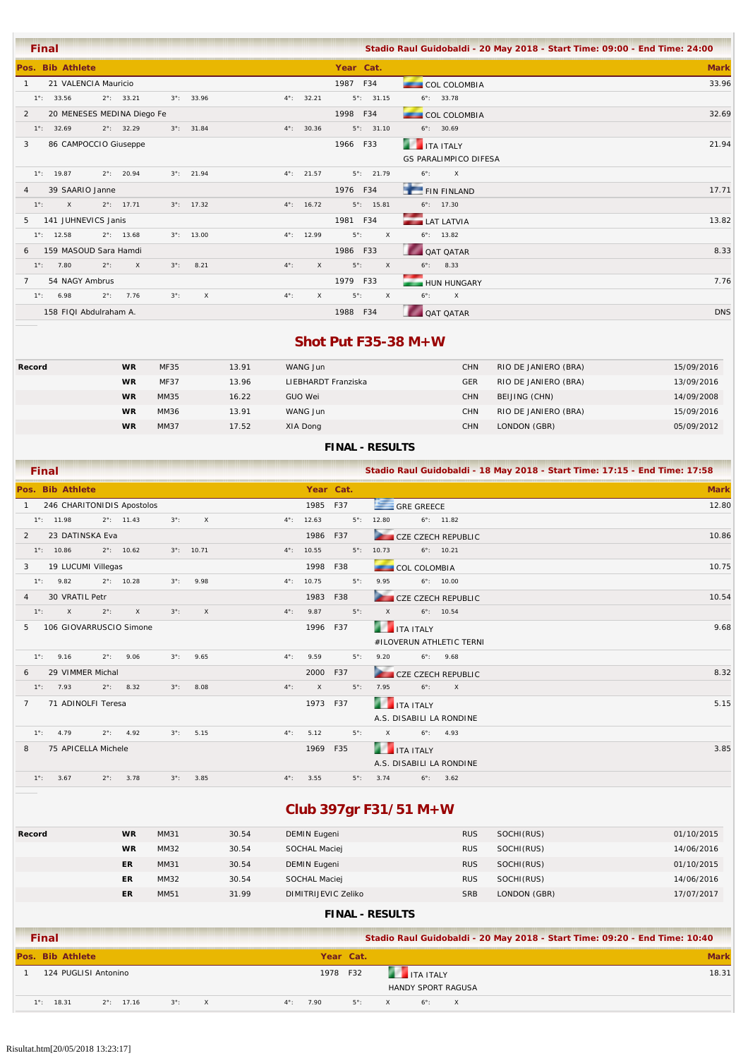## Final

Stadio Raul Guidobaldi - 20 May 2018 - Start Time: 09:00 - End Time: 24:00

| Pos. | Bib | Athlete | Year | Cat. | | Mark |
|---|---|---|---|---|---|---|
| 1 | 21 | VALENCIA Mauricio | 1987 | F34 | COL COLOMBIA | 33.96 |
| | | 1°: 33.56 2°: 33.21 3°: 33.96 4°: 32.21 5°: 31.15 6°: 33.78 | | | | |
| 2 | 20 | MENESES MEDINA Diego Fe | 1998 | F34 | COL COLOMBIA | 32.69 |
| | | 1°: 32.69 2°: 32.29 3°: 31.84 4°: 30.36 5°: 31.10 6°: 30.69 | | | | |
| 3 | 86 | CAMPOCCIO Giuseppe | 1966 | F33 | ITA ITALY GS PARALIMPICO DIFESA | 21.94 |
| | | 1°: 19.87 2°: 20.94 3°: 21.94 4°: 21.57 5°: 21.79 6°: X | | | | |
| 4 | 39 | SAARIO Janne | 1976 | F34 | FIN FINLAND | 17.71 |
| | | 1°: X 2°: 17.71 3°: 17.32 4°: 16.72 5°: 15.81 6°: 17.30 | | | | |
| 5 | 141 | JUHNEVICS Janis | 1981 | F34 | LAT LATVIA | 13.82 |
| | | 1°: 12.58 2°: 13.68 3°: 13.00 4°: 12.99 5°: X 6°: 13.82 | | | | |
| 6 | 159 | MASOUD Sara Hamdi | 1986 | F33 | QAT QATAR | 8.33 |
| | | 1°: 7.80 2°: X 3°: 8.21 4°: X 5°: X 6°: 8.33 | | | | |
| 7 | 54 | NAGY Ambrus | 1979 | F33 | HUN HUNGARY | 7.76 |
| | | 1°: 6.98 2°: 7.76 3°: X 4°: X 5°: X 6°: X | | | | |
| | 158 | FIQI Abdulraham A. | 1988 | F34 | QAT QATAR | DNS |

## Shot Put F35-38 M+W

| Record | | | | | | | |
|---|---|---|---|---|---|---|---|
| | WR | MF35 | 13.91 | WANG Jun | CHN | RIO DE JANIERO (BRA) | 15/09/2016 |
| | WR | MF37 | 13.96 | LIEBHARDT Franziska | GER | RIO DE JANIERO (BRA) | 13/09/2016 |
| | WR | MM35 | 16.22 | GUO Wei | CHN | BEIJING (CHN) | 14/09/2008 |
| | WR | MM36 | 13.91 | WANG Jun | CHN | RIO DE JANIERO (BRA) | 15/09/2016 |
| | WR | MM37 | 17.52 | XIA Dong | CHN | LONDON (GBR) | 05/09/2012 |

**FINAL - RESULTS**

## Final

Stadio Raul Guidobaldi - 18 May 2018 - Start Time: 17:15 - End Time: 17:58

| Pos. | Bib | Athlete | Year | Cat. | | Mark |
|---|---|---|---|---|---|---|
| 1 | 246 | CHARITONIDIS Apostolos | 1985 | F37 | GRE GREECE | 12.80 |
| | | 1°: 11.98 2°: 11.43 3°: X 4°: 12.63 5°: 12.80 6°: 11.82 | | | | |
| 2 | 23 | DATINSKA Eva | 1986 | F37 | CZE CZECH REPUBLIC | 10.86 |
| | | 1°: 10.86 2°: 10.62 3°: 10.71 4°: 10.55 5°: 10.73 6°: 10.21 | | | | |
| 3 | 19 | LUCUMI Villegas | 1998 | F38 | COL COLOMBIA | 10.75 |
| | | 1°: 9.82 2°: 10.28 3°: 9.98 4°: 10.75 5°: 9.95 6°: 10.00 | | | | |
| 4 | 30 | VRATIL Petr | 1983 | F38 | CZE CZECH REPUBLIC | 10.54 |
| | | 1°: X 2°: X 3°: X 4°: 9.87 5°: X 6°: 10.54 | | | | |
| 5 | 106 | GIOVARRUSCIO Simone | 1996 | F37 | ITA ITALY #ILOVERUN ATHLETIC TERNI | 9.68 |
| | | 1°: 9.16 2°: 9.06 3°: 9.65 4°: 9.59 5°: 9.20 6°: 9.68 | | | | |
| 6 | 29 | VIMMER Michal | 2000 | F37 | CZE CZECH REPUBLIC | 8.32 |
| | | 1°: 7.93 2°: 8.32 3°: 8.08 4°: X 5°: 7.95 6°: X | | | | |
| 7 | 71 | ADINOLFI Teresa | 1973 | F37 | ITA ITALY A.S. DISABILI LA RONDINE | 5.15 |
| | | 1°: 4.79 2°: 4.92 3°: 5.15 4°: 5.12 5°: X 6°: 4.93 | | | | |
| 8 | 75 | APICELLA Michele | 1969 | F35 | ITA ITALY A.S. DISABILI LA RONDINE | 3.85 |
| | | 1°: 3.67 2°: 3.78 3°: 3.85 4°: 3.55 5°: 3.74 6°: 3.62 | | | | |

## Club 397gr F31/51 M+W

| Record | | | | | | | |
|---|---|---|---|---|---|---|---|
| | WR | MM31 | 30.54 | DEMIN Eugeni | RUS | SOCHI(RUS) | 01/10/2015 |
| | WR | MM32 | 30.54 | SOCHAL Maciej | RUS | SOCHI(RUS) | 14/06/2016 |
| | ER | MM31 | 30.54 | DEMIN Eugeni | RUS | SOCHI(RUS) | 01/10/2015 |
| | ER | MM32 | 30.54 | SOCHAL Maciej | RUS | SOCHI(RUS) | 14/06/2016 |
| | ER | MM51 | 31.99 | DIMITRIJEVIC Zeliko | SRB | LONDON (GBR) | 17/07/2017 |

**FINAL - RESULTS**

## Final

Stadio Raul Guidobaldi - 20 May 2018 - Start Time: 09:20 - End Time: 10:40

| Pos. | Bib | Athlete | Year | Cat. | | Mark |
|---|---|---|---|---|---|---|
| 1 | 124 | PUGLISI Antonino | 1978 | F32 | ITA ITALY HANDY SPORT RAGUSA | 18.31 |
| | | 1°: 18.31 2°: 17.16 3°: X 4°: 7.90 5°: X 6°: X | | | | |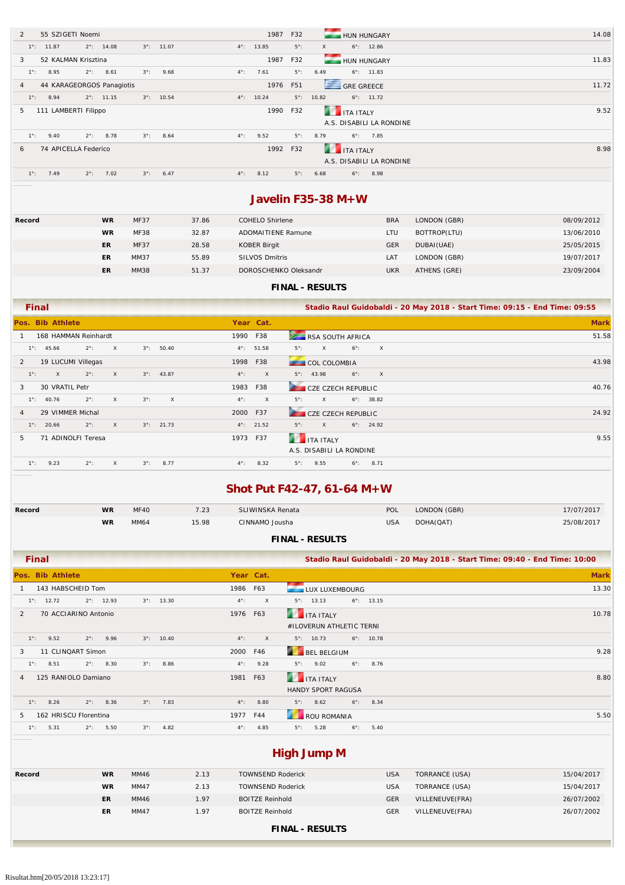| Pos. | Bib | Athlete | Year | Cat. | Nation | Mark |
|---|---|---|---|---|---|---|
| 2 | 55 | SZIGETI Noemi | 1987 | F32 | HUN HUNGARY | 14.08 |
| | | 1°: 11.87 2°: 14.08 3°: 11.07 4°: 13.85 5°: X 6°: 12.86 | | | | |
| 3 | 52 | KALMAN Krisztina | 1987 | F32 | HUN HUNGARY | 11.83 |
| | | 1°: 8.95 2°: 8.61 3°: 9.68 4°: 7.61 5°: 6.49 6°: 11.83 | | | | |
| 4 | 44 | KARAGEORGOS Panagiotis | 1976 | F51 | GRE GREECE | 11.72 |
| | | 1°: 8.94 2°: 11.15 3°: 10.54 4°: 10.24 5°: 10.82 6°: 11.72 | | | | |
| 5 | 111 | LAMBERTI Filippo | 1990 | F32 | ITA ITALY A.S. DISABILI LA RONDINE | 9.52 |
| | | 1°: 9.40 2°: 8.78 3°: 8.64 4°: 9.52 5°: 8.79 6°: 7.85 | | | | |
| 6 | 74 | APICELLA Federico | 1992 | F32 | ITA ITALY A.S. DISABILI LA RONDINE | 8.98 |
| | | 1°: 7.49 2°: 7.02 3°: 6.47 4°: 8.12 5°: 6.68 6°: 8.98 | | | | |

## Javelin F35-38 M+W

| Record | | | | | | | |
|---|---|---|---|---|---|---|---|
| | WR | MF37 | 37.86 | COHELO Shirlene | BRA | LONDON (GBR) | 08/09/2012 |
| | WR | MF38 | 32.87 | ADOMAITIENE Ramune | LTU | BOTTROP(LTU) | 13/06/2010 |
| | ER | MF37 | 28.58 | KOBER Birgit | GER | DUBAI(UAE) | 25/05/2015 |
| | ER | MM37 | 55.89 | SILVOS Dmitris | LAT | LONDON (GBR) | 19/07/2017 |
| | ER | MM38 | 51.37 | DOROSCHENKO Oleksandr | UKR | ATHENS (GRE) | 23/09/2004 |

**FINAL - RESULTS**

**Final** — Stadio Raul Guidobaldi - 20 May 2018 - Start Time: 09:15 - End Time: 09:55

| Pos. | Bib | Athlete | Year | Cat. | Nation | Mark |
|---|---|---|---|---|---|---|
| 1 | 168 | HAMMAN Reinhardt | 1990 | F38 | RSA SOUTH AFRICA | 51.58 |
| | | 1°: 45.66 2°: X 3°: 50.40 4°: 51.58 5°: X 6°: X | | | | |
| 2 | 19 | LUCUMI Villegas | 1998 | F38 | COL COLOMBIA | 43.98 |
| | | 1°: X 2°: X 3°: 43.87 4°: X 5°: 43.98 6°: X | | | | |
| 3 | 30 | VRATIL Petr | 1983 | F38 | CZE CZECH REPUBLIC | 40.76 |
| | | 1°: 40.76 2°: X 3°: X 4°: X 5°: X 6°: 38.82 | | | | |
| 4 | 29 | VIMMER Michal | 2000 | F37 | CZE CZECH REPUBLIC | 24.92 |
| | | 1°: 20.66 2°: X 3°: 21.73 4°: 21.52 5°: X 6°: 24.92 | | | | |
| 5 | 71 | ADINOLFI Teresa | 1973 | F37 | ITA ITALY A.S. DISABILI LA RONDINE | 9.55 |
| | | 1°: 9.23 2°: X 3°: 8.77 4°: 8.32 5°: 9.55 6°: 8.71 | | | | |

## Shot Put F42-47, 61-64 M+W

| Record | | | | | | | |
|---|---|---|---|---|---|---|---|
| | WR | MF40 | 7.23 | SLIWINSKA Renata | POL | LONDON (GBR) | 17/07/2017 |
| | WR | MM64 | 15.98 | CINNAMO Jousha | USA | DOHA(QAT) | 25/08/2017 |

**FINAL - RESULTS**

**Final** — Stadio Raul Guidobaldi - 20 May 2018 - Start Time: 09:40 - End Time: 10:00

| Pos. | Bib | Athlete | Year | Cat. | Nation | Mark |
|---|---|---|---|---|---|---|
| 1 | 143 | HABSCHEID Tom | 1986 | F63 | LUX LUXEMBOURG | 13.30 |
| | | 1°: 12.72 2°: 12.93 3°: 13.30 4°: X 5°: 13.13 6°: 13.15 | | | | |
| 2 | 70 | ACCIARINO Antonio | 1976 | F63 | ITA ITALY #ILOVERUN ATHLETIC TERNI | 10.78 |
| | | 1°: 9.52 2°: 9.96 3°: 10.40 4°: X 5°: 10.73 6°: 10.78 | | | | |
| 3 | 11 | CLINQART Simon | 2000 | F46 | BEL BELGIUM | 9.28 |
| | | 1°: 8.51 2°: 8.30 3°: 8.86 4°: 9.28 5°: 9.02 6°: 8.76 | | | | |
| 4 | 125 | RANIOLO Damiano | 1981 | F63 | ITA ITALY HANDY SPORT RAGUSA | 8.80 |
| | | 1°: 8.26 2°: 8.36 3°: 7.83 4°: 8.80 5°: 8.62 6°: 8.34 | | | | |
| 5 | 162 | HRISCU Florentina | 1977 | F44 | ROU ROMANIA | 5.50 |
| | | 1°: 5.31 2°: 5.50 3°: 4.82 4°: 4.85 5°: 5.28 6°: 5.40 | | | | |

## High Jump M

| Record | | | | | | | |
|---|---|---|---|---|---|---|---|
| | WR | MM46 | 2.13 | TOWNSEND Roderick | USA | TORRANCE (USA) | 15/04/2017 |
| | WR | MM47 | 2.13 | TOWNSEND Roderick | USA | TORRANCE (USA) | 15/04/2017 |
| | ER | MM46 | 1.97 | BOITZE Reinhold | GER | VILLENEUVE(FRA) | 26/07/2002 |
| | ER | MM47 | 1.97 | BOITZE Reinhold | GER | VILLENEUVE(FRA) | 26/07/2002 |

**FINAL - RESULTS**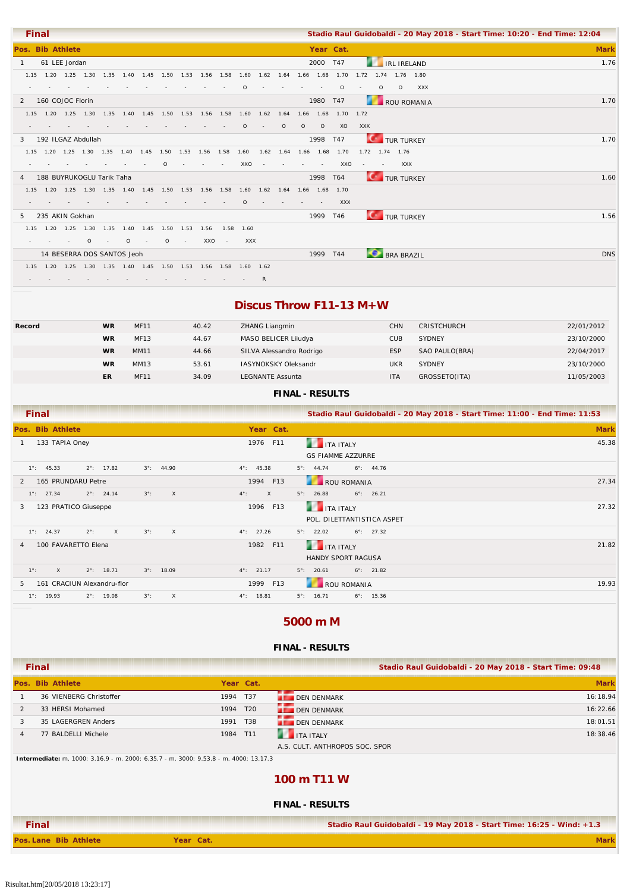**Final** — Stadio Raul Guidobaldi - 20 May 2018 - Start Time: 10:20 - End Time: 12:04

| Pos. | Bib | Athlete | Year | Cat. | | Mark |
|---|---|---|---|---|---|---|
| 1 | 61 | LEE Jordan | 2000 | T47 | IRL IRELAND | 1.76 |
| 2 | 160 | COJOC Florin | 1980 | T47 | ROU ROMANIA | 1.70 |
| 3 | 192 | ILGAZ Abdullah | 1998 | T47 | TUR TURKEY | 1.70 |
| 4 | 188 | BUYRUKOGLU Tarik Taha | 1998 | T64 | TUR TURKEY | 1.60 |
| 5 | 235 | AKIN Gokhan | 1999 | T46 | TUR TURKEY | 1.56 |
| | 14 | BESERRA DOS SANTOS Jeoh | 1999 | T44 | BRA BRAZIL | DNS |

Attempts:

1 LEE Jordan: 1.15 -, 1.20 -, 1.25 -, 1.30 -, 1.35 -, 1.40 -, 1.45 -, 1.50 -, 1.53 -, 1.56 -, 1.58 -, 1.60 O, 1.62 -, 1.64 -, 1.66 -, 1.68 -, 1.70 O, 1.72 -, 1.74 O, 1.76 O, 1.80 XXX

2 COJOC Florin: 1.15 -, 1.20 -, 1.25 -, 1.30 -, 1.35 -, 1.40 -, 1.45 -, 1.50 -, 1.53 -, 1.56 -, 1.58 -, 1.60 O, 1.62 -, 1.64 O, 1.66 O, 1.68 O, 1.70 XO, 1.72 XXX

3 ILGAZ Abdullah: 1.15 -, 1.20 -, 1.25 -, 1.30 -, 1.35 -, 1.40 -, 1.45 -, 1.50 O, 1.53 -, 1.56 -, 1.58 -, 1.60 XXO, 1.62 -, 1.64 -, 1.66 -, 1.68 -, 1.70 XXO, 1.72 -, 1.74 -, 1.76 XXX

4 BUYRUKOGLU Tarik Taha: 1.15 -, 1.20 -, 1.25 -, 1.30 -, 1.35 -, 1.40 -, 1.45 -, 1.50 -, 1.53 -, 1.56 -, 1.58 -, 1.60 O, 1.62 -, 1.64 -, 1.66 -, 1.68 -, 1.70 XXX

5 AKIN Gokhan: 1.15 -, 1.20 -, 1.25 -, 1.30 O, 1.35 -, 1.40 O, 1.45 -, 1.50 O, 1.53 -, 1.56 XXO, 1.58 -, 1.60 XXX

BESERRA DOS SANTOS Jeoh: 1.15 -, 1.20 -, 1.25 -, 1.30 -, 1.35 -, 1.40 -, 1.45 -, 1.50 -, 1.53 -, 1.56 -, 1.58 -, 1.60 -, 1.62 R

## Discus Throw F11-13 M+W

| Record | | | | | | | |
|---|---|---|---|---|---|---|---|
| Record | WR | MF11 | 40.42 | ZHANG Liangmin | CHN | CRISTCHURCH | 22/01/2012 |
| | WR | MF13 | 44.67 | MASO BELICER Liiudya | CUB | SYDNEY | 23/10/2000 |
| | WR | MM11 | 44.66 | SILVA Alessandro Rodrigo | ESP | SAO PAULO(BRA) | 22/04/2017 |
| | WR | MM13 | 53.61 | IASYNOKSKY Oleksandr | UKR | SYDNEY | 23/10/2000 |
| | ER | MF11 | 34.09 | LEGNANTE Assunta | ITA | GROSSETO(ITA) | 11/05/2003 |

### FINAL - RESULTS

**Final** — Stadio Raul Guidobaldi - 20 May 2018 - Start Time: 11:00 - End Time: 11:53

| Pos. | Bib | Athlete | Year | Cat. | | 1° | 2° | 3° | 4° | 5° | 6° | Mark |
|---|---|---|---|---|---|---|---|---|---|---|---|---|
| 1 | 133 | TAPIA Oney | 1976 | F11 | ITA ITALY – GS FIAMME AZZURRE | 45.33 | 17.82 | 44.90 | 45.38 | 44.74 | 44.76 | 45.38 |
| 2 | 165 | PRUNDARU Petre | 1994 | F13 | ROU ROMANIA | 27.34 | 24.14 | X | X | 26.88 | 26.21 | 27.34 |
| 3 | 123 | PRATICO Giuseppe | 1996 | F13 | ITA ITALY – POL. DILETTANTISTICA ASPET | 24.37 | X | X | 27.26 | 22.02 | 27.32 | 27.32 |
| 4 | 100 | FAVARETTO Elena | 1982 | F11 | ITA ITALY – HANDY SPORT RAGUSA | X | 18.71 | 18.09 | 21.17 | 20.61 | 21.82 | 21.82 |
| 5 | 161 | CRACIUN Alexandru-flor | 1999 | F13 | ROU ROMANIA | 19.93 | 19.08 | X | 18.81 | 16.71 | 15.36 | 19.93 |

## 5000 m M

### FINAL - RESULTS

**Final** — Stadio Raul Guidobaldi - 20 May 2018 - Start Time: 09:48

| Pos. | Bib | Athlete | Year | Cat. | | Mark |
|---|---|---|---|---|---|---|
| 1 | 36 | VIENBERG Christoffer | 1994 | T37 | DEN DENMARK | 16:18.94 |
| 2 | 33 | HERSI Mohamed | 1994 | T20 | DEN DENMARK | 16:22.66 |
| 3 | 35 | LAGERGREN Anders | 1991 | T38 | DEN DENMARK | 18:01.51 |
| 4 | 77 | BALDELLI Michele | 1984 | T11 | ITA ITALY – A.S. CULT. ANTHROPOS SOC. SPOR | 18:38.46 |

**Intermediate:** m. 1000: 3.16.9 - m. 2000: 6.35.7 - m. 3000: 9.53.8 - m. 4000: 13.17.3

## 100 m T11 W

### FINAL - RESULTS

**Final** — Stadio Raul Guidobaldi - 19 May 2018 - Start Time: 16:25 - Wind: +1.3

| Pos. | Lane | Bib | Athlete | Year | Cat. | Mark |
|---|---|---|---|---|---|---|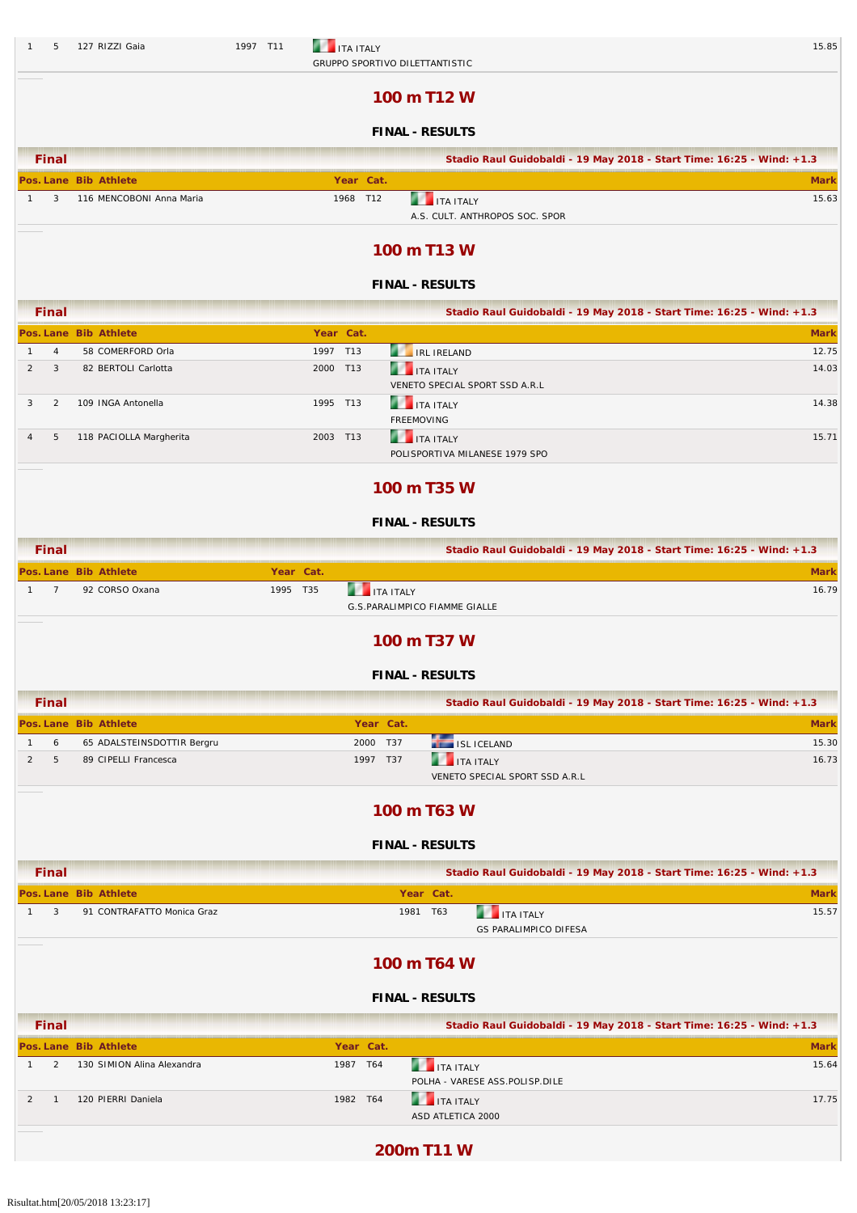| 1 | 5 | 127 RIZZI Gaia | 1997 | T11 | ITA ITALY<br>GRUPPO SPORTIVO DILETTANTISTIC | 15.85 |
|---|---|---|---|---|---|---|

## 100 m T12 W

### FINAL - RESULTS

**Final** — Stadio Raul Guidobaldi - 19 May 2018 - Start Time: 16:25 - Wind: +1.3

| Pos. | Lane | Bib | Athlete | Year | Cat. | | Mark |
|---|---|---|---|---|---|---|---|
| 1 | 3 | 116 | MENCOBONI Anna Maria | 1968 | T12 | ITA ITALY<br>A.S. CULT. ANTHROPOS SOC. SPOR | 15.63 |

## 100 m T13 W

### FINAL - RESULTS

**Final** — Stadio Raul Guidobaldi - 19 May 2018 - Start Time: 16:25 - Wind: +1.3

| Pos. | Lane | Bib | Athlete | Year | Cat. | | Mark |
|---|---|---|---|---|---|---|---|
| 1 | 4 | 58 | COMERFORD Orla | 1997 | T13 | IRL IRELAND | 12.75 |
| 2 | 3 | 82 | BERTOLI Carlotta | 2000 | T13 | ITA ITALY<br>VENETO SPECIAL SPORT SSD A.R.L | 14.03 |
| 3 | 2 | 109 | INGA Antonella | 1995 | T13 | ITA ITALY<br>FREEMOVING | 14.38 |
| 4 | 5 | 118 | PACIOLLA Margherita | 2003 | T13 | ITA ITALY<br>POLISPORTIVA MILANESE 1979 SPO | 15.71 |

## 100 m T35 W

### FINAL - RESULTS

**Final** — Stadio Raul Guidobaldi - 19 May 2018 - Start Time: 16:25 - Wind: +1.3

| Pos. | Lane | Bib | Athlete | Year | Cat. | | Mark |
|---|---|---|---|---|---|---|---|
| 1 | 7 | 92 | CORSO Oxana | 1995 | T35 | ITA ITALY<br>G.S.PARALIMPICO FIAMME GIALLE | 16.79 |

## 100 m T37 W

### FINAL - RESULTS

**Final** — Stadio Raul Guidobaldi - 19 May 2018 - Start Time: 16:25 - Wind: +1.3

| Pos. | Lane | Bib | Athlete | Year | Cat. | | Mark |
|---|---|---|---|---|---|---|---|
| 1 | 6 | 65 | ADALSTEINSDOTTIR Bergru | 2000 | T37 | ISL ICELAND | 15.30 |
| 2 | 5 | 89 | CIPELLI Francesca | 1997 | T37 | ITA ITALY<br>VENETO SPECIAL SPORT SSD A.R.L | 16.73 |

## 100 m T63 W

### FINAL - RESULTS

**Final** — Stadio Raul Guidobaldi - 19 May 2018 - Start Time: 16:25 - Wind: +1.3

| Pos. | Lane | Bib | Athlete | Year | Cat. | | Mark |
|---|---|---|---|---|---|---|---|
| 1 | 3 | 91 | CONTRAFATTO Monica Graz | 1981 | T63 | ITA ITALY<br>GS PARALIMPICO DIFESA | 15.57 |

## 100 m T64 W

### FINAL - RESULTS

**Final** — Stadio Raul Guidobaldi - 19 May 2018 - Start Time: 16:25 - Wind: +1.3

| Pos. | Lane | Bib | Athlete | Year | Cat. | | Mark |
|---|---|---|---|---|---|---|---|
| 1 | 2 | 130 | SIMION Alina Alexandra | 1987 | T64 | ITA ITALY<br>POLHA - VARESE ASS.POLISP.DILE | 15.64 |
| 2 | 1 | 120 | PIERRI Daniela | 1982 | T64 | ITA ITALY<br>ASD ATLETICA 2000 | 17.75 |

## 200m T11 W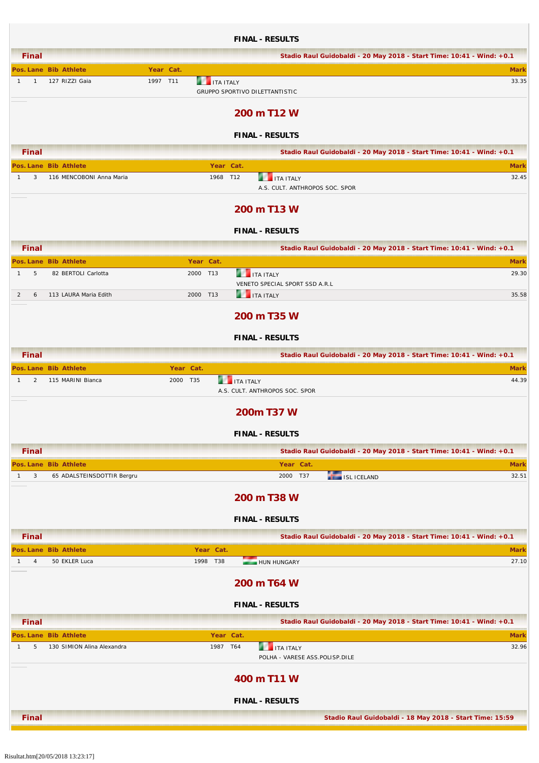**FINAL - RESULTS**

**Final** — Stadio Raul Guidobaldi - 20 May 2018 - Start Time: 10:41 - Wind: +0.1

| Pos. | Lane | Bib | Athlete | Year | Cat. | | Mark |
|---|---|---|---|---|---|---|---|
| 1 | 1 | 127 | RIZZI Gaia | 1997 | T11 | ITA ITALY<br>GRUPPO SPORTIVO DILETTANTISTIC | 33.35 |

## 200 m T12 W

**FINAL - RESULTS**

**Final** — Stadio Raul Guidobaldi - 20 May 2018 - Start Time: 10:41 - Wind: +0.1

| Pos. | Lane | Bib | Athlete | Year | Cat. | | Mark |
|---|---|---|---|---|---|---|---|
| 1 | 3 | 116 | MENCOBONI Anna Maria | 1968 | T12 | ITA ITALY<br>A.S. CULT. ANTHROPOS SOC. SPOR | 32.45 |

## 200 m T13 W

**FINAL - RESULTS**

**Final** — Stadio Raul Guidobaldi - 20 May 2018 - Start Time: 10:41 - Wind: +0.1

| Pos. | Lane | Bib | Athlete | Year | Cat. | | Mark |
|---|---|---|---|---|---|---|---|
| 1 | 5 | 82 | BERTOLI Carlotta | 2000 | T13 | ITA ITALY<br>VENETO SPECIAL SPORT SSD A.R.L | 29.30 |
| 2 | 6 | 113 | LAURA Maria Edith | 2000 | T13 | ITA ITALY | 35.58 |

## 200 m T35 W

**FINAL - RESULTS**

**Final** — Stadio Raul Guidobaldi - 20 May 2018 - Start Time: 10:41 - Wind: +0.1

| Pos. | Lane | Bib | Athlete | Year | Cat. | | Mark |
|---|---|---|---|---|---|---|---|
| 1 | 2 | 115 | MARINI Bianca | 2000 | T35 | ITA ITALY<br>A.S. CULT. ANTHROPOS SOC. SPOR | 44.39 |

## 200m T37 W

**FINAL - RESULTS**

**Final** — Stadio Raul Guidobaldi - 20 May 2018 - Start Time: 10:41 - Wind: +0.1

| Pos. | Lane | Bib | Athlete | Year | Cat. | | Mark |
|---|---|---|---|---|---|---|---|
| 1 | 3 | 65 | ADALSTEINSDOTTIR Bergru | 2000 | T37 | ISL ICELAND | 32.51 |

## 200 m T38 W

**FINAL - RESULTS**

**Final** — Stadio Raul Guidobaldi - 20 May 2018 - Start Time: 10:41 - Wind: +0.1

| Pos. | Lane | Bib | Athlete | Year | Cat. | | Mark |
|---|---|---|---|---|---|---|---|
| 1 | 4 | 50 | EKLER Luca | 1998 | T38 | HUN HUNGARY | 27.10 |

## 200 m T64 W

**FINAL - RESULTS**

**Final** — Stadio Raul Guidobaldi - 20 May 2018 - Start Time: 10:41 - Wind: +0.1

| Pos. | Lane | Bib | Athlete | Year | Cat. | | Mark |
|---|---|---|---|---|---|---|---|
| 1 | 5 | 130 | SIMION Alina Alexandra | 1987 | T64 | ITA ITALY<br>POLHA - VARESE ASS.POLISP.DILE | 32.96 |

## 400 m T11 W

**FINAL - RESULTS**

**Final** — Stadio Raul Guidobaldi - 18 May 2018 - Start Time: 15:59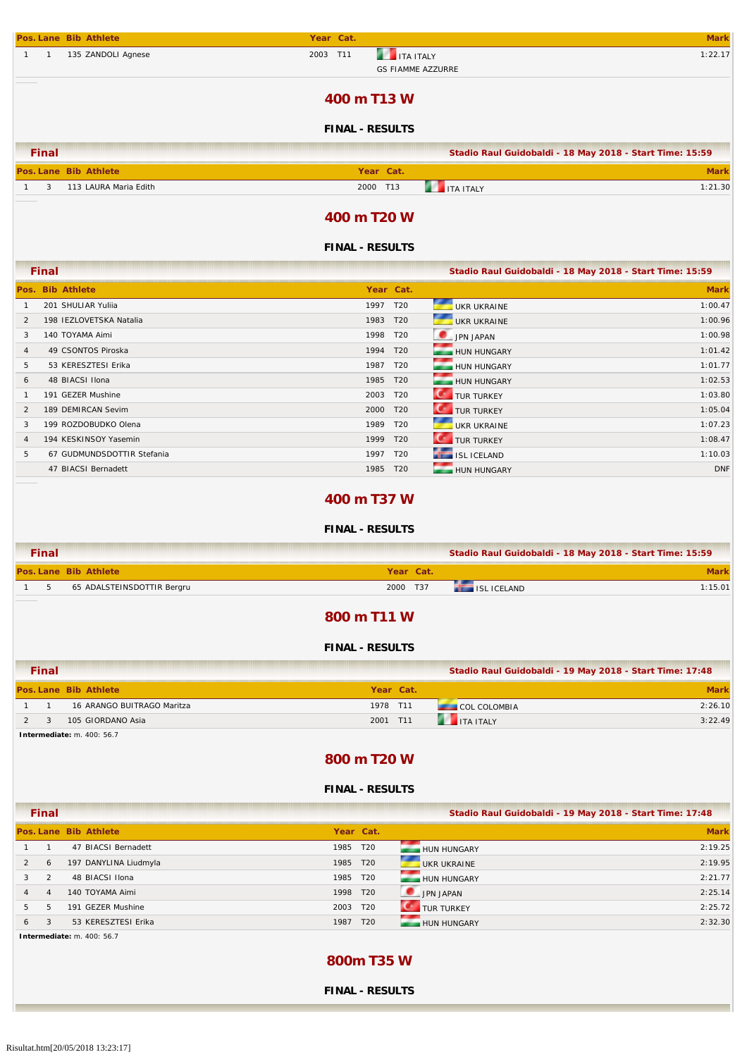| Pos. | Lane | Bib | Athlete | Year | Cat. | | Mark |
|---|---|---|---|---|---|---|---|
| 1 | 1 | 135 | ZANDOLI Agnese | 2003 | T11 | ITA ITALY<br>GS FIAMME AZZURRE | 1:22.17 |

## 400 m T13 W

### FINAL - RESULTS

**Final** — Stadio Raul Guidobaldi - 18 May 2018 - Start Time: 15:59

| Pos. | Lane | Bib | Athlete | Year | Cat. | | Mark |
|---|---|---|---|---|---|---|---|
| 1 | 3 | 113 | LAURA Maria Edith | 2000 | T13 | ITA ITALY | 1:21.30 |

## 400 m T20 W

### FINAL - RESULTS

**Final** — Stadio Raul Guidobaldi - 18 May 2018 - Start Time: 15:59

| Pos. | Bib | Athlete | Year | Cat. | | Mark |
|---|---|---|---|---|---|---|
| 1 | 201 | SHULIAR Yuliia | 1997 | T20 | UKR UKRAINE | 1:00.47 |
| 2 | 198 | IEZLOVETSKA Natalia | 1983 | T20 | UKR UKRAINE | 1:00.96 |
| 3 | 140 | TOYAMA Aimi | 1998 | T20 | JPN JAPAN | 1:00.98 |
| 4 | 49 | CSONTOS Piroska | 1994 | T20 | HUN HUNGARY | 1:01.42 |
| 5 | 53 | KERESZTESI Erika | 1987 | T20 | HUN HUNGARY | 1:01.77 |
| 6 | 48 | BIACSI Ilona | 1985 | T20 | HUN HUNGARY | 1:02.53 |
| 1 | 191 | GEZER Mushine | 2003 | T20 | TUR TURKEY | 1:03.80 |
| 2 | 189 | DEMIRCAN Sevim | 2000 | T20 | TUR TURKEY | 1:05.04 |
| 3 | 199 | ROZDOBUDKO Olena | 1989 | T20 | UKR UKRAINE | 1:07.23 |
| 4 | 194 | KESKINSOY Yasemin | 1999 | T20 | TUR TURKEY | 1:08.47 |
| 5 | 67 | GUDMUNDSDOTTIR Stefania | 1997 | T20 | ISL ICELAND | 1:10.03 |
| | 47 | BIACSI Bernadett | 1985 | T20 | HUN HUNGARY | DNF |

## 400 m T37 W

### FINAL - RESULTS

**Final** — Stadio Raul Guidobaldi - 18 May 2018 - Start Time: 15:59

| Pos. | Lane | Bib | Athlete | Year | Cat. | | Mark |
|---|---|---|---|---|---|---|---|
| 1 | 5 | 65 | ADALSTEINSDOTTIR Bergru | 2000 | T37 | ISL ICELAND | 1:15.01 |

## 800 m T11 W

### FINAL - RESULTS

**Final** — Stadio Raul Guidobaldi - 19 May 2018 - Start Time: 17:48

| Pos. | Lane | Bib | Athlete | Year | Cat. | | Mark |
|---|---|---|---|---|---|---|---|
| 1 | 1 | 16 | ARANGO BUITRAGO Maritza | 1978 | T11 | COL COLOMBIA | 2:26.10 |
| 2 | 3 | 105 | GIORDANO Asia | 2001 | T11 | ITA ITALY | 3:22.49 |

**Intermediate:** m. 400: 56.7

## 800 m T20 W

### FINAL - RESULTS

**Final** — Stadio Raul Guidobaldi - 19 May 2018 - Start Time: 17:48

| Pos. | Lane | Bib | Athlete | Year | Cat. | | Mark |
|---|---|---|---|---|---|---|---|
| 1 | 1 | 47 | BIACSI Bernadett | 1985 | T20 | HUN HUNGARY | 2:19.25 |
| 2 | 6 | 197 | DANYLINA Liudmyla | 1985 | T20 | UKR UKRAINE | 2:19.95 |
| 3 | 2 | 48 | BIACSI Ilona | 1985 | T20 | HUN HUNGARY | 2:21.77 |
| 4 | 4 | 140 | TOYAMA Aimi | 1998 | T20 | JPN JAPAN | 2:25.14 |
| 5 | 5 | 191 | GEZER Mushine | 2003 | T20 | TUR TURKEY | 2:25.72 |
| 6 | 3 | 53 | KERESZTESI Erika | 1987 | T20 | HUN HUNGARY | 2:32.30 |

**Intermediate:** m. 400: 56.7

## 800m T35 W

### FINAL - RESULTS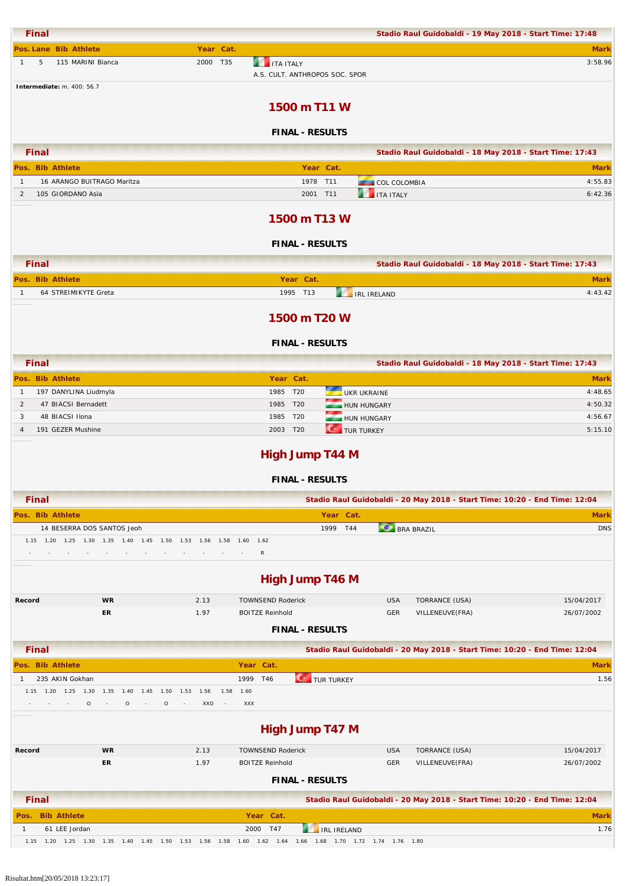**Final** — Stadio Raul Guidobaldi - 19 May 2018 - Start Time: 17:48

| Pos. | Lane | Bib | Athlete | Year | Cat. | | Mark |
|---|---|---|---|---|---|---|---|
| 1 | 5 | 115 | MARINI Bianca | 2000 | T35 | ITA ITALY<br>A.S. CULT. ANTHROPOS SOC. SPOR | 3:58.96 |

**Intermediate:** m. 400: 56.7

## 1500 m T11 W

### FINAL - RESULTS

**Final** — Stadio Raul Guidobaldi - 18 May 2018 - Start Time: 17:43

| Pos. | Bib | Athlete | Year | Cat. | | Mark |
|---|---|---|---|---|---|---|
| 1 | 16 | ARANGO BUITRAGO Maritza | 1978 | T11 | COL COLOMBIA | 4:55.83 |
| 2 | 105 | GIORDANO Asia | 2001 | T11 | ITA ITALY | 6:42.36 |

## 1500 m T13 W

### FINAL - RESULTS

**Final** — Stadio Raul Guidobaldi - 18 May 2018 - Start Time: 17:43

| Pos. | Bib | Athlete | Year | Cat. | | Mark |
|---|---|---|---|---|---|---|
| 1 | 64 | STREIMIKYTE Greta | 1995 | T13 | IRL IRELAND | 4:43.42 |

## 1500 m T20 W

### FINAL - RESULTS

**Final** — Stadio Raul Guidobaldi - 18 May 2018 - Start Time: 17:43

| Pos. | Bib | Athlete | Year | Cat. | | Mark |
|---|---|---|---|---|---|---|
| 1 | 197 | DANYLINA Liudmyla | 1985 | T20 | UKR UKRAINE | 4:48.65 |
| 2 | 47 | BIACSI Bernadett | 1985 | T20 | HUN HUNGARY | 4:50.32 |
| 3 | 48 | BIACSI Ilona | 1985 | T20 | HUN HUNGARY | 4:56.67 |
| 4 | 191 | GEZER Mushine | 2003 | T20 | TUR TURKEY | 5:15.10 |

## High Jump T44 M

### FINAL - RESULTS

**Final** — Stadio Raul Guidobaldi - 20 May 2018 - Start Time: 10:20 - End Time: 12:04

| Pos. | Bib | Athlete | Year | Cat. | | Mark |
|---|---|---|---|---|---|---|
| | 14 | BESERRA DOS SANTOS Jeoh | 1999 | T44 | BRA BRAZIL | DNS |

| 1.15 | 1.20 | 1.25 | 1.30 | 1.35 | 1.40 | 1.45 | 1.50 | 1.53 | 1.56 | 1.58 | 1.60 | 1.62 |
|---|---|---|---|---|---|---|---|---|---|---|---|---|
| - | - | - | - | - | - | - | - | - | - | - | - | R |

## High Jump T46 M

| Record | | | | | | |
|---|---|---|---|---|---|---|
| | WR | 2.13 | TOWNSEND Roderick | USA | TORRANCE (USA) | 15/04/2017 |
| | ER | 1.97 | BOITZE Reinhold | GER | VILLENEUVE(FRA) | 26/07/2002 |

### FINAL - RESULTS

**Final** — Stadio Raul Guidobaldi - 20 May 2018 - Start Time: 10:20 - End Time: 12:04

| Pos. | Bib | Athlete | Year | Cat. | | Mark |
|---|---|---|---|---|---|---|
| 1 | 235 | AKIN Gokhan | 1999 | T46 | TUR TURKEY | 1.56 |

| 1.15 | 1.20 | 1.25 | 1.30 | 1.35 | 1.40 | 1.45 | 1.50 | 1.53 | 1.56 | 1.58 | 1.60 |
|---|---|---|---|---|---|---|---|---|---|---|---|
| - | - | - | O | - | O | - | O | - | XXO | - | XXX |

## High Jump T47 M

| Record | | | | | | |
|---|---|---|---|---|---|---|
| | WR | 2.13 | TOWNSEND Roderick | USA | TORRANCE (USA) | 15/04/2017 |
| | ER | 1.97 | BOITZE Reinhold | GER | VILLENEUVE(FRA) | 26/07/2002 |

### FINAL - RESULTS

**Final** — Stadio Raul Guidobaldi - 20 May 2018 - Start Time: 10:20 - End Time: 12:04

| Pos. | Bib | Athlete | Year | Cat. | | Mark |
|---|---|---|---|---|---|---|
| 1 | 61 | LEE Jordan | 2000 | T47 | IRL IRELAND | 1.76 |

| 1.15 | 1.20 | 1.25 | 1.30 | 1.35 | 1.40 | 1.45 | 1.50 | 1.53 | 1.56 | 1.58 | 1.60 | 1.62 | 1.64 | 1.66 | 1.68 | 1.70 | 1.72 | 1.74 | 1.76 | 1.80 |
|---|---|---|---|---|---|---|---|---|---|---|---|---|---|---|---|---|---|---|---|---|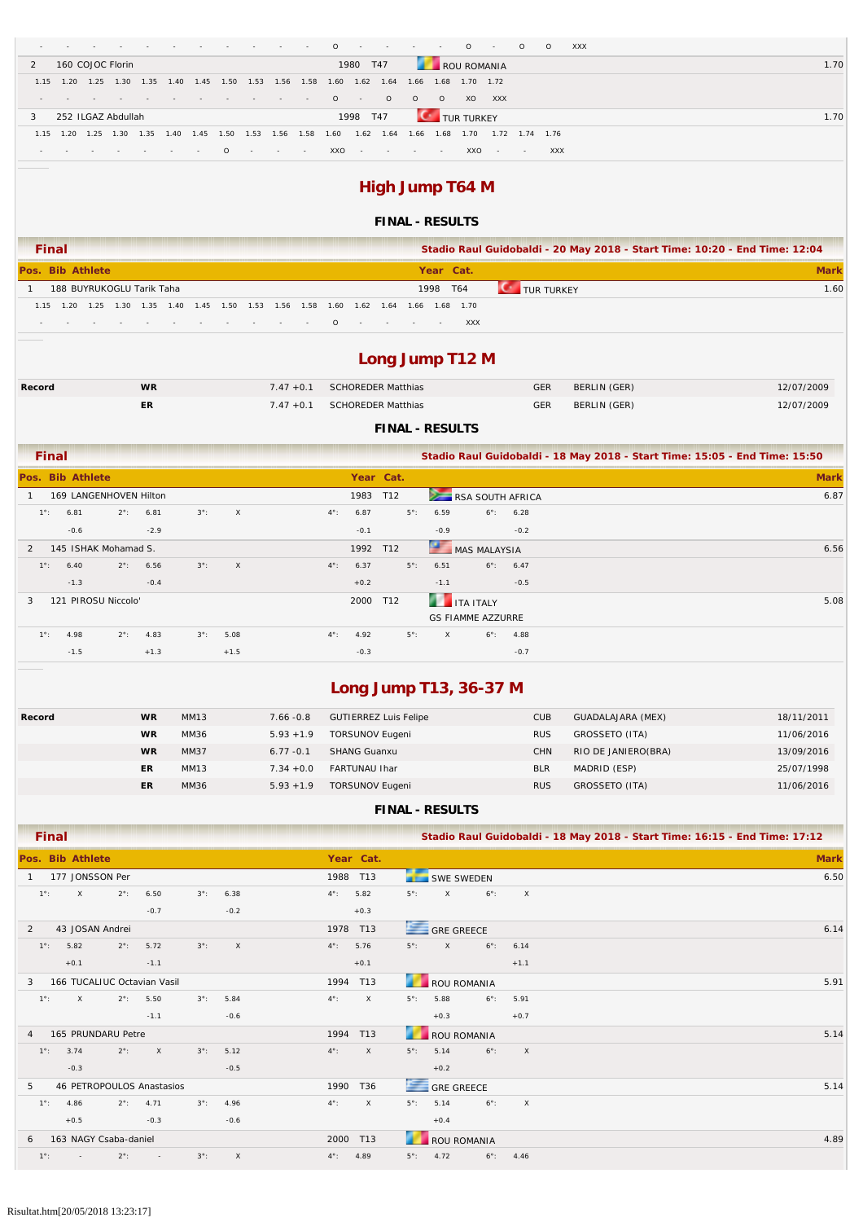| - | - | - | - | - | - | - | - | - | - | - | O | - | - | - | - | O | - | O | O | XXX |
|---|---|---|---|---|---|---|---|---|---|---|---|---|---|---|---|---|---|---|---|---|

| Pos. | Bib | Athlete | Year | Cat. | Nation | Mark |
|---|---|---|---|---|---|---|
| 2 | 160 | COJOC Florin | 1980 | T47 | ROU ROMANIA | 1.70 |

| 1.15 | 1.20 | 1.25 | 1.30 | 1.35 | 1.40 | 1.45 | 1.50 | 1.53 | 1.56 | 1.58 | 1.60 | 1.62 | 1.64 | 1.66 | 1.68 | 1.70 | 1.72 |
|---|---|---|---|---|---|---|---|---|---|---|---|---|---|---|---|---|---|
| - | - | - | - | - | - | - | - | - | - | - | O | - | O | O | O | XO | XXX |

| Pos. | Bib | Athlete | Year | Cat. | Nation | Mark |
|---|---|---|---|---|---|---|
| 3 | 252 | ILGAZ Abdullah | 1998 | T47 | TUR TURKEY | 1.70 |

| 1.15 | 1.20 | 1.25 | 1.30 | 1.35 | 1.40 | 1.45 | 1.50 | 1.53 | 1.56 | 1.58 | 1.60 | 1.62 | 1.64 | 1.66 | 1.68 | 1.70 | 1.72 | 1.74 | 1.76 |
|---|---|---|---|---|---|---|---|---|---|---|---|---|---|---|---|---|---|---|---|
| - | - | - | - | - | - | - | O | - | - | - | XXO | - | - | - | - | XXO | - | - | XXX |

# High Jump T64 M

## FINAL - RESULTS

**Final** — Stadio Raul Guidobaldi - 20 May 2018 - Start Time: 10:20 - End Time: 12:04

| Pos. | Bib | Athlete | Year | Cat. | Nation | Mark |
|---|---|---|---|---|---|---|
| 1 | 188 | BUYRUKOGLU Tarik Taha | 1998 | T64 | TUR TURKEY | 1.60 |

| 1.15 | 1.20 | 1.25 | 1.30 | 1.35 | 1.40 | 1.45 | 1.50 | 1.53 | 1.56 | 1.58 | 1.60 | 1.62 | 1.64 | 1.66 | 1.68 | 1.70 |
|---|---|---|---|---|---|---|---|---|---|---|---|---|---|---|---|---|
| - | - | - | - | - | - | - | - | - | - | - | O | - | - | - | - | XXX |

# Long Jump T12 M

| Record | | Mark | Athlete | Nation | Place | Date |
|---|---|---|---|---|---|---|
| Record | WR | 7.47 +0.1 | SCHOREDER Matthias | GER | BERLIN (GER) | 12/07/2009 |
| | ER | 7.47 +0.1 | SCHOREDER Matthias | GER | BERLIN (GER) | 12/07/2009 |

## FINAL - RESULTS

**Final** — Stadio Raul Guidobaldi - 18 May 2018 - Start Time: 15:05 - End Time: 15:50

| Pos. | Bib | Athlete | Year | Cat. | Nation | 1° | 2° | 3° | 4° | 5° | 6° | Mark |
|---|---|---|---|---|---|---|---|---|---|---|---|---|
| 1 | 169 | LANGENHOVEN Hilton | 1983 | T12 | RSA SOUTH AFRICA | 6.81 (-0.6) | 6.81 (-2.9) | X | 6.87 (-0.1) | 6.59 (-0.9) | 6.28 (-0.2) | 6.87 |
| 2 | 145 | ISHAK Mohamad S. | 1992 | T12 | MAS MALAYSIA | 6.40 (-1.3) | 6.56 (-0.4) | X | 6.37 (+0.2) | 6.51 (-1.1) | 6.47 (-0.5) | 6.56 |
| 3 | 121 | PIROSU Niccolo' | 2000 | T12 | ITA ITALY GS FIAMME AZZURRE | 4.98 (-1.5) | 4.83 (+1.3) | 5.08 (+1.5) | 4.92 (-0.3) | X | 4.88 (-0.7) | 5.08 |

# Long Jump T13, 36-37 M

| Record | | Class | Mark | Athlete | Nation | Place | Date |
|---|---|---|---|---|---|---|---|
| Record | WR | MM13 | 7.66 -0.8 | GUTIERREZ Luis Felipe | CUB | GUADALAJARA (MEX) | 18/11/2011 |
| | WR | MM36 | 5.93 +1.9 | TORSUNOV Eugeni | RUS | GROSSETO (ITA) | 11/06/2016 |
| | WR | MM37 | 6.77 -0.1 | SHANG Guanxu | CHN | RIO DE JANIERO(BRA) | 13/09/2016 |
| | ER | MM13 | 7.34 +0.0 | FARTUNAU Ihar | BLR | MADRID (ESP) | 25/07/1998 |
| | ER | MM36 | 5.93 +1.9 | TORSUNOV Eugeni | RUS | GROSSETO (ITA) | 11/06/2016 |

## FINAL - RESULTS

**Final** — Stadio Raul Guidobaldi - 18 May 2018 - Start Time: 16:15 - End Time: 17:12

| Pos. | Bib | Athlete | Year | Cat. | Nation | 1° | 2° | 3° | 4° | 5° | 6° | Mark |
|---|---|---|---|---|---|---|---|---|---|---|---|---|
| 1 | 177 | JONSSON Per | 1988 | T13 | SWE SWEDEN | X | 6.50 (-0.7) | 6.38 (-0.2) | 5.82 (+0.3) | X | X | 6.50 |
| 2 | 43 | JOSAN Andrei | 1978 | T13 | GRE GREECE | 5.82 (+0.1) | 5.72 (-1.1) | X | 5.76 (+0.1) | X | 6.14 (+1.1) | 6.14 |
| 3 | 166 | TUCALIUC Octavian Vasil | 1994 | T13 | ROU ROMANIA | X | 5.50 (-1.1) | 5.84 (-0.6) | X | 5.88 (+0.3) | 5.91 (+0.7) | 5.91 |
| 4 | 165 | PRUNDARU Petre | 1994 | T13 | ROU ROMANIA | 3.74 (-0.3) | X | 5.12 (-0.5) | X | 5.14 (+0.2) | X | 5.14 |
| 5 | 46 | PETROPOULOS Anastasios | 1990 | T36 | GRE GREECE | 4.86 (+0.5) | 4.71 (-0.3) | 4.96 (-0.6) | X | 5.14 (+0.4) | X | 5.14 |
| 6 | 163 | NAGY Csaba-daniel | 2000 | T13 | ROU ROMANIA | - | - | X | 4.89 | 4.72 | 4.46 | 4.89 |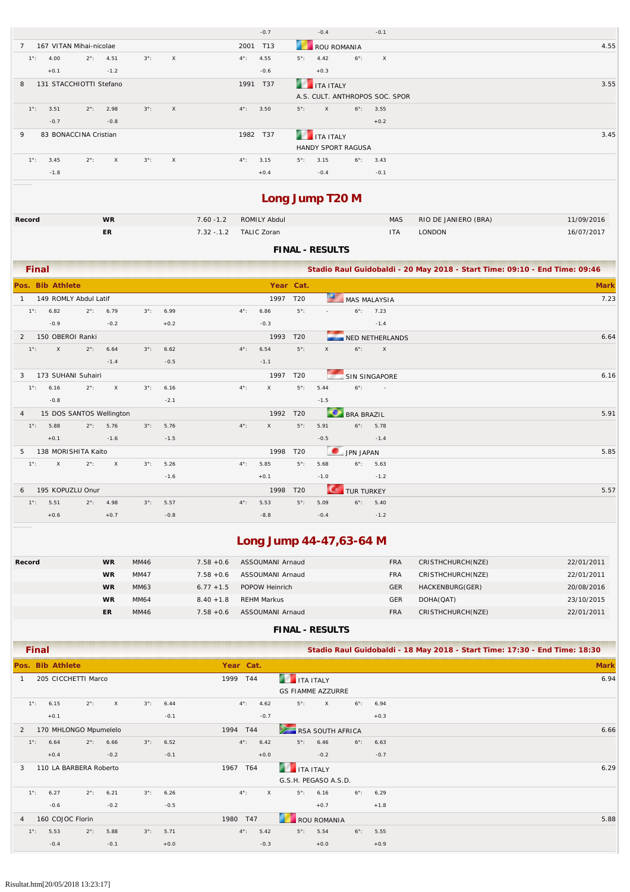| | | | | | | | | | | | | | |
|---|---|---|---|---|---|---|---|---|---|---|---|---|---|
| | | | | | | | -0.7 | | -0.4 | | -0.1 | | |
| 7 | 167 VITAN Mihai-nicolae | | | | | 2001 | T13 | ROU ROMANIA | | | | | 4.55 |
| 1°: | 4.00 | 2°: | 4.51 | 3°: | X | 4°: | 4.55 | 5°: | 4.42 | 6°: | X | | |
| | +0.1 | | -1.2 | | | | -0.6 | | +0.3 | | | | |
| 8 | 131 STACCHIOTTI Stefano | | | | | 1991 | T37 | ITA ITALY / A.S. CULT. ANTHROPOS SOC. SPOR | | | | | 3.55 |
| 1°: | 3.51 | 2°: | 2.98 | 3°: | X | 4°: | 3.50 | 5°: | X | 6°: | 3.55 | | |
| | -0.7 | | -0.8 | | | | | | | | +0.2 | | |
| 9 | 83 BONACCINA Cristian | | | | | 1982 | T37 | ITA ITALY / HANDY SPORT RAGUSA | | | | | 3.45 |
| 1°: | 3.45 | 2°: | X | 3°: | X | 4°: | 3.15 | 5°: | 3.15 | 6°: | 3.43 | | |
| | -1.8 | | | | | | +0.4 | | -0.4 | | -0.1 | | |

## Long Jump T20 M

| Record | | | | | | |
|---|---|---|---|---|---|---|
| | WR | 7.60 -1.2 | ROMILY Abdul | MAS | RIO DE JANEIRO (BRA) | 11/09/2016 |
| | ER | 7.32 -.1.2 | TALIC Zoran | ITA | LONDON | 16/07/2017 |

**FINAL - RESULTS**

**Final** — Stadio Raul Guidobaldi - 20 May 2018 - Start Time: 09:10 - End Time: 09:46

| Pos. | Bib Athlete | | | | | Year | Cat. | | | | | Mark |
|---|---|---|---|---|---|---|---|---|---|---|---|---|
| 1 | 149 ROMLY Abdul Latif | | | | | 1997 | T20 | MAS MALAYSIA | | | | 7.23 |
| 1°: 6.82 | 2°: 6.79 | 3°: 6.99 | 4°: 6.86 | 5°: - | 6°: 7.23 | | | | | | | |
| -0.9 | -0.2 | +0.2 | -0.3 | | -1.4 | | | | | | | |
| 2 | 150 OBEROI Ranki | | | | | 1993 | T20 | NED NETHERLANDS | | | | 6.64 |
| 1°: X | 2°: 6.64 | 3°: 6.62 | 4°: 6.54 | 5°: X | 6°: X | | | | | | | |
| | -1.4 | -0.5 | -1.1 | | | | | | | | | |
| 3 | 173 SUHANI Suhairi | | | | | 1997 | T20 | SIN SINGAPORE | | | | 6.16 |
| 1°: 6.16 | 2°: X | 3°: 6.16 | 4°: X | 5°: 5.44 | 6°: - | | | | | | | |
| -0.8 | | -2.1 | | -1.5 | | | | | | | | |
| 4 | 15 DOS SANTOS Wellington | | | | | 1992 | T20 | BRA BRAZIL | | | | 5.91 |
| 1°: 5.88 | 2°: 5.76 | 3°: 5.76 | 4°: X | 5°: 5.91 | 6°: 5.78 | | | | | | | |
| +0.1 | -1.6 | -1.5 | | -0.5 | -1.4 | | | | | | | |
| 5 | 138 MORISHITA Kaito | | | | | 1998 | T20 | JPN JAPAN | | | | 5.85 |
| 1°: X | 2°: X | 3°: 5.26 | 4°: 5.85 | 5°: 5.68 | 6°: 5.63 | | | | | | | |
| | | -1.6 | +0.1 | -1.0 | -1.2 | | | | | | | |
| 6 | 195 KOPUZLU Onur | | | | | 1998 | T20 | TUR TURKEY | | | | 5.57 |
| 1°: 5.51 | 2°: 4.98 | 3°: 5.57 | 4°: 5.53 | 5°: 5.09 | 6°: 5.40 | | | | | | | |
| +0.6 | +0.7 | -0.8 | -8.8 | -0.4 | -1.2 | | | | | | | |

## Long Jump 44-47,63-64 M

| Record | | | | | | | |
|---|---|---|---|---|---|---|---|
| | WR | MM46 | 7.58 +0.6 | ASSOUMANI Arnaud | FRA | CRISTHCHURCH(NZE) | 22/01/2011 |
| | WR | MM47 | 7.58 +0.6 | ASSOUMANI Arnaud | FRA | CRISTHCHURCH(NZE) | 22/01/2011 |
| | WR | MM63 | 6.77 +1.5 | POPOW Heinrich | GER | HACKENBURG(GER) | 20/08/2016 |
| | WR | MM64 | 8.40 +1.8 | REHM Markus | GER | DOHA(QAT) | 23/10/2015 |
| | ER | MM46 | 7.58 +0.6 | ASSOUMANI Arnaud | FRA | CRISTHCHURCH(NZE) | 22/01/2011 |

**FINAL - RESULTS**

**Final** — Stadio Raul Guidobaldi - 18 May 2018 - Start Time: 17:30 - End Time: 18:30

| Pos. | Bib Athlete | | | | | Year | Cat. | | | | | Mark |
|---|---|---|---|---|---|---|---|---|---|---|---|---|
| 1 | 205 CICCHETTI Marco | | | | | 1999 | T44 | ITA ITALY / GS FIAMME AZZURRE | | | | 6.94 |
| 1°: 6.15 | 2°: X | 3°: 6.44 | 4°: 4.62 | 5°: X | 6°: 6.94 | | | | | | | |
| +0.1 | | -0.1 | -0.7 | | +0.3 | | | | | | | |
| 2 | 170 MHLONGO Mpumelelo | | | | | 1994 | T44 | RSA SOUTH AFRICA | | | | 6.66 |
| 1°: 6.64 | 2°: 6.66 | 3°: 6.52 | 4°: 6.42 | 5°: 6.46 | 6°: 6.63 | | | | | | | |
| +0.4 | -0.2 | -0.1 | +0.0 | -0.2 | -0.7 | | | | | | | |
| 3 | 110 LA BARBERA Roberto | | | | | 1967 | T64 | ITA ITALY / G.S.H. PEGASO A.S.D. | | | | 6.29 |
| 1°: 6.27 | 2°: 6.21 | 3°: 6.26 | 4°: X | 5°: 6.16 | 6°: 6.29 | | | | | | | |
| -0.6 | -0.2 | -0.5 | | +0.7 | +1.8 | | | | | | | |
| 4 | 160 COJOC Florin | | | | | 1980 | T47 | ROU ROMANIA | | | | 5.88 |
| 1°: 5.53 | 2°: 5.88 | 3°: 5.71 | 4°: 5.42 | 5°: 5.54 | 6°: 5.55 | | | | | | | |
| -0.4 | -0.1 | +0.0 | -0.3 | +0.0 | +0.9 | | | | | | | |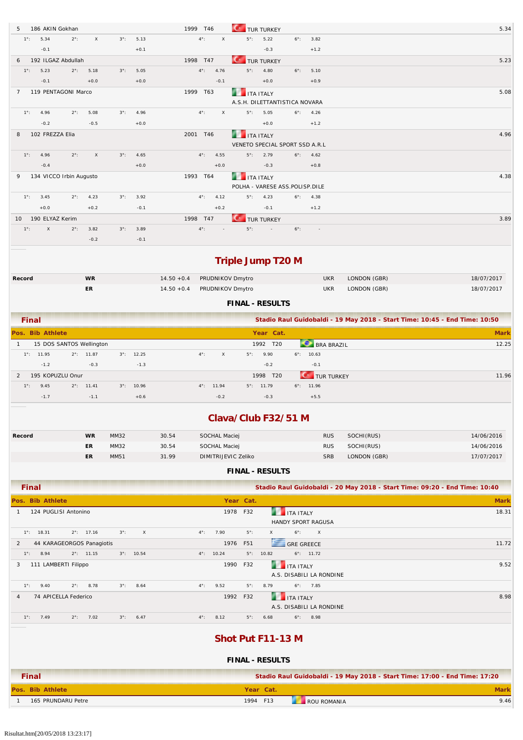| Pos. | Bib | Athlete | Year | Cat. | Nation | Mark |
|---|---|---|---|---|---|---|
| 5 | 186 | AKIN Gokhan | 1999 | T46 | TUR TURKEY | 5.34 |
| | | 1°: 5.34 (-0.1) 2°: X 3°: 5.13 (+0.1) 4°: X 5°: 5.22 (-0.3) 6°: 3.82 (+1.2) | | | | |
| 6 | 192 | ILGAZ Abdullah | 1998 | T47 | TUR TURKEY | 5.23 |
| | | 1°: 5.23 (-0.1) 2°: 5.18 (+0.0) 3°: 5.05 (+0.0) 4°: 4.76 (-0.1) 5°: 4.80 (+0.0) 6°: 5.10 (+0.9) | | | | |
| 7 | 119 | PENTAGONI Marco | 1999 | T63 | ITA ITALY A.S.H. DILETTANTISTICA NOVARA | 5.08 |
| | | 1°: 4.96 (-0.2) 2°: 5.08 (-0.5) 3°: 4.96 (+0.0) 4°: X 5°: 5.05 (+0.0) 6°: 4.26 (+1.2) | | | | |
| 8 | 102 | FREZZA Elia | 2001 | T46 | ITA ITALY VENETO SPECIAL SPORT SSD A.R.L | 4.96 |
| | | 1°: 4.96 (-0.4) 2°: X 3°: 4.65 (+0.0) 4°: 4.55 (+0.0) 5°: 2.79 (-0.3) 6°: 4.62 (+0.8) | | | | |
| 9 | 134 | VICCO Irbin Augusto | 1993 | T64 | ITA ITALY POLHA - VARESE ASS.POLISP.DILE | 4.38 |
| | | 1°: 3.45 (+0.0) 2°: 4.23 (+0.2) 3°: 3.92 (-0.1) 4°: 4.12 (+0.2) 5°: 4.23 (-0.1) 6°: 4.38 (+1.2) | | | | |
| 10 | 190 | ELYAZ Kerim | 1998 | T47 | TUR TURKEY | 3.89 |
| | | 1°: X 2°: 3.82 (-0.2) 3°: 3.89 (-0.1) 4°: - 5°: - 6°: - | | | | |

## Triple Jump T20 M

| Record | | Mark | Athlete | Nat. | Venue | Date |
|---|---|---|---|---|---|---|
| Record | WR | 14.50 +0.4 | PRUDNIKOV Dmytro | UKR | LONDON (GBR) | 18/07/2017 |
| | ER | 14.50 +0.4 | PRUDNIKOV Dmytro | UKR | LONDON (GBR) | 18/07/2017 |

### FINAL - RESULTS

**Final** — Stadio Raul Guidobaldi - 19 May 2018 - Start Time: 10:45 - End Time: 10:50

| Pos. | Bib | Athlete | Year | Cat. | Nation | Mark |
|---|---|---|---|---|---|---|
| 1 | 15 | DOS SANTOS Wellington | 1992 | T20 | BRA BRAZIL | 12.25 |
| | | 1°: 11.95 (-1.2) 2°: 11.87 (-0.3) 3°: 12.25 (-1.3) 4°: X 5°: 9.90 (-0.2) 6°: 10.63 (-0.1) | | | | |
| 2 | 195 | KOPUZLU Onur | 1998 | T20 | TUR TURKEY | 11.96 |
| | | 1°: 9.45 (-1.7) 2°: 11.41 (-1.1) 3°: 10.96 (+0.6) 4°: 11.94 (-0.2) 5°: 11.79 (-0.3) 6°: 11.96 (+5.5) | | | | |

## Clava/Club F32/51 M

| Record | | Class | Mark | Athlete | Nat. | Venue | Date |
|---|---|---|---|---|---|---|---|
| Record | WR | MM32 | 30.54 | SOCHAL Maciej | RUS | SOCHI(RUS) | 14/06/2016 |
| | ER | MM32 | 30.54 | SOCHAL Maciej | RUS | SOCHI(RUS) | 14/06/2016 |
| | ER | MM51 | 31.99 | DIMITRIJEVIC Zeliko | SRB | LONDON (GBR) | 17/07/2017 |

### FINAL - RESULTS

**Final** — Stadio Raul Guidobaldi - 20 May 2018 - Start Time: 09:20 - End Time: 10:40

| Pos. | Bib | Athlete | Year | Cat. | Nation | Mark |
|---|---|---|---|---|---|---|
| 1 | 124 | PUGLISI Antonino | 1978 | F32 | ITA ITALY HANDY SPORT RAGUSA | 18.31 |
| | | 1°: 18.31 2°: 17.16 3°: X 4°: 7.90 5°: X 6°: X | | | | |
| 2 | 44 | KARAGEORGOS Panagiotis | 1976 | F51 | GRE GREECE | 11.72 |
| | | 1°: 8.94 2°: 11.15 3°: 10.54 4°: 10.24 5°: 10.82 6°: 11.72 | | | | |
| 3 | 111 | LAMBERTI Filippo | 1990 | F32 | ITA ITALY A.S. DISABILI LA RONDINE | 9.52 |
| | | 1°: 9.40 2°: 8.78 3°: 8.64 4°: 9.52 5°: 8.79 6°: 7.85 | | | | |
| 4 | 74 | APICELLA Federico | 1992 | F32 | ITA ITALY A.S. DISABILI LA RONDINE | 8.98 |
| | | 1°: 7.49 2°: 7.02 3°: 6.47 4°: 8.12 5°: 6.68 6°: 8.98 | | | | |

## Shot Put F11-13 M

### FINAL - RESULTS

**Final** — Stadio Raul Guidobaldi - 19 May 2018 - Start Time: 17:00 - End Time: 17:20

| Pos. | Bib | Athlete | Year | Cat. | Nation | Mark |
|---|---|---|---|---|---|---|
| 1 | 165 | PRUNDARU Petre | 1994 | F13 | ROU ROMANIA | 9.46 |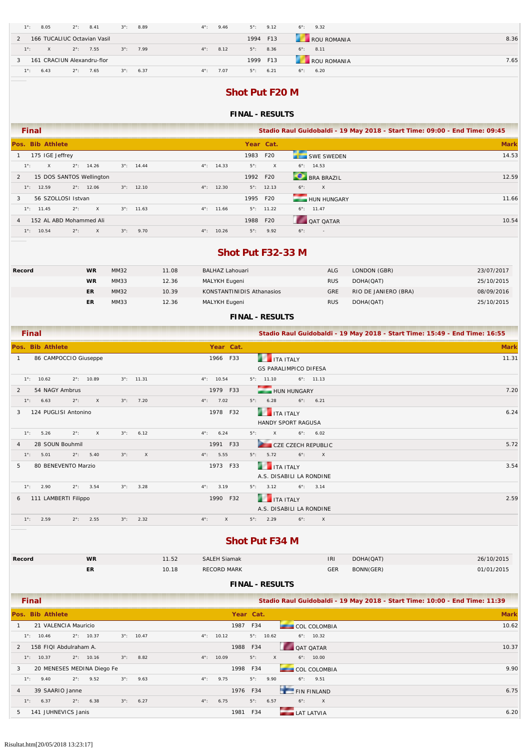| | | | | | |
|---|---|---|---|---|---|
| 1°: 8.05 | 2°: 8.41 | 3°: 8.89 | 4°: 9.46 | 5°: 9.12 | 6°: 9.32 |

| Pos. | Bib | Athlete | Year | Cat. | | Mark |
|---|---|---|---|---|---|---|
| 2 | 166 | TUCALIUC Octavian Vasil | 1994 | F13 | ROU ROMANIA | 8.36 |
| | | 1°: X 2°: 7.55 3°: 7.99 4°: 8.12 5°: 8.36 6°: 8.11 | | | | |
| 3 | 161 | CRACIUN Alexandru-flor | 1999 | F13 | ROU ROMANIA | 7.65 |
| | | 1°: 6.43 2°: 7.65 3°: 6.37 4°: 7.07 5°: 6.21 6°: 6.20 | | | | |

# Shot Put F20 M

### FINAL - RESULTS

**Final** — Stadio Raul Guidobaldi - 19 May 2018 - Start Time: 09:00 - End Time: 09:45

| Pos. | Bib | Athlete | Year | Cat. | | Mark |
|---|---|---|---|---|---|---|
| 1 | 175 | IGE Jeffrey | 1983 | F20 | SWE SWEDEN | 14.53 |
| | | 1°: X 2°: 14.26 3°: 14.44 4°: 14.33 5°: X 6°: 14.53 | | | | |
| 2 | 15 | DOS SANTOS Wellington | 1992 | F20 | BRA BRAZIL | 12.59 |
| | | 1°: 12.59 2°: 12.06 3°: 12.10 4°: 12.30 5°: 12.13 6°: X | | | | |
| 3 | 56 | SZOLLOSI Istvan | 1995 | F20 | HUN HUNGARY | 11.66 |
| | | 1°: 11.45 2°: X 3°: 11.63 4°: 11.66 5°: 11.22 6°: 11.47 | | | | |
| 4 | 152 | AL ABD Mohammed Ali | 1988 | F20 | QAT QATAR | 10.54 |
| | | 1°: 10.54 2°: X 3°: 9.70 4°: 10.26 5°: 9.92 6°: - | | | | |

# Shot Put F32-33 M

| Record | | | | | | | |
|---|---|---|---|---|---|---|---|
| Record | WR | MM32 | 11.08 | BALHAZ Lahouari | ALG | LONDON (GBR) | 23/07/2017 |
| | WR | MM33 | 12.36 | MALYKH Eugeni | RUS | DOHA(QAT) | 25/10/2015 |
| | ER | MM32 | 10.39 | KONSTANTINIDIS Athanasios | GRE | RIO DE JANIERO (BRA) | 08/09/2016 |
| | ER | MM33 | 12.36 | MALYKH Eugeni | RUS | DOHA(QAT) | 25/10/2015 |

### FINAL - RESULTS

**Final** — Stadio Raul Guidobaldi - 19 May 2018 - Start Time: 15:49 - End Time: 16:55

| Pos. | Bib | Athlete | Year | Cat. | | Mark |
|---|---|---|---|---|---|---|
| 1 | 86 | CAMPOCCIO Giuseppe | 1966 | F33 | ITA ITALY<br>GS PARALIMPICO DIFESA | 11.31 |
| | | 1°: 10.62 2°: 10.89 3°: 11.31 4°: 10.54 5°: 11.10 6°: 11.13 | | | | |
| 2 | 54 | NAGY Ambrus | 1979 | F33 | HUN HUNGARY | 7.20 |
| | | 1°: 6.63 2°: X 3°: 7.20 4°: 7.02 5°: 6.28 6°: 6.21 | | | | |
| 3 | 124 | PUGLISI Antonino | 1978 | F32 | ITA ITALY<br>HANDY SPORT RAGUSA | 6.24 |
| | | 1°: 5.26 2°: X 3°: 6.12 4°: 6.24 5°: X 6°: 6.02 | | | | |
| 4 | 28 | SOUN Bouhmil | 1991 | F33 | CZE CZECH REPUBLIC | 5.72 |
| | | 1°: 5.01 2°: 5.40 3°: X 4°: 5.55 5°: 5.72 6°: X | | | | |
| 5 | 80 | BENEVENTO Marzio | 1973 | F33 | ITA ITALY<br>A.S. DISABILI LA RONDINE | 3.54 |
| | | 1°: 2.90 2°: 3.54 3°: 3.28 4°: 3.19 5°: 3.12 6°: 3.14 | | | | |
| 6 | 111 | LAMBERTI Filippo | 1990 | F32 | ITA ITALY<br>A.S. DISABILI LA RONDINE | 2.59 |
| | | 1°: 2.59 2°: 2.55 3°: 2.32 4°: X 5°: 2.29 6°: X | | | | |

# Shot Put F34 M

| Record | | | | | | |
|---|---|---|---|---|---|---|
| Record | WR | 11.52 | SALEH Siamak | IRI | DOHA(QAT) | 26/10/2015 |
| | ER | 10.18 | RECORD MARK | GER | BONN(GER) | 01/01/2015 |

### FINAL - RESULTS

**Final** — Stadio Raul Guidobaldi - 19 May 2018 - Start Time: 10:00 - End Time: 11:39

| Pos. | Bib | Athlete | Year | Cat. | | Mark |
|---|---|---|---|---|---|---|
| 1 | 21 | VALENCIA Mauricio | 1987 | F34 | COL COLOMBIA | 10.62 |
| | | 1°: 10.46 2°: 10.37 3°: 10.47 4°: 10.12 5°: 10.62 6°: 10.32 | | | | |
| 2 | 158 | FIQI Abdulraham A. | 1988 | F34 | QAT QATAR | 10.37 |
| | | 1°: 10.37 2°: 10.16 3°: 8.82 4°: 10.09 5°: X 6°: 10.00 | | | | |
| 3 | 20 | MENESES MEDINA Diego Fe | 1998 | F34 | COL COLOMBIA | 9.90 |
| | | 1°: 9.40 2°: 9.52 3°: 9.63 4°: 9.75 5°: 9.90 6°: 9.51 | | | | |
| 4 | 39 | SAARIO Janne | 1976 | F34 | FIN FINLAND | 6.75 |
| | | 1°: 6.37 2°: 6.38 3°: 6.27 4°: 6.75 5°: 6.57 6°: X | | | | |
| 5 | 141 | JUHNEVICS Janis | 1981 | F34 | LAT LATVIA | 6.20 |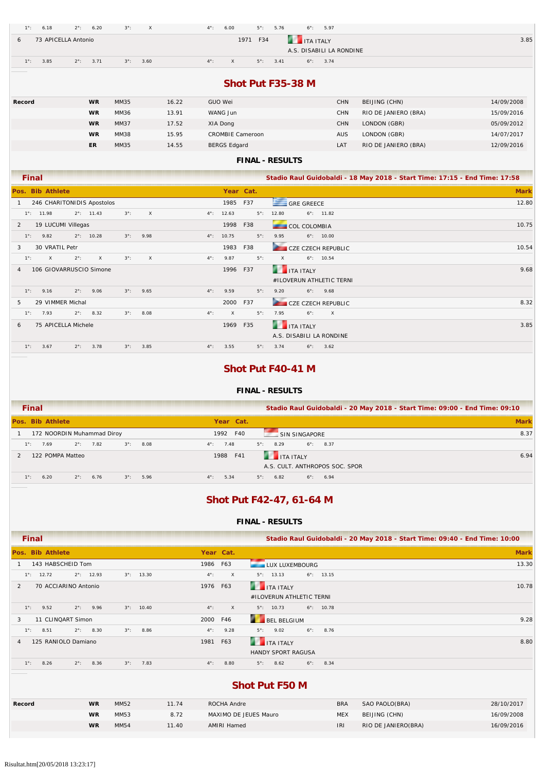| | | | | | |
|---|---|---|---|---|---|
| 1°: 6.18 | 2°: 6.20 | 3°: X | 4°: 6.00 | 5°: 5.76 | 6°: 5.97 |

| Pos. | Bib | Athlete | Year | Cat. | | Mark |
|---|---|---|---|---|---|---|
| 6 | 73 | APICELLA Antonio | 1971 | F34 | ITA ITALY<br>A.S. DISABILI LA RONDINE | 3.85 |
| | | 1°: 3.85 2°: 3.71 3°: 3.60 | 4°: X 5°: 3.41 6°: 3.74 | | | |

## Shot Put F35-38 M

| Record | | | | | | | |
|---|---|---|---|---|---|---|---|
| | WR | MM35 | 16.22 | GUO Wei | CHN | BEIJING (CHN) | 14/09/2008 |
| | WR | MM36 | 13.91 | WANG Jun | CHN | RIO DE JANIERO (BRA) | 15/09/2016 |
| | WR | MM37 | 17.52 | XIA Dong | CHN | LONDON (GBR) | 05/09/2012 |
| | WR | MM38 | 15.95 | CROMBIE Cameroon | AUS | LONDON (GBR) | 14/07/2017 |
| | ER | MM35 | 14.55 | BERGS Edgard | LAT | RIO DE JANIERO (BRA) | 12/09/2016 |

**FINAL - RESULTS**

**Final** — Stadio Raul Guidobaldi - 18 May 2018 - Start Time: 17:15 - End Time: 17:58

| Pos. | Bib | Athlete | Year | Cat. | | Mark |
|---|---|---|---|---|---|---|
| 1 | 246 | CHARITONIDIS Apostolos | 1985 | F37 | GRE GREECE | 12.80 |
| | | 1°: 11.98 2°: 11.43 3°: X | 4°: 12.63 5°: 12.80 6°: 11.82 | | | |
| 2 | 19 | LUCUMI Villegas | 1998 | F38 | COL COLOMBIA | 10.75 |
| | | 1°: 9.82 2°: 10.28 3°: 9.98 | 4°: 10.75 5°: 9.95 6°: 10.00 | | | |
| 3 | 30 | VRATIL Petr | 1983 | F38 | CZE CZECH REPUBLIC | 10.54 |
| | | 1°: X 2°: X 3°: X | 4°: 9.87 5°: X 6°: 10.54 | | | |
| 4 | 106 | GIOVARRUSCIO Simone | 1996 | F37 | ITA ITALY<br>#ILOVERUN ATHLETIC TERNI | 9.68 |
| | | 1°: 9.16 2°: 9.06 3°: 9.65 | 4°: 9.59 5°: 9.20 6°: 9.68 | | | |
| 5 | 29 | VIMMER Michal | 2000 | F37 | CZE CZECH REPUBLIC | 8.32 |
| | | 1°: 7.93 2°: 8.32 3°: 8.08 | 4°: X 5°: 7.95 6°: X | | | |
| 6 | 75 | APICELLA Michele | 1969 | F35 | ITA ITALY<br>A.S. DISABILI LA RONDINE | 3.85 |
| | | 1°: 3.67 2°: 3.78 3°: 3.85 | 4°: 3.55 5°: 3.74 6°: 3.62 | | | |

## Shot Put F40-41 M

**FINAL - RESULTS**

**Final** — Stadio Raul Guidobaldi - 20 May 2018 - Start Time: 09:00 - End Time: 09:10

| Pos. | Bib | Athlete | Year | Cat. | | Mark |
|---|---|---|---|---|---|---|
| 1 | 172 | NOORDIN Muhammad Diroy | 1992 | F40 | SIN SINGAPORE | 8.37 |
| | | 1°: 7.69 2°: 7.82 3°: 8.08 | 4°: 7.48 5°: 8.29 6°: 8.37 | | | |
| 2 | 122 | POMPA Matteo | 1988 | F41 | ITA ITALY<br>A.S. CULT. ANTHROPOS SOC. SPOR | 6.94 |
| | | 1°: 6.20 2°: 6.76 3°: 5.96 | 4°: 5.34 5°: 6.82 6°: 6.94 | | | |

## Shot Put F42-47, 61-64 M

**FINAL - RESULTS**

**Final** — Stadio Raul Guidobaldi - 20 May 2018 - Start Time: 09:40 - End Time: 10:00

| Pos. | Bib | Athlete | Year | Cat. | | Mark |
|---|---|---|---|---|---|---|
| 1 | 143 | HABSCHEID Tom | 1986 | F63 | LUX LUXEMBOURG | 13.30 |
| | | 1°: 12.72 2°: 12.93 3°: 13.30 | 4°: X 5°: 13.13 6°: 13.15 | | | |
| 2 | 70 | ACCIARINO Antonio | 1976 | F63 | ITA ITALY<br>#ILOVERUN ATHLETIC TERNI | 10.78 |
| | | 1°: 9.52 2°: 9.96 3°: 10.40 | 4°: X 5°: 10.73 6°: 10.78 | | | |
| 3 | 11 | CLINQART Simon | 2000 | F46 | BEL BELGIUM | 9.28 |
| | | 1°: 8.51 2°: 8.30 3°: 8.86 | 4°: 9.28 5°: 9.02 6°: 8.76 | | | |
| 4 | 125 | RANIOLO Damiano | 1981 | F63 | ITA ITALY<br>HANDY SPORT RAGUSA | 8.80 |
| | | 1°: 8.26 2°: 8.36 3°: 7.83 | 4°: 8.80 5°: 8.62 6°: 8.34 | | | |

## Shot Put F50 M

| Record | | | | | | | |
|---|---|---|---|---|---|---|---|
| | WR | MM52 | 11.74 | ROCHA Andre | BRA | SAO PAOLO(BRA) | 28/10/2017 |
| | WR | MM53 | 8.72 | MAXIMO DE JEUES Mauro | MEX | BEIJING (CHN) | 16/09/2008 |
| | WR | MM54 | 11.40 | AMIRI Hamed | IRI | RIO DE JANIERO(BRA) | 16/09/2016 |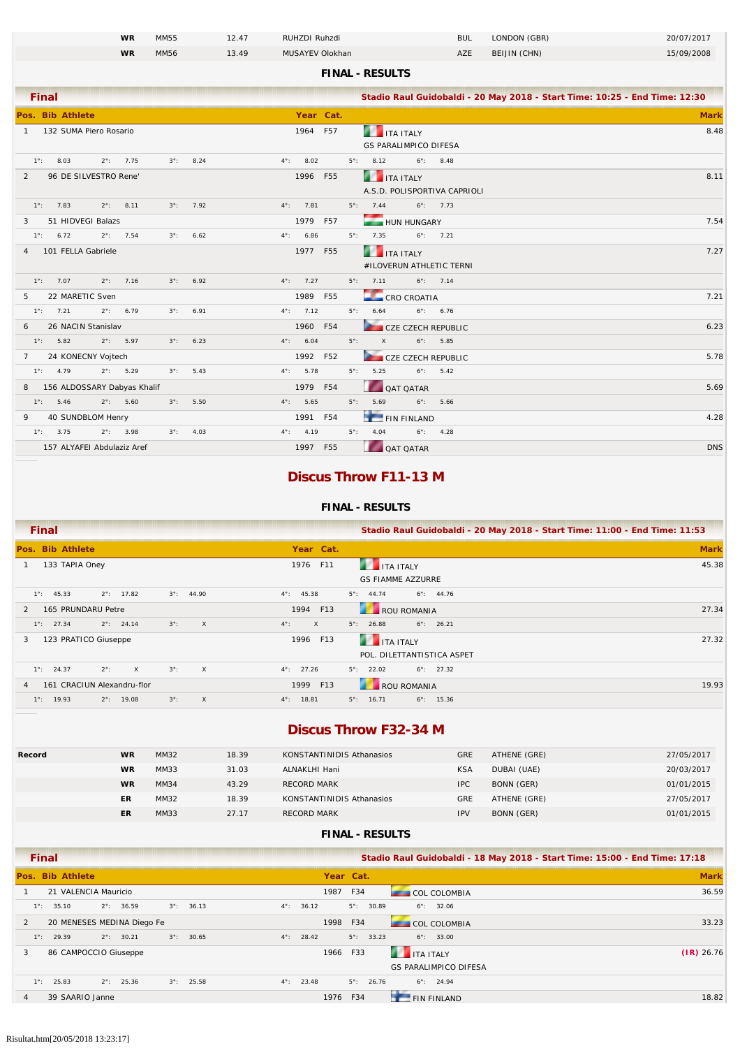| | WR | MM55 | 12.47 | RUHZDI Ruhzdi | BUL | LONDON (GBR) | 20/07/2017 |
|---|---|---|---|---|---|---|---|
| | WR | MM56 | 13.49 | MUSAYEV Olokhan | AZE | BEIJIN (CHN) | 15/09/2008 |

### FINAL - RESULTS

**Final** — Stadio Raul Guidobaldi - 20 May 2018 - Start Time: 10:25 - End Time: 12:30

| Pos. | Bib | Athlete | Year | Cat. | | Mark |
|---|---|---|---|---|---|---|
| 1 | 132 | SUMA Piero Rosario | 1964 | F57 | ITA ITALY<br>GS PARALIMPICO DIFESA | 8.48 |
| | | 1°: 8.03 2°: 7.75 3°: 8.24 4°: 8.02 5°: 8.12 6°: 8.48 | | | | |
| 2 | 96 | DE SILVESTRO Rene' | 1996 | F55 | ITA ITALY<br>A.S.D. POLISPORTIVA CAPRIOLI | 8.11 |
| | | 1°: 7.83 2°: 8.11 3°: 7.92 4°: 7.81 5°: 7.44 6°: 7.73 | | | | |
| 3 | 51 | HIDVEGI Balazs | 1979 | F57 | HUN HUNGARY | 7.54 |
| | | 1°: 6.72 2°: 7.54 3°: 6.62 4°: 6.86 5°: 7.35 6°: 7.21 | | | | |
| 4 | 101 | FELLA Gabriele | 1977 | F55 | ITA ITALY<br>#ILOVERUN ATHLETIC TERNI | 7.27 |
| | | 1°: 7.07 2°: 7.16 3°: 6.92 4°: 7.27 5°: 7.11 6°: 7.14 | | | | |
| 5 | 22 | MARETIC Sven | 1989 | F55 | CRO CROATIA | 7.21 |
| | | 1°: 7.21 2°: 6.79 3°: 6.91 4°: 7.12 5°: 6.64 6°: 6.76 | | | | |
| 6 | 26 | NACIN Stanislav | 1960 | F54 | CZE CZECH REPUBLIC | 6.23 |
| | | 1°: 5.82 2°: 5.97 3°: 6.23 4°: 6.04 5°: X 6°: 5.85 | | | | |
| 7 | 24 | KONECNY Vojtech | 1992 | F52 | CZE CZECH REPUBLIC | 5.78 |
| | | 1°: 4.79 2°: 5.29 3°: 5.43 4°: 5.78 5°: 5.25 6°: 5.42 | | | | |
| 8 | 156 | ALDOSSARY Dabyas Khalif | 1979 | F54 | QAT QATAR | 5.69 |
| | | 1°: 5.46 2°: 5.60 3°: 5.50 4°: 5.65 5°: 5.69 6°: 5.66 | | | | |
| 9 | 40 | SUNDBLOM Henry | 1991 | F54 | FIN FINLAND | 4.28 |
| | | 1°: 3.75 2°: 3.98 3°: 4.03 4°: 4.19 5°: 4.04 6°: 4.28 | | | | |
| | 157 | ALYAFEI Abdulaziz Aref | 1997 | F55 | QAT QATAR | DNS |

## Discus Throw F11-13 M

### FINAL - RESULTS

**Final** — Stadio Raul Guidobaldi - 20 May 2018 - Start Time: 11:00 - End Time: 11:53

| Pos. | Bib | Athlete | Year | Cat. | | Mark |
|---|---|---|---|---|---|---|
| 1 | 133 | TAPIA Oney | 1976 | F11 | ITA ITALY<br>GS FIAMME AZZURRE | 45.38 |
| | | 1°: 45.33 2°: 17.82 3°: 44.90 4°: 45.38 5°: 44.74 6°: 44.76 | | | | |
| 2 | 165 | PRUNDARU Petre | 1994 | F13 | ROU ROMANIA | 27.34 |
| | | 1°: 27.34 2°: 24.14 3°: X 4°: X 5°: 26.88 6°: 26.21 | | | | |
| 3 | 123 | PRATICO Giuseppe | 1996 | F13 | ITA ITALY<br>POL. DILETTANTISTICA ASPET | 27.32 |
| | | 1°: 24.37 2°: X 3°: X 4°: 27.26 5°: 22.02 6°: 27.32 | | | | |
| 4 | 161 | CRACIUN Alexandru-flor | 1999 | F13 | ROU ROMANIA | 19.93 |
| | | 1°: 19.93 2°: 19.08 3°: X 4°: 18.81 5°: 16.71 6°: 15.36 | | | | |

## Discus Throw F32-34 M

| Record | | | | | | | |
|---|---|---|---|---|---|---|---|
| | WR | MM32 | 18.39 | KONSTANTINIDIS Athanasios | GRE | ATHENE (GRE) | 27/05/2017 |
| | WR | MM33 | 31.03 | ALNAKLHI Hani | KSA | DUBAI (UAE) | 20/03/2017 |
| | WR | MM34 | 43.29 | RECORD MARK | IPC | BONN (GER) | 01/01/2015 |
| | ER | MM32 | 18.39 | KONSTANTINIDIS Athanasios | GRE | ATHENE (GRE) | 27/05/2017 |
| | ER | MM33 | 27.17 | RECORD MARK | IPV | BONN (GER) | 01/01/2015 |

### FINAL - RESULTS

**Final** — Stadio Raul Guidobaldi - 18 May 2018 - Start Time: 15:00 - End Time: 17:18

| Pos. | Bib | Athlete | Year | Cat. | | Mark |
|---|---|---|---|---|---|---|
| 1 | 21 | VALENCIA Mauricio | 1987 | F34 | COL COLOMBIA | 36.59 |
| | | 1°: 35.10 2°: 36.59 3°: 36.13 4°: 36.12 5°: 30.89 6°: 32.06 | | | | |
| 2 | 20 | MENESES MEDINA Diego Fe | 1998 | F34 | COL COLOMBIA | 33.23 |
| | | 1°: 29.39 2°: 30.21 3°: 30.65 4°: 28.42 5°: 33.23 6°: 33.00 | | | | |
| 3 | 86 | CAMPOCCIO Giuseppe | 1966 | F33 | ITA ITALY<br>GS PARALIMPICO DIFESA | (IR) 26.76 |
| | | 1°: 25.83 2°: 25.36 3°: 25.58 4°: 23.48 5°: 26.76 6°: 24.94 | | | | |
| 4 | 39 | SAARIO Janne | 1976 | F34 | FIN FINLAND | 18.82 |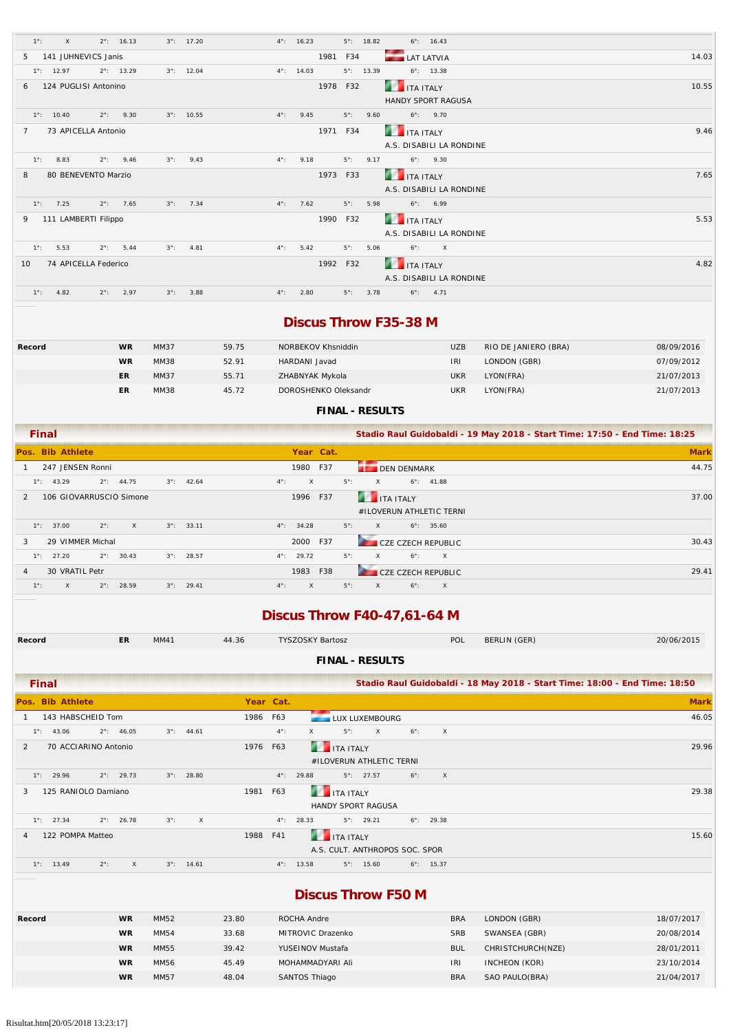| Pos. | Bib | Athlete | Year | Cat. | Nation / Club | Mark |
|---|---|---|---|---|---|---|
| | | 1°: X 2°: 16.13 3°: 17.20 4°: 16.23 5°: 18.82 6°: 16.43 | | | | |
| 5 | 141 | JUHNEVICS Janis | 1981 | F34 | LAT LATVIA | 14.03 |
| | | 1°: 12.97 2°: 13.29 3°: 12.04 4°: 14.03 5°: 13.39 6°: 13.38 | | | | |
| 6 | 124 | PUGLISI Antonino | 1978 | F32 | ITA ITALY<br>HANDY SPORT RAGUSA | 10.55 |
| | | 1°: 10.40 2°: 9.30 3°: 10.55 4°: 9.45 5°: 9.60 6°: 9.70 | | | | |
| 7 | 73 | APICELLA Antonio | 1971 | F34 | ITA ITALY<br>A.S. DISABILI LA RONDINE | 9.46 |
| | | 1°: 8.83 2°: 9.46 3°: 9.43 4°: 9.18 5°: 9.17 6°: 9.30 | | | | |
| 8 | 80 | BENEVENTO Marzio | 1973 | F33 | ITA ITALY<br>A.S. DISABILI LA RONDINE | 7.65 |
| | | 1°: 7.25 2°: 7.65 3°: 7.34 4°: 7.62 5°: 5.98 6°: 6.99 | | | | |
| 9 | 111 | LAMBERTI Filippo | 1990 | F32 | ITA ITALY<br>A.S. DISABILI LA RONDINE | 5.53 |
| | | 1°: 5.53 2°: 5.44 3°: 4.81 4°: 5.42 5°: 5.06 6°: X | | | | |
| 10 | 74 | APICELLA Federico | 1992 | F32 | ITA ITALY<br>A.S. DISABILI LA RONDINE | 4.82 |
| | | 1°: 4.82 2°: 2.97 3°: 3.88 4°: 2.80 5°: 3.78 6°: 4.71 | | | | |

## Discus Throw F35-38 M

| Record | | | | | | | |
|---|---|---|---|---|---|---|---|
| Record | WR | MM37 | 59.75 | NORBEKOV Khsniddin | UZB | RIO DE JANIERO (BRA) | 08/09/2016 |
| | WR | MM38 | 52.91 | HARDANI Javad | IRI | LONDON (GBR) | 07/09/2012 |
| | ER | MM37 | 55.71 | ZHABNYAK Mykola | UKR | LYON(FRA) | 21/07/2013 |
| | ER | MM38 | 45.72 | DOROSHENKO Oleksandr | UKR | LYON(FRA) | 21/07/2013 |

### FINAL - RESULTS

**Final** — Stadio Raul Guidobaldi - 19 May 2018 - Start Time: 17:50 - End Time: 18:25

| Pos. | Bib | Athlete | Year | Cat. | Nation / Club | Mark |
|---|---|---|---|---|---|---|
| 1 | 247 | JENSEN Ronni | 1980 | F37 | DEN DENMARK | 44.75 |
| | | 1°: 43.29 2°: 44.75 3°: 42.64 4°: X 5°: X 6°: 41.88 | | | | |
| 2 | 106 | GIOVARRUSCIO Simone | 1996 | F37 | ITA ITALY<br>#ILOVERUN ATHLETIC TERNI | 37.00 |
| | | 1°: 37.00 2°: X 3°: 33.11 4°: 34.28 5°: X 6°: 35.60 | | | | |
| 3 | 29 | VIMMER Michal | 2000 | F37 | CZE CZECH REPUBLIC | 30.43 |
| | | 1°: 27.20 2°: 30.43 3°: 28.57 4°: 29.72 5°: X 6°: X | | | | |
| 4 | 30 | VRATIL Petr | 1983 | F38 | CZE CZECH REPUBLIC | 29.41 |
| | | 1°: X 2°: 28.59 3°: 29.41 4°: X 5°: X 6°: X | | | | |

## Discus Throw F40-47,61-64 M

| Record | | | | | | | |
|---|---|---|---|---|---|---|---|
| Record | ER | MM41 | 44.36 | TYSZOSKY Bartosz | POL | BERLIN (GER) | 20/06/2015 |

### FINAL - RESULTS

**Final** — Stadio Raul Guidobaldi - 18 May 2018 - Start Time: 18:00 - End Time: 18:50

| Pos. | Bib | Athlete | Year | Cat. | Nation / Club | Mark |
|---|---|---|---|---|---|---|
| 1 | 143 | HABSCHEID Tom | 1986 | F63 | LUX LUXEMBOURG | 46.05 |
| | | 1°: 43.06 2°: 46.05 3°: 44.61 4°: X 5°: X 6°: X | | | | |
| 2 | 70 | ACCIARINO Antonio | 1976 | F63 | ITA ITALY<br>#ILOVERUN ATHLETIC TERNI | 29.96 |
| | | 1°: 29.96 2°: 29.73 3°: 28.80 4°: 29.88 5°: 27.57 6°: X | | | | |
| 3 | 125 | RANIOLO Damiano | 1981 | F63 | ITA ITALY<br>HANDY SPORT RAGUSA | 29.38 |
| | | 1°: 27.34 2°: 26.78 3°: X 4°: 28.33 5°: 29.21 6°: 29.38 | | | | |
| 4 | 122 | POMPA Matteo | 1988 | F41 | ITA ITALY<br>A.S. CULT. ANTHROPOS SOC. SPOR | 15.60 |
| | | 1°: 13.49 2°: X 3°: 14.61 4°: 13.58 5°: 15.60 6°: 15.37 | | | | |

## Discus Throw F50 M

| Record | | | | | | | |
|---|---|---|---|---|---|---|---|
| Record | WR | MM52 | 23.80 | ROCHA Andre | BRA | LONDON (GBR) | 18/07/2017 |
| | WR | MM54 | 33.68 | MITROVIC Drazenko | SRB | SWANSEA (GBR) | 20/08/2014 |
| | WR | MM55 | 39.42 | YUSEINOV Mustafa | BUL | CHRISTCHURCH(NZE) | 28/01/2011 |
| | WR | MM56 | 45.49 | MOHAMMADYARI Ali | IRI | INCHEON (KOR) | 23/10/2014 |
| | WR | MM57 | 48.04 | SANTOS Thiago | BRA | SAO PAULO(BRA) | 21/04/2017 |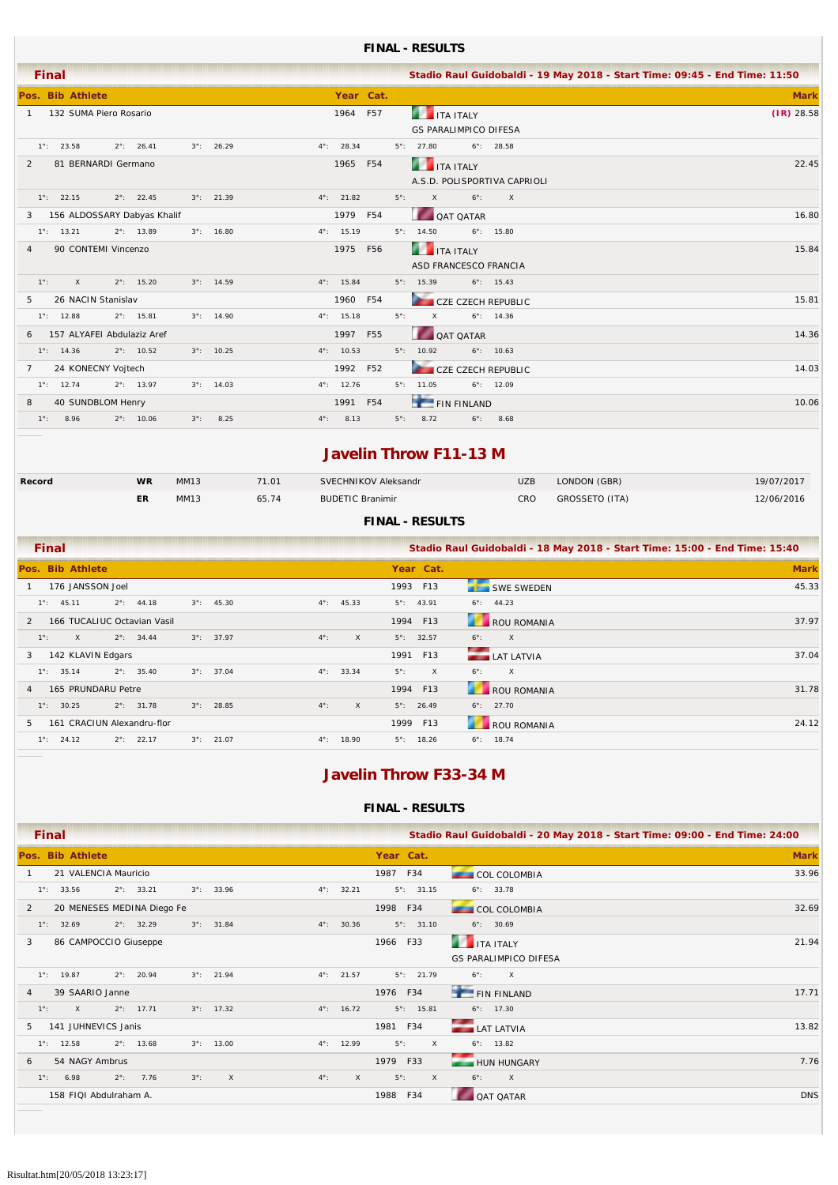## FINAL - RESULTS

**Final** — Stadio Raul Guidobaldi - 19 May 2018 - Start Time: 09:45 - End Time: 11:50

| Pos. | Bib | Athlete | Year | Cat. | Country / Club | Mark |
|---|---|---|---|---|---|---|
| 1 | 132 | SUMA Piero Rosario | 1964 | F57 | ITA ITALY<br>GS PARALIMPICO DIFESA | (IR) 28.58 |
| | | 1°: 23.58 2°: 26.41 3°: 26.29 4°: 28.34 5°: 27.80 6°: 28.58 | | | | |
| 2 | 81 | BERNARDI Germano | 1965 | F54 | ITA ITALY<br>A.S.D. POLISPORTIVA CAPRIOLI | 22.45 |
| | | 1°: 22.15 2°: 22.45 3°: 21.39 4°: 21.82 5°: X 6°: X | | | | |
| 3 | 156 | ALDOSSARY Dabyas Khalif | 1979 | F54 | QAT QATAR | 16.80 |
| | | 1°: 13.21 2°: 13.89 3°: 16.80 4°: 15.19 5°: 14.50 6°: 15.80 | | | | |
| 4 | 90 | CONTEMI Vincenzo | 1975 | F56 | ITA ITALY<br>ASD FRANCESCO FRANCIA | 15.84 |
| | | 1°: X 2°: 15.20 3°: 14.59 4°: 15.84 5°: 15.39 6°: 15.43 | | | | |
| 5 | 26 | NACIN Stanislav | 1960 | F54 | CZE CZECH REPUBLIC | 15.81 |
| | | 1°: 12.88 2°: 15.81 3°: 14.90 4°: 15.18 5°: X 6°: 14.36 | | | | |
| 6 | 157 | ALYAFEI Abdulaziz Aref | 1997 | F55 | QAT QATAR | 14.36 |
| | | 1°: 14.36 2°: 10.52 3°: 10.25 4°: 10.53 5°: 10.92 6°: 10.63 | | | | |
| 7 | 24 | KONECNY Vojtech | 1992 | F52 | CZE CZECH REPUBLIC | 14.03 |
| | | 1°: 12.74 2°: 13.97 3°: 14.03 4°: 12.76 5°: 11.05 6°: 12.09 | | | | |
| 8 | 40 | SUNDBLOM Henry | 1991 | F54 | FIN FINLAND | 10.06 |
| | | 1°: 8.96 2°: 10.06 3°: 8.25 4°: 8.13 5°: 8.72 6°: 8.68 | | | | |

# Javelin Throw F11-13 M

| Record | | | | | | | |
|---|---|---|---|---|---|---|---|
| Record | WR | MM13 | 71.01 | SVECHNIKOV Aleksandr | UZB | LONDON (GBR) | 19/07/2017 |
| | ER | MM13 | 65.74 | BUDETIC Branimir | CRO | GROSSETO (ITA) | 12/06/2016 |

## FINAL - RESULTS

**Final** — Stadio Raul Guidobaldi - 18 May 2018 - Start Time: 15:00 - End Time: 15:40

| Pos. | Bib | Athlete | Year | Cat. | Country | Mark |
|---|---|---|---|---|---|---|
| 1 | 176 | JANSSON Joel | 1993 | F13 | SWE SWEDEN | 45.33 |
| | | 1°: 45.11 2°: 44.18 3°: 45.30 4°: 45.33 5°: 43.91 6°: 44.23 | | | | |
| 2 | 166 | TUCALIUC Octavian Vasil | 1994 | F13 | ROU ROMANIA | 37.97 |
| | | 1°: X 2°: 34.44 3°: 37.97 4°: X 5°: 32.57 6°: X | | | | |
| 3 | 142 | KLAVIN Edgars | 1991 | F13 | LAT LATVIA | 37.04 |
| | | 1°: 35.14 2°: 35.40 3°: 37.04 4°: 33.34 5°: X 6°: X | | | | |
| 4 | 165 | PRUNDARU Petre | 1994 | F13 | ROU ROMANIA | 31.78 |
| | | 1°: 30.25 2°: 31.78 3°: 28.85 4°: X 5°: 26.49 6°: 27.70 | | | | |
| 5 | 161 | CRACIUN Alexandru-flor | 1999 | F13 | ROU ROMANIA | 24.12 |
| | | 1°: 24.12 2°: 22.17 3°: 21.07 4°: 18.90 5°: 18.26 6°: 18.74 | | | | |

# Javelin Throw F33-34 M

## FINAL - RESULTS

**Final** — Stadio Raul Guidobaldi - 20 May 2018 - Start Time: 09:00 - End Time: 24:00

| Pos. | Bib | Athlete | Year | Cat. | Country / Club | Mark |
|---|---|---|---|---|---|---|
| 1 | 21 | VALENCIA Mauricio | 1987 | F34 | COL COLOMBIA | 33.96 |
| | | 1°: 33.56 2°: 33.21 3°: 33.96 4°: 32.21 5°: 31.15 6°: 33.78 | | | | |
| 2 | 20 | MENESES MEDINA Diego Fe | 1998 | F34 | COL COLOMBIA | 32.69 |
| | | 1°: 32.69 2°: 32.29 3°: 31.84 4°: 30.36 5°: 31.10 6°: 30.69 | | | | |
| 3 | 86 | CAMPOCCIO Giuseppe | 1966 | F33 | ITA ITALY<br>GS PARALIMPICO DIFESA | 21.94 |
| | | 1°: 19.87 2°: 20.94 3°: 21.94 4°: 21.57 5°: 21.79 6°: X | | | | |
| 4 | 39 | SAARIO Janne | 1976 | F34 | FIN FINLAND | 17.71 |
| | | 1°: X 2°: 17.71 3°: 17.32 4°: 16.72 5°: 15.81 6°: 17.30 | | | | |
| 5 | 141 | JUHNEVICS Janis | 1981 | F34 | LAT LATVIA | 13.82 |
| | | 1°: 12.58 2°: 13.68 3°: 13.00 4°: 12.99 5°: X 6°: 13.82 | | | | |
| 6 | 54 | NAGY Ambrus | 1979 | F33 | HUN HUNGARY | 7.76 |
| | | 1°: 6.98 2°: 7.76 3°: X 4°: X 5°: X 6°: X | | | | |
| | 158 | FIQI Abdulraham A. | 1988 | F34 | QAT QATAR | DNS |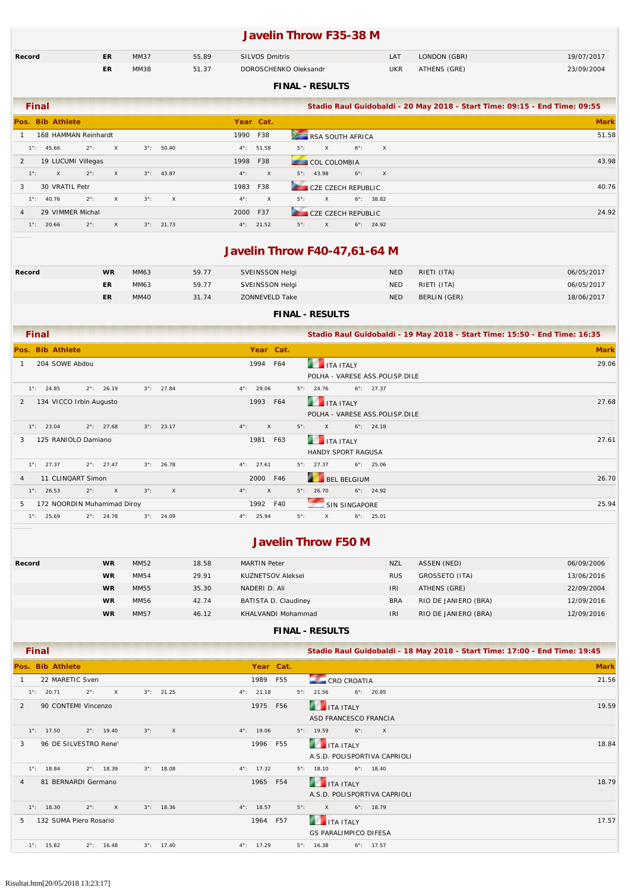# Javelin Throw F35-38 M

| Record | | | | | | | |
|---|---|---|---|---|---|---|---|
| | ER | MM37 | 55.89 | SILVOS Dmitris | LAT | LONDON (GBR) | 19/07/2017 |
| | ER | MM38 | 51.37 | DOROSCHENKO Oleksandr | UKR | ATHENS (GRE) | 23/09/2004 |

**FINAL - RESULTS**

## Final

**Stadio Raul Guidobaldi - 20 May 2018 - Start Time: 09:15 - End Time: 09:55**

| Pos. | Bib | Athlete | Year | Cat. | Country | Mark |
|---|---|---|---|---|---|---|
| 1 | 168 | HAMMAN Reinhardt | 1990 | F38 | RSA SOUTH AFRICA | 51.58 |
| | | 1°: 45.66 2°: X 3°: 50.40 4°: 51.58 5°: X 6°: X | | | | |
| 2 | 19 | LUCUMI Villegas | 1998 | F38 | COL COLOMBIA | 43.98 |
| | | 1°: X 2°: X 3°: 43.87 4°: X 5°: 43.98 6°: X | | | | |
| 3 | 30 | VRATIL Petr | 1983 | F38 | CZE CZECH REPUBLIC | 40.76 |
| | | 1°: 40.76 2°: X 3°: X 4°: X 5°: X 6°: 38.82 | | | | |
| 4 | 29 | VIMMER Michal | 2000 | F37 | CZE CZECH REPUBLIC | 24.92 |
| | | 1°: 20.66 2°: X 3°: 21.73 4°: 21.52 5°: X 6°: 24.92 | | | | |

# Javelin Throw F40-47,61-64 M

| Record | | | | | | | |
|---|---|---|---|---|---|---|---|
| | WR | MM63 | 59.77 | SVEINSSON Helgi | NED | RIETI (ITA) | 06/05/2017 |
| | ER | MM63 | 59.77 | SVEINSSON Helgi | NED | RIETI (ITA) | 06/05/2017 |
| | ER | MM40 | 31.74 | ZONNEVELD Take | NED | BERLIN (GER) | 18/06/2017 |

**FINAL - RESULTS**

## Final

**Stadio Raul Guidobaldi - 19 May 2018 - Start Time: 15:50 - End Time: 16:35**

| Pos. | Bib | Athlete | Year | Cat. | Country | Mark |
|---|---|---|---|---|---|---|
| 1 | 204 | SOWE Abdou | 1994 | F64 | ITA ITALY<br>POLHA - VARESE ASS.POLISP.DILE | 29.06 |
| | | 1°: 24.85 2°: 26.19 3°: 27.84 4°: 29.06 5°: 24.76 6°: 27.37 | | | | |
| 2 | 134 | VICCO Irbin Augusto | 1993 | F64 | ITA ITALY<br>POLHA - VARESE ASS.POLISP.DILE | 27.68 |
| | | 1°: 23.04 2°: 27.68 3°: 23.17 4°: X 5°: X 6°: 24.18 | | | | |
| 3 | 125 | RANIOLO Damiano | 1981 | F63 | ITA ITALY<br>HANDY SPORT RAGUSA | 27.61 |
| | | 1°: 27.37 2°: 27.47 3°: 26.78 4°: 27.61 5°: 27.37 6°: 25.06 | | | | |
| 4 | 11 | CLINQART Simon | 2000 | F46 | BEL BELGIUM | 26.70 |
| | | 1°: 26.53 2°: X 3°: X 4°: X 5°: 26.70 6°: 24.92 | | | | |
| 5 | 172 | NOORDIN Muhammad Diroy | 1992 | F40 | SIN SINGAPORE | 25.94 |
| | | 1°: 25.69 2°: 24.78 3°: 24.09 4°: 25.94 5°: X 6°: 25.01 | | | | |

# Javelin Throw F50 M

| Record | | | | | | | |
|---|---|---|---|---|---|---|---|
| | WR | MM52 | 18.58 | MARTIN Peter | NZL | ASSEN (NED) | 06/09/2006 |
| | WR | MM54 | 29.91 | KUZNETSOV Aleksei | RUS | GROSSETO (ITA) | 13/06/2016 |
| | WR | MM55 | 35.30 | NADERI D. Ali | IRI | ATHENS (GRE) | 22/09/2004 |
| | WR | MM56 | 42.74 | BATISTA D. Claudiney | BRA | RIO DE JANEIRO (BRA) | 12/09/2016 |
| | WR | MM57 | 46.12 | KHALVANDI Mohammad | IRI | RIO DE JANEIRO (BRA) | 12/09/2016 |

**FINAL - RESULTS**

## Final

**Stadio Raul Guidobaldi - 18 May 2018 - Start Time: 17:00 - End Time: 19:45**

| Pos. | Bib | Athlete | Year | Cat. | Country | Mark |
|---|---|---|---|---|---|---|
| 1 | 22 | MARETIC Sven | 1989 | F55 | CRO CROATIA | 21.56 |
| | | 1°: 20.71 2°: X 3°: 21.25 4°: 21.18 5°: 21.56 6°: 20.85 | | | | |
| 2 | 90 | CONTEMI Vincenzo | 1975 | F56 | ITA ITALY<br>ASD FRANCESCO FRANCIA | 19.59 |
| | | 1°: 17.50 2°: 19.40 3°: X 4°: 19.06 5°: 19.59 6°: X | | | | |
| 3 | 96 | DE SILVESTRO Rene' | 1996 | F55 | ITA ITALY<br>A.S.D. POLISPORTIVA CAPRIOLI | 18.84 |
| | | 1°: 18.84 2°: 18.39 3°: 18.08 4°: 17.32 5°: 18.10 6°: 18.40 | | | | |
| 4 | 81 | BERNARDI Germano | 1965 | F54 | ITA ITALY<br>A.S.D. POLISPORTIVA CAPRIOLI | 18.79 |
| | | 1°: 18.30 2°: X 3°: 18.36 4°: 18.57 5°: X 6°: 18.79 | | | | |
| 5 | 132 | SUMA Piero Rosario | 1964 | F57 | ITA ITALY<br>GS PARALIMPICO DIFESA | 17.57 |
| | | 1°: 15.82 2°: 16.48 3°: 17.40 4°: 17.29 5°: 16.38 6°: 17.57 | | | | |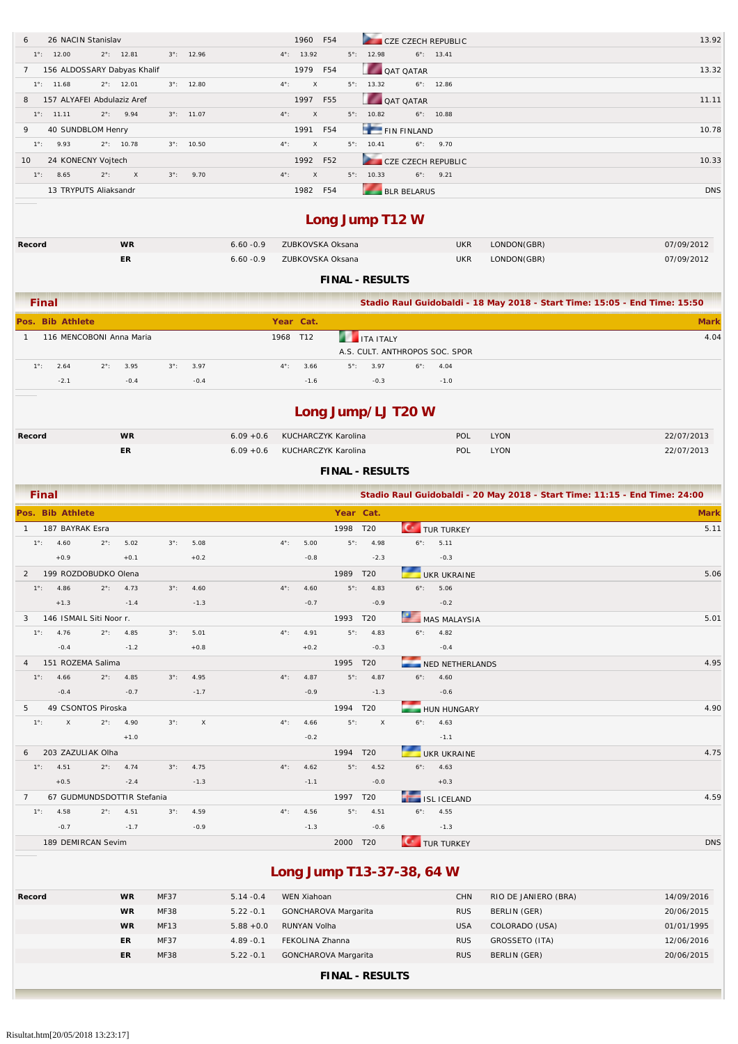| Pos. | Bib | Athlete | Year | Cat. | Nation | Mark |
|---|---|---|---|---|---|---|
| 6 | 26 | NACIN Stanislav | 1960 | F54 | CZE CZECH REPUBLIC | 13.92 |
| | | 1°: 12.00 2°: 12.81 3°: 12.96 4°: 13.92 5°: 12.98 6°: 13.41 | | | | |
| 7 | 156 | ALDOSSARY Dabyas Khalif | 1979 | F54 | QAT QATAR | 13.32 |
| | | 1°: 11.68 2°: 12.01 3°: 12.80 4°: X 5°: 13.32 6°: 12.86 | | | | |
| 8 | 157 | ALYAFEI Abdulaziz Aref | 1997 | F55 | QAT QATAR | 11.11 |
| | | 1°: 11.11 2°: 9.94 3°: 11.07 4°: X 5°: 10.82 6°: 10.88 | | | | |
| 9 | 40 | SUNDBLOM Henry | 1991 | F54 | FIN FINLAND | 10.78 |
| | | 1°: 9.93 2°: 10.78 3°: 10.50 4°: X 5°: 10.41 6°: 9.70 | | | | |
| 10 | 24 | KONECNY Vojtech | 1992 | F52 | CZE CZECH REPUBLIC | 10.33 |
| | | 1°: 8.65 2°: X 3°: 9.70 4°: X 5°: 10.33 6°: 9.21 | | | | |
| | 13 | TRYPUTS Aliaksandr | 1982 | F54 | BLR BELARUS | DNS |

## Long Jump T12 W

| Record | | Mark | Athlete | Nation | Place | Date |
|---|---|---|---|---|---|---|
| | WR | 6.60 -0.9 | ZUBKOVSKA Oksana | UKR | LONDON(GBR) | 07/09/2012 |
| | ER | 6.60 -0.9 | ZUBKOVSKA Oksana | UKR | LONDON(GBR) | 07/09/2012 |

**FINAL - RESULTS**

**Final** — Stadio Raul Guidobaldi - 18 May 2018 - Start Time: 15:05 - End Time: 15:50

| Pos. | Bib | Athlete | Year | Cat. | Nation | Mark |
|---|---|---|---|---|---|---|
| 1 | 116 | MENCOBONI Anna Maria | 1968 | T12 | ITA ITALY<br>A.S. CULT. ANTHROPOS SOC. SPOR | 4.04 |
| | | 1°: 2.64 (-2.1) 2°: 3.95 (-0.4) 3°: 3.97 (-0.4) 4°: 3.66 (-1.6) 5°: 3.97 (-0.3) 6°: 4.04 (-1.0) | | | | |

## Long Jump/LJ T20 W

| Record | | Mark | Athlete | Nation | Place | Date |
|---|---|---|---|---|---|---|
| | WR | 6.09 +0.6 | KUCHARCZYK Karolina | POL | LYON | 22/07/2013 |
| | ER | 6.09 +0.6 | KUCHARCZYK Karolina | POL | LYON | 22/07/2013 |

**FINAL - RESULTS**

**Final** — Stadio Raul Guidobaldi - 20 May 2018 - Start Time: 11:15 - End Time: 24:00

| Pos. | Bib | Athlete | Year | Cat. | Nation | Mark |
|---|---|---|---|---|---|---|
| 1 | 187 | BAYRAK Esra | 1998 | T20 | TUR TURKEY | 5.11 |
| | | 1°: 4.60 (+0.9) 2°: 5.02 (+0.1) 3°: 5.08 (+0.2) 4°: 5.00 (-0.8) 5°: 4.98 (-2.3) 6°: 5.11 (-0.3) | | | | |
| 2 | 199 | ROZDOBUDKO Olena | 1989 | T20 | UKR UKRAINE | 5.06 |
| | | 1°: 4.86 (+1.3) 2°: 4.73 (-1.4) 3°: 4.60 (-1.3) 4°: 4.60 (-0.7) 5°: 4.83 (-0.9) 6°: 5.06 (-0.2) | | | | |
| 3 | 146 | ISMAIL Siti Noor r. | 1993 | T20 | MAS MALAYSIA | 5.01 |
| | | 1°: 4.76 (-0.4) 2°: 4.85 (-1.2) 3°: 5.01 (+0.8) 4°: 4.91 (+0.2) 5°: 4.83 (-0.3) 6°: 4.82 (-0.4) | | | | |
| 4 | 151 | ROZEMA Salima | 1995 | T20 | NED NETHERLANDS | 4.95 |
| | | 1°: 4.66 (-0.4) 2°: 4.85 (-0.7) 3°: 4.95 (-1.7) 4°: 4.87 (-0.9) 5°: 4.87 (-1.3) 6°: 4.60 (-0.6) | | | | |
| 5 | 49 | CSONTOS Piroska | 1994 | T20 | HUN HUNGARY | 4.90 |
| | | 1°: X 2°: 4.90 (+1.0) 3°: X 4°: 4.66 (-0.2) 5°: X 6°: 4.63 (-1.1) | | | | |
| 6 | 203 | ZAZULIAK Olha | 1994 | T20 | UKR UKRAINE | 4.75 |
| | | 1°: 4.51 (+0.5) 2°: 4.74 (-2.4) 3°: 4.75 (-1.3) 4°: 4.62 (-1.1) 5°: 4.52 (-0.0) 6°: 4.63 (+0.3) | | | | |
| 7 | 67 | GUDMUNDSDOTTIR Stefania | 1997 | T20 | ISL ICELAND | 4.59 |
| | | 1°: 4.58 (-0.7) 2°: 4.51 (-1.7) 3°: 4.59 (-0.9) 4°: 4.56 (-1.3) 5°: 4.51 (-0.6) 6°: 4.55 (-1.3) | | | | |
| | 189 | DEMIRCAN Sevim | 2000 | T20 | TUR TURKEY | DNS |

## Long Jump T13-37-38, 64 W

| Record | | Cat. | Mark | Athlete | Nation | Place | Date |
|---|---|---|---|---|---|---|---|
| | WR | MF37 | 5.14 -0.4 | WEN Xiahoan | CHN | RIO DE JANEIRO (BRA) | 14/09/2016 |
| | WR | MF38 | 5.22 -0.1 | GONCHAROVA Margarita | RUS | BERLIN (GER) | 20/06/2015 |
| | WR | MF13 | 5.88 +0.0 | RUNYAN Volha | USA | COLORADO (USA) | 01/01/1995 |
| | ER | MF37 | 4.89 -0.1 | FEKOLINA Zhanna | RUS | GROSSETO (ITA) | 12/06/2016 |
| | ER | MF38 | 5.22 -0.1 | GONCHAROVA Margarita | RUS | BERLIN (GER) | 20/06/2015 |

**FINAL - RESULTS**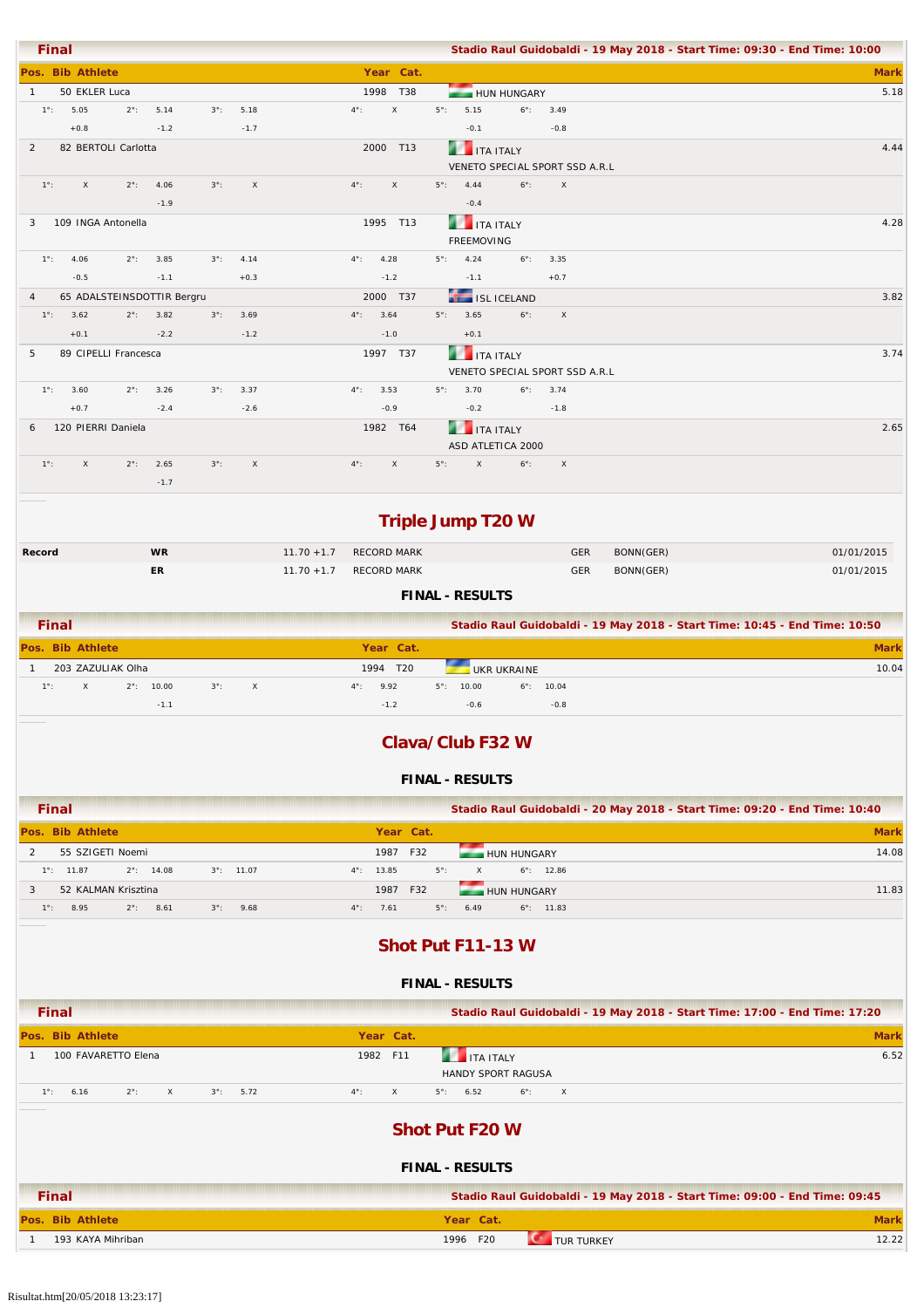**Final** — Stadio Raul Guidobaldi - 19 May 2018 - Start Time: 09:30 - End Time: 10:00

| Pos. | Bib | Athlete | Year | Cat. | | Mark |
|---|---|---|---|---|---|---|
| 1 | 50 | EKLER Luca | 1998 | T38 | HUN HUNGARY | 5.18 |
| | | 1°: 5.05 (+0.8) · 2°: 5.14 (-1.2) · 3°: 5.18 (-1.7) · 4°: X · 5°: 5.15 (-0.1) · 6°: 3.49 (-0.8) | | | | |
| 2 | 82 | BERTOLI Carlotta | 2000 | T13 | ITA ITALY<br>VENETO SPECIAL SPORT SSD A.R.L | 4.44 |
| | | 1°: X · 2°: 4.06 (-1.9) · 3°: X · 4°: X · 5°: 4.44 (-0.4) · 6°: X | | | | |
| 3 | 109 | INGA Antonella | 1995 | T13 | ITA ITALY<br>FREEMOVING | 4.28 |
| | | 1°: 4.06 (-0.5) · 2°: 3.85 (-1.1) · 3°: 4.14 (+0.3) · 4°: 4.28 (-1.2) · 5°: 4.24 (-1.1) · 6°: 3.35 (+0.7) | | | | |
| 4 | 65 | ADALSTEINSDOTTIR Bergru | 2000 | T37 | ISL ICELAND | 3.82 |
| | | 1°: 3.62 (+0.1) · 2°: 3.82 (-2.2) · 3°: 3.69 (-1.2) · 4°: 3.64 (-1.0) · 5°: 3.65 (+0.1) · 6°: X | | | | |
| 5 | 89 | CIPELLI Francesca | 1997 | T37 | ITA ITALY<br>VENETO SPECIAL SPORT SSD A.R.L | 3.74 |
| | | 1°: 3.60 (+0.7) · 2°: 3.26 (-2.4) · 3°: 3.37 (-2.6) · 4°: 3.53 (-0.9) · 5°: 3.70 (-0.2) · 6°: 3.74 (-1.8) | | | | |
| 6 | 120 | PIERRI Daniela | 1982 | T64 | ITA ITALY<br>ASD ATLETICA 2000 | 2.65 |
| | | 1°: X · 2°: 2.65 (-1.7) · 3°: X · 4°: X · 5°: X · 6°: X | | | | |

## Triple Jump T20 W

| Record | | | | | | |
|---|---|---|---|---|---|---|
| | WR | 11.70 +1.7 | RECORD MARK | GER | BONN(GER) | 01/01/2015 |
| | ER | 11.70 +1.7 | RECORD MARK | GER | BONN(GER) | 01/01/2015 |

### FINAL - RESULTS

**Final** — Stadio Raul Guidobaldi - 19 May 2018 - Start Time: 10:45 - End Time: 10:50

| Pos. | Bib | Athlete | Year | Cat. | | Mark |
|---|---|---|---|---|---|---|
| 1 | 203 | ZAZULIAK Olha | 1994 | T20 | UKR UKRAINE | 10.04 |
| | | 1°: X · 2°: 10.00 (-1.1) · 3°: X · 4°: 9.92 (-1.2) · 5°: 10.00 (-0.6) · 6°: 10.04 (-0.8) | | | | |

## Clava/Club F32 W

### FINAL - RESULTS

**Final** — Stadio Raul Guidobaldi - 20 May 2018 - Start Time: 09:20 - End Time: 10:40

| Pos. | Bib | Athlete | Year | Cat. | | Mark |
|---|---|---|---|---|---|---|
| 2 | 55 | SZIGETI Noemi | 1987 | F32 | HUN HUNGARY | 14.08 |
| | | 1°: 11.87 · 2°: 14.08 · 3°: 11.07 · 4°: 13.85 · 5°: X · 6°: 12.86 | | | | |
| 3 | 52 | KALMAN Krisztina | 1987 | F32 | HUN HUNGARY | 11.83 |
| | | 1°: 8.95 · 2°: 8.61 · 3°: 9.68 · 4°: 7.61 · 5°: 6.49 · 6°: 11.83 | | | | |

## Shot Put F11-13 W

### FINAL - RESULTS

**Final** — Stadio Raul Guidobaldi - 19 May 2018 - Start Time: 17:00 - End Time: 17:20

| Pos. | Bib | Athlete | Year | Cat. | | Mark |
|---|---|---|---|---|---|---|
| 1 | 100 | FAVARETTO Elena | 1982 | F11 | ITA ITALY<br>HANDY SPORT RAGUSA | 6.52 |
| | | 1°: 6.16 · 2°: X · 3°: 5.72 · 4°: X · 5°: 6.52 · 6°: X | | | | |

## Shot Put F20 W

### FINAL - RESULTS

**Final** — Stadio Raul Guidobaldi - 19 May 2018 - Start Time: 09:00 - End Time: 09:45

| Pos. | Bib | Athlete | Year | Cat. | | Mark |
|---|---|---|---|---|---|---|
| 1 | 193 | KAYA Mihriban | 1996 | F20 | TUR TURKEY | 12.22 |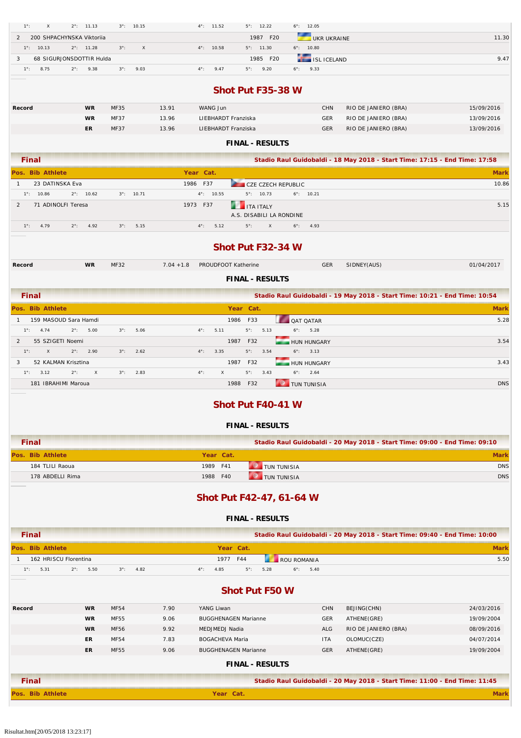| | | | | | | |
|---|---|---|---|---|---|---|
| 1°: X | 2°: 11.13 | 3°: 10.15 | 4°: 11.52 | 5°: 12.22 | 6°: 12.05 | |
| 2 | 200 SHPACHYNSKA Viktoriia | 1987 F20 | UKR UKRAINE | | | 11.30 |
| 1°: 10.13 | 2°: 11.28 | 3°: X | 4°: 10.58 | 5°: 11.30 | 6°: 10.80 | |
| 3 | 68 SIGURJONSDOTTIR Hulda | 1985 F20 | ISL ICELAND | | | 9.47 |
| 1°: 8.75 | 2°: 9.38 | 3°: 9.03 | 4°: 9.47 | 5°: 9.20 | 6°: 9.33 | |

## Shot Put F35-38 W

| Record | | | | | | | |
|---|---|---|---|---|---|---|---|
| | WR | MF35 | 13.91 | WANG Jun | CHN | RIO DE JANIERO (BRA) | 15/09/2016 |
| | WR | MF37 | 13.96 | LIEBHARDT Franziska | GER | RIO DE JANIERO (BRA) | 13/09/2016 |
| | ER | MF37 | 13.96 | LIEBHARDT Franziska | GER | RIO DE JANIERO (BRA) | 13/09/2016 |

### FINAL - RESULTS

**Final** — Stadio Raul Guidobaldi - 18 May 2018 - Start Time: 17:15 - End Time: 17:58

| Pos. | Bib Athlete | Year | Cat. | | Mark |
|---|---|---|---|---|---|
| 1 | 23 DATINSKA Eva | 1986 | F37 | CZE CZECH REPUBLIC | 10.86 |
| | 1°: 10.86 2°: 10.62 3°: 10.71 4°: 10.55 5°: 10.73 6°: 10.21 | | | | |
| 2 | 71 ADINOLFI Teresa | 1973 | F37 | ITA ITALY<br>A.S. DISABILI LA RONDINE | 5.15 |
| | 1°: 4.79 2°: 4.92 3°: 5.15 4°: 5.12 5°: X 6°: 4.93 | | | | |

## Shot Put F32-34 W

| Record | | | | | | | |
|---|---|---|---|---|---|---|---|
| | WR | MF32 | 7.04 +1.8 | PROUDFOOT Katherine | GER | SIDNEY(AUS) | 01/04/2017 |

### FINAL - RESULTS

**Final** — Stadio Raul Guidobaldi - 19 May 2018 - Start Time: 10:21 - End Time: 10:54

| Pos. | Bib Athlete | Year | Cat. | | Mark |
|---|---|---|---|---|---|
| 1 | 159 MASOUD Sara Hamdi | 1986 | F33 | QAT QATAR | 5.28 |
| | 1°: 4.74 2°: 5.00 3°: 5.06 4°: 5.11 5°: 5.13 6°: 5.28 | | | | |
| 2 | 55 SZIGETI Noemi | 1987 | F32 | HUN HUNGARY | 3.54 |
| | 1°: X 2°: 2.90 3°: 2.62 4°: 3.35 5°: 3.54 6°: 3.13 | | | | |
| 3 | 52 KALMAN Krisztina | 1987 | F32 | HUN HUNGARY | 3.43 |
| | 1°: 3.12 2°: X 3°: 2.83 4°: X 5°: 3.43 6°: 2.64 | | | | |
| | 181 IBRAHIMI Maroua | 1988 | F32 | TUN TUNISIA | DNS |

## Shot Put F40-41 W

### FINAL - RESULTS

**Final** — Stadio Raul Guidobaldi - 20 May 2018 - Start Time: 09:00 - End Time: 09:10

| Pos. | Bib Athlete | Year | Cat. | | Mark |
|---|---|---|---|---|---|
| | 184 TLILI Raoua | 1989 | F41 | TUN TUNISIA | DNS |
| | 178 ABDELLI Rima | 1988 | F40 | TUN TUNISIA | DNS |

## Shot Put F42-47, 61-64 W

### FINAL - RESULTS

**Final** — Stadio Raul Guidobaldi - 20 May 2018 - Start Time: 09:40 - End Time: 10:00

| Pos. | Bib Athlete | Year | Cat. | | Mark |
|---|---|---|---|---|---|
| 1 | 162 HRISCU Florentina | 1977 | F44 | ROU ROMANIA | 5.50 |
| | 1°: 5.31 2°: 5.50 3°: 4.82 4°: 4.85 5°: 5.28 6°: 5.40 | | | | |

## Shot Put F50 W

| Record | | | | | | | |
|---|---|---|---|---|---|---|---|
| | WR | MF54 | 7.90 | YANG Liwan | CHN | BEJING(CHN) | 24/03/2016 |
| | WR | MF55 | 9.06 | BUGGHENAGEN Marianne | GER | ATHENE(GRE) | 19/09/2004 |
| | WR | MF56 | 9.92 | MEDJMEDJ Nadia | ALG | RIO DE JANIERO (BRA) | 08/09/2016 |
| | ER | MF54 | 7.83 | BOGACHEVA Maria | ITA | OLOMUC(CZE) | 04/07/2014 |
| | ER | MF55 | 9.06 | BUGGHENAGEN Marianne | GER | ATHENE(GRE) | 19/09/2004 |

### FINAL - RESULTS

**Final** — Stadio Raul Guidobaldi - 20 May 2018 - Start Time: 11:00 - End Time: 11:45

| Pos. | Bib Athlete | Year | Cat. | | Mark |
|---|---|---|---|---|---|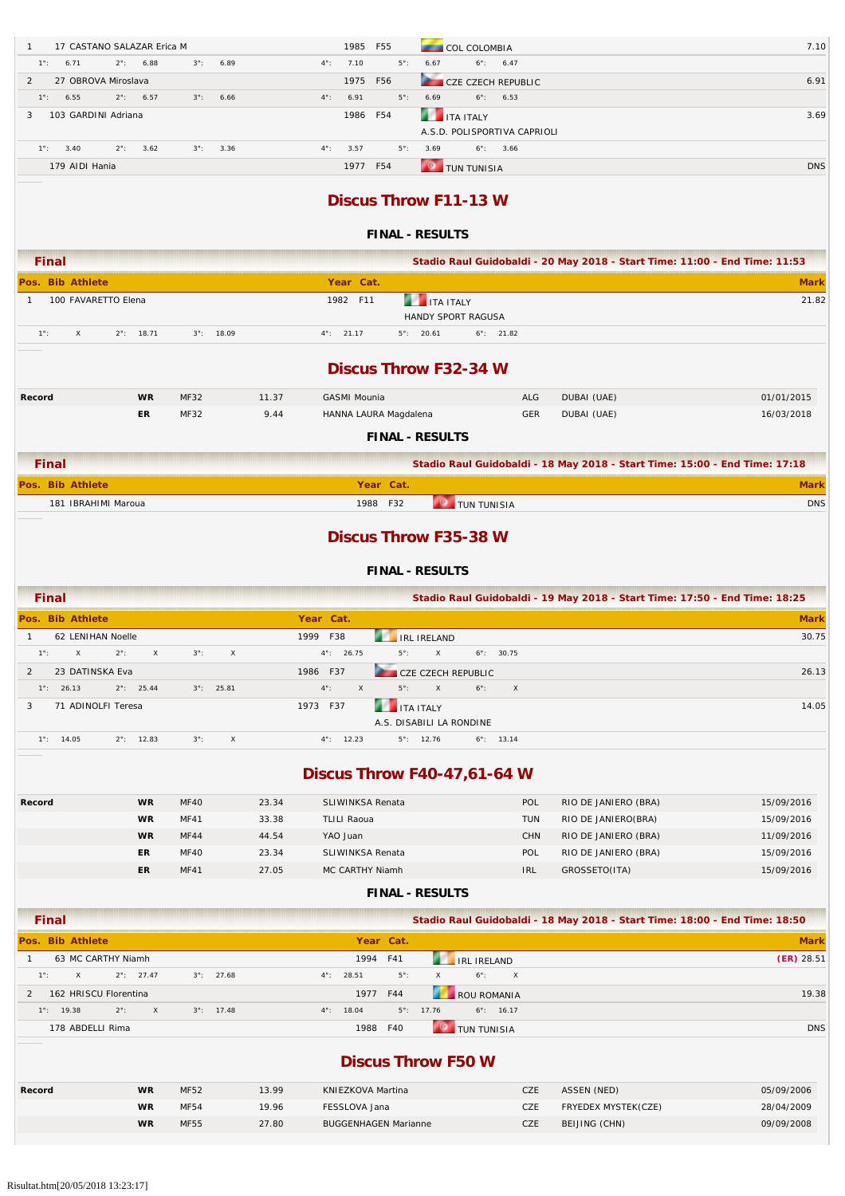| Pos. | Bib | Athlete | Year | Cat. | Nation | Mark |
|---|---|---|---|---|---|---|
| 1 | 17 | CASTANO SALAZAR Erica M | 1985 | F55 | COL COLOMBIA | 7.10 |
| | | 1°: 6.71  2°: 6.88  3°: 6.89  4°: 7.10  5°: 6.67  6°: 6.47 | | | | |
| 2 | 27 | OBROVA Miroslava | 1975 | F56 | CZE CZECH REPUBLIC | 6.91 |
| | | 1°: 6.55  2°: 6.57  3°: 6.66  4°: 6.91  5°: 6.69  6°: 6.53 | | | | |
| 3 | 103 | GARDINI Adriana | 1986 | F54 | ITA ITALY<br>A.S.D. POLISPORTIVA CAPRIOLI | 3.69 |
| | | 1°: 3.40  2°: 3.62  3°: 3.36  4°: 3.57  5°: 3.69  6°: 3.66 | | | | |
| | 179 | AIDI Hania | 1977 | F54 | TUN TUNISIA | DNS |

## Discus Throw F11-13 W

### FINAL - RESULTS

**Final** — Stadio Raul Guidobaldi - 20 May 2018 - Start Time: 11:00 - End Time: 11:53

| Pos. | Bib | Athlete | Year | Cat. | Nation | Mark |
|---|---|---|---|---|---|---|
| 1 | 100 | FAVARETTO Elena | 1982 | F11 | ITA ITALY<br>HANDY SPORT RAGUSA | 21.82 |
| | | 1°: X  2°: 18.71  3°: 18.09  4°: 21.17  5°: 20.61  6°: 21.82 | | | | |

## Discus Throw F32-34 W

| Record | | | | | | | |
|---|---|---|---|---|---|---|---|
| | WR | MF32 | 11.37 | GASMI Mounia | ALG | DUBAI (UAE) | 01/01/2015 |
| | ER | MF32 | 9.44 | HANNA LAURA Magdalena | GER | DUBAI (UAE) | 16/03/2018 |

### FINAL - RESULTS

**Final** — Stadio Raul Guidobaldi - 18 May 2018 - Start Time: 15:00 - End Time: 17:18

| Pos. | Bib | Athlete | Year | Cat. | Nation | Mark |
|---|---|---|---|---|---|---|
| | 181 | IBRAHIMI Maroua | 1988 | F32 | TUN TUNISIA | DNS |

## Discus Throw F35-38 W

### FINAL - RESULTS

**Final** — Stadio Raul Guidobaldi - 19 May 2018 - Start Time: 17:50 - End Time: 18:25

| Pos. | Bib | Athlete | Year | Cat. | Nation | Mark |
|---|---|---|---|---|---|---|
| 1 | 62 | LENIHAN Noelle | 1999 | F38 | IRL IRELAND | 30.75 |
| | | 1°: X  2°: X  3°: X  4°: 26.75  5°: X  6°: 30.75 | | | | |
| 2 | 23 | DATINSKA Eva | 1986 | F37 | CZE CZECH REPUBLIC | 26.13 |
| | | 1°: 26.13  2°: 25.44  3°: 25.81  4°: X  5°: X  6°: X | | | | |
| 3 | 71 | ADINOLFI Teresa | 1973 | F37 | ITA ITALY<br>A.S. DISABILI LA RONDINE | 14.05 |
| | | 1°: 14.05  2°: 12.83  3°: X  4°: 12.23  5°: 12.76  6°: 13.14 | | | | |

## Discus Throw F40-47,61-64 W

| Record | | | | | | | |
|---|---|---|---|---|---|---|---|
| | WR | MF40 | 23.34 | SLIWINKSA Renata | POL | RIO DE JANIERO (BRA) | 15/09/2016 |
| | WR | MF41 | 33.38 | TLILI Raoua | TUN | RIO DE JANIERO(BRA) | 15/09/2016 |
| | WR | MF44 | 44.54 | YAO Juan | CHN | RIO DE JANIERO (BRA) | 11/09/2016 |
| | ER | MF40 | 23.34 | SLIWINKSA Renata | POL | RIO DE JANIERO (BRA) | 15/09/2016 |
| | ER | MF41 | 27.05 | MC CARTHY Niamh | IRL | GROSSETO(ITA) | 15/09/2016 |

### FINAL - RESULTS

**Final** — Stadio Raul Guidobaldi - 18 May 2018 - Start Time: 18:00 - End Time: 18:50

| Pos. | Bib | Athlete | Year | Cat. | Nation | Mark |
|---|---|---|---|---|---|---|
| 1 | 63 | MC CARTHY Niamh | 1994 | F41 | IRL IRELAND | (ER) 28.51 |
| | | 1°: X  2°: 27.47  3°: 27.68  4°: 28.51  5°: X  6°: X | | | | |
| 2 | 162 | HRISCU Florentina | 1977 | F44 | ROU ROMANIA | 19.38 |
| | | 1°: 19.38  2°: X  3°: 17.48  4°: 18.04  5°: 17.76  6°: 16.17 | | | | |
| | 178 | ABDELLI Rima | 1988 | F40 | TUN TUNISIA | DNS |

## Discus Throw F50 W

| Record | | | | | | | |
|---|---|---|---|---|---|---|---|
| | WR | MF52 | 13.99 | KNIEZKOVA Martina | CZE | ASSEN (NED) | 05/09/2006 |
| | WR | MF54 | 19.96 | FESSLOVA Jana | CZE | FRYEDEX MYSTEK(CZE) | 28/04/2009 |
| | WR | MF55 | 27.80 | BUGGENHAGEN Marianne | CZE | BEIJING (CHN) | 09/09/2008 |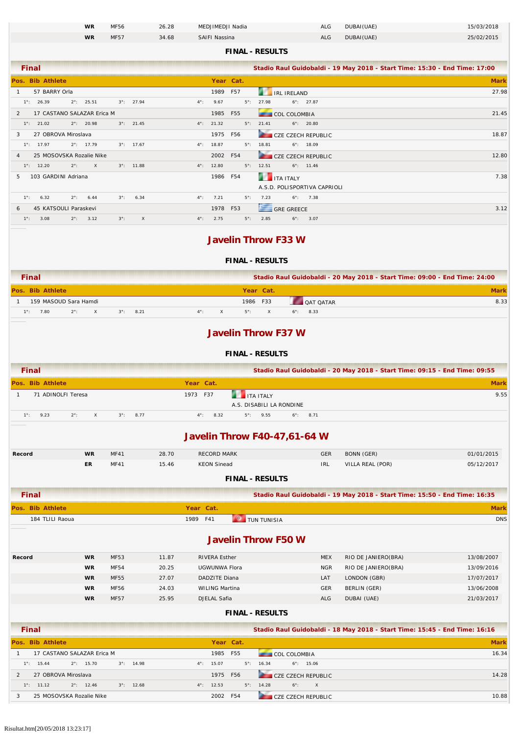| | WR | MF56 | 26.28 | MEDJIMEDJI Nadia | ALG | DUBAI(UAE) | 15/03/2018 |
|---|---|---|---|---|---|---|---|
| | WR | MF57 | 34.68 | SAIFI Nassina | ALG | DUBAI(UAE) | 25/02/2015 |

**FINAL - RESULTS**

**Final** — Stadio Raul Guidobaldi - 19 May 2018 - Start Time: 15:30 - End Time: 17:00

| Pos. | Bib | Athlete | Year | Cat. | | Mark |
|---|---|---|---|---|---|---|
| 1 | 57 | BARRY Orla | 1989 | F57 | IRL IRELAND | 27.98 |
| | | 1°: 26.39 2°: 25.51 3°: 27.94 4°: 9.67 5°: 27.98 6°: 27.87 | | | | |
| 2 | 17 | CASTANO SALAZAR Erica M | 1985 | F55 | COL COLOMBIA | 21.45 |
| | | 1°: 21.02 2°: 20.98 3°: 21.45 4°: 21.32 5°: 21.41 6°: 20.80 | | | | |
| 3 | 27 | OBROVA Miroslava | 1975 | F56 | CZE CZECH REPUBLIC | 18.87 |
| | | 1°: 17.97 2°: 17.79 3°: 17.67 4°: 18.87 5°: 18.81 6°: 18.09 | | | | |
| 4 | 25 | MOSOVSKA Rozalie Nike | 2002 | F54 | CZE CZECH REPUBLIC | 12.80 |
| | | 1°: 12.20 2°: X 3°: 11.88 4°: 12.80 5°: 12.51 6°: 11.46 | | | | |
| 5 | 103 | GARDINI Adriana | 1986 | F54 | ITA ITALY A.S.D. POLISPORTIVA CAPRIOLI | 7.38 |
| | | 1°: 6.32 2°: 6.44 3°: 6.34 4°: 7.21 5°: 7.23 6°: 7.38 | | | | |
| 6 | 45 | KATSOULI Paraskevi | 1978 | F53 | GRE GREECE | 3.12 |
| | | 1°: 3.08 2°: 3.12 3°: X 4°: 2.75 5°: 2.85 6°: 3.07 | | | | |

## Javelin Throw F33 W

**FINAL - RESULTS**

**Final** — Stadio Raul Guidobaldi - 20 May 2018 - Start Time: 09:00 - End Time: 24:00

| Pos. | Bib | Athlete | Year | Cat. | | Mark |
|---|---|---|---|---|---|---|
| 1 | 159 | MASOUD Sara Hamdi | 1986 | F33 | QAT QATAR | 8.33 |
| | | 1°: 7.80 2°: X 3°: 8.21 4°: X 5°: X 6°: 8.33 | | | | |

## Javelin Throw F37 W

**FINAL - RESULTS**

**Final** — Stadio Raul Guidobaldi - 20 May 2018 - Start Time: 09:15 - End Time: 09:55

| Pos. | Bib | Athlete | Year | Cat. | | Mark |
|---|---|---|---|---|---|---|
| 1 | 71 | ADINOLFI Teresa | 1973 | F37 | ITA ITALY A.S. DISABILI LA RONDINE | 9.55 |
| | | 1°: 9.23 2°: X 3°: 8.77 4°: 8.32 5°: 9.55 6°: 8.71 | | | | |

## Javelin Throw F40-47,61-64 W

| Record | | | | | | | |
|---|---|---|---|---|---|---|---|
| | WR | MF41 | 28.70 | RECORD MARK | GER | BONN (GER) | 01/01/2015 |
| | ER | MF41 | 15.46 | KEON Sinead | IRL | VILLA REAL (POR) | 05/12/2017 |

**FINAL - RESULTS**

**Final** — Stadio Raul Guidobaldi - 19 May 2018 - Start Time: 15:50 - End Time: 16:35

| Pos. | Bib | Athlete | Year | Cat. | | Mark |
|---|---|---|---|---|---|---|
| | 184 | TLILI Raoua | 1989 | F41 | TUN TUNISIA | DNS |

## Javelin Throw F50 W

| Record | | | | | | | |
|---|---|---|---|---|---|---|---|
| | WR | MF53 | 11.87 | RIVERA Esther | MEX | RIO DE JANIERO(BRA) | 13/08/2007 |
| | WR | MF54 | 20.25 | UGWUNWA Flora | NGR | RIO DE JANIERO(BRA) | 13/09/2016 |
| | WR | MF55 | 27.07 | DADZITE Diana | LAT | LONDON (GBR) | 17/07/2017 |
| | WR | MF56 | 24.03 | WILING Martina | GER | BERLIN (GER) | 13/06/2008 |
| | WR | MF57 | 25.95 | DJELAL Safia | ALG | DUBAI (UAE) | 21/03/2017 |

**FINAL - RESULTS**

**Final** — Stadio Raul Guidobaldi - 18 May 2018 - Start Time: 15:45 - End Time: 16:16

| Pos. | Bib | Athlete | Year | Cat. | | Mark |
|---|---|---|---|---|---|---|
| 1 | 17 | CASTANO SALAZAR Erica M | 1985 | F55 | COL COLOMBIA | 16.34 |
| | | 1°: 15.44 2°: 15.70 3°: 14.98 4°: 15.07 5°: 16.34 6°: 15.06 | | | | |
| 2 | 27 | OBROVA Miroslava | 1975 | F56 | CZE CZECH REPUBLIC | 14.28 |
| | | 1°: 11.12 2°: 12.46 3°: 12.68 4°: 12.53 5°: 14.28 6°: X | | | | |
| 3 | 25 | MOSOVSKA Rozalie Nike | 2002 | F54 | CZE CZECH REPUBLIC | 10.88 |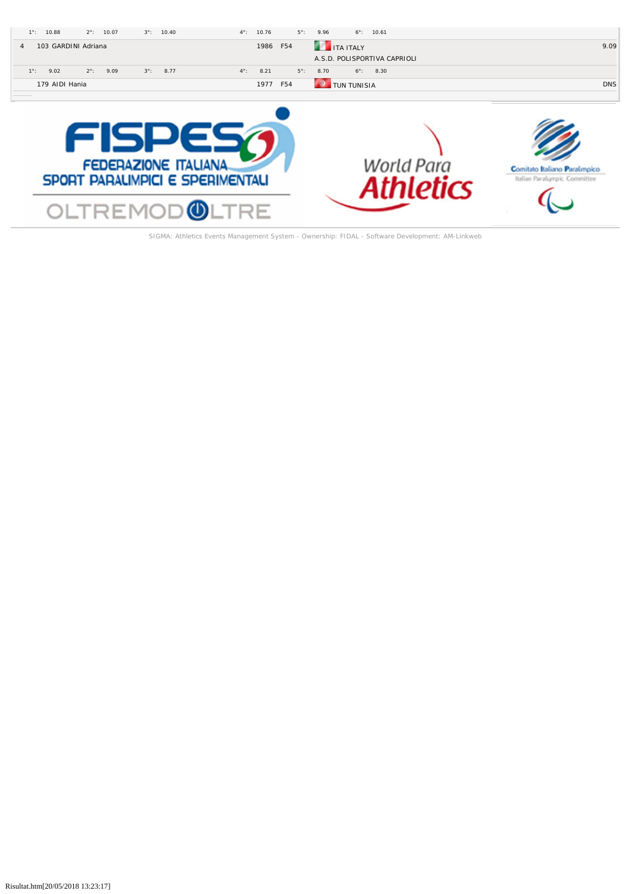| | | | | | | | |
|---|---|---|---|---|---|---|---|
| | 1°: 10.88 | 2°: 10.07 | 3°: 10.40 | 4°: 10.76 | 5°: 9.96 | 6°: 10.61 | |
| 4 | 103 GARDINI Adriana | | 1986 | F54 | ITA ITALY<br>A.S.D. POLISPORTIVA CAPRIOLI | | 9.09 |
| | 1°: 9.02 | 2°: 9.09 | 3°: 8.77 | 4°: 8.21 | 5°: 8.70 | 6°: 8.30 | |
| | 179 AIDI Hania | | 1977 | F54 | TUN TUNISIA | | DNS |

FISPES
FEDERAZIONE ITALIANA
SPORT PARALIMPICI E SPERIMENTALI
OLTREMODOLTRE

World Para
Athletics

Comitato Italiano Paralimpico
Italian Paralympic Committee

SIGMA: Athletics Events Management System - Ownership: FIDAL - Software Development: AM-Linkweb